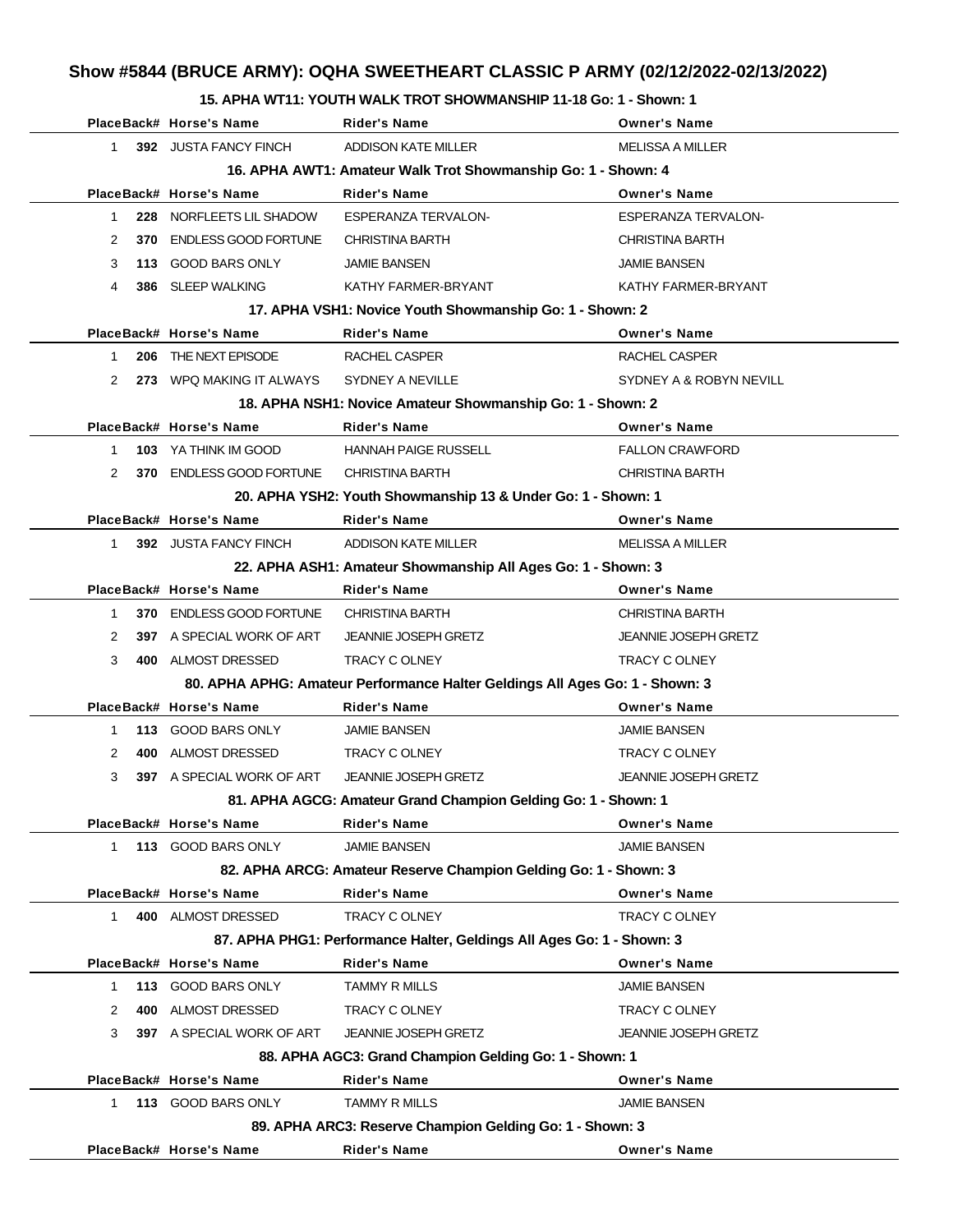# Show #5844 (BRUCE ARMY): OQHA SWEETHEART CLASSIC P ARMY (02/12/2022-02/13/2022)

### 15. APHA WT11: YOUTH WALK TROT SHOWMANSHIP 11-18 Go: 1 - Shown: 1

| Place | Back# | Horse's Name | Rider's Name | Owner's Name |
|---|---|---|---|---|
| 1 | 392 | JUSTA FANCY FINCH | ADDISON KATE MILLER | MELISSA A MILLER |

### 16. APHA AWT1: Amateur Walk Trot Showmanship Go: 1 - Shown: 4

| Place | Back# | Horse's Name | Rider's Name | Owner's Name |
|---|---|---|---|---|
| 1 | 228 | NORFLEETS LIL SHADOW | ESPERANZA TERVALON- | ESPERANZA TERVALON- |
| 2 | 370 | ENDLESS GOOD FORTUNE | CHRISTINA BARTH | CHRISTINA BARTH |
| 3 | 113 | GOOD BARS ONLY | JAMIE BANSEN | JAMIE BANSEN |
| 4 | 386 | SLEEP WALKING | KATHY FARMER-BRYANT | KATHY FARMER-BRYANT |

### 17. APHA VSH1: Novice Youth Showmanship Go: 1 - Shown: 2

| Place | Back# | Horse's Name | Rider's Name | Owner's Name |
|---|---|---|---|---|
| 1 | 206 | THE NEXT EPISODE | RACHEL CASPER | RACHEL CASPER |
| 2 | 273 | WPQ MAKING IT ALWAYS | SYDNEY A NEVILLE | SYDNEY A & ROBYN NEVILL |

### 18. APHA NSH1: Novice Amateur Showmanship Go: 1 - Shown: 2

| Place | Back# | Horse's Name | Rider's Name | Owner's Name |
|---|---|---|---|---|
| 1 | 103 | YA THINK IM GOOD | HANNAH PAIGE RUSSELL | FALLON CRAWFORD |
| 2 | 370 | ENDLESS GOOD FORTUNE | CHRISTINA BARTH | CHRISTINA BARTH |

### 20. APHA YSH2: Youth Showmanship 13 & Under Go: 1 - Shown: 1

| Place | Back# | Horse's Name | Rider's Name | Owner's Name |
|---|---|---|---|---|
| 1 | 392 | JUSTA FANCY FINCH | ADDISON KATE MILLER | MELISSA A MILLER |

### 22. APHA ASH1: Amateur Showmanship All Ages Go: 1 - Shown: 3

| Place | Back# | Horse's Name | Rider's Name | Owner's Name |
|---|---|---|---|---|
| 1 | 370 | ENDLESS GOOD FORTUNE | CHRISTINA BARTH | CHRISTINA BARTH |
| 2 | 397 | A SPECIAL WORK OF ART | JEANNIE JOSEPH GRETZ | JEANNIE JOSEPH GRETZ |
| 3 | 400 | ALMOST DRESSED | TRACY C OLNEY | TRACY C OLNEY |

### 80. APHA APHG: Amateur Performance Halter Geldings All Ages Go: 1 - Shown: 3

| Place | Back# | Horse's Name | Rider's Name | Owner's Name |
|---|---|---|---|---|
| 1 | 113 | GOOD BARS ONLY | JAMIE BANSEN | JAMIE BANSEN |
| 2 | 400 | ALMOST DRESSED | TRACY C OLNEY | TRACY C OLNEY |
| 3 | 397 | A SPECIAL WORK OF ART | JEANNIE JOSEPH GRETZ | JEANNIE JOSEPH GRETZ |

### 81. APHA AGCG: Amateur Grand Champion Gelding Go: 1 - Shown: 1

| Place | Back# | Horse's Name | Rider's Name | Owner's Name |
|---|---|---|---|---|
| 1 | 113 | GOOD BARS ONLY | JAMIE BANSEN | JAMIE BANSEN |

### 82. APHA ARCG: Amateur Reserve Champion Gelding Go: 1 - Shown: 3

| Place | Back# | Horse's Name | Rider's Name | Owner's Name |
|---|---|---|---|---|
| 1 | 400 | ALMOST DRESSED | TRACY C OLNEY | TRACY C OLNEY |

### 87. APHA PHG1: Performance Halter, Geldings All Ages Go: 1 - Shown: 3

| Place | Back# | Horse's Name | Rider's Name | Owner's Name |
|---|---|---|---|---|
| 1 | 113 | GOOD BARS ONLY | TAMMY R MILLS | JAMIE BANSEN |
| 2 | 400 | ALMOST DRESSED | TRACY C OLNEY | TRACY C OLNEY |
| 3 | 397 | A SPECIAL WORK OF ART | JEANNIE JOSEPH GRETZ | JEANNIE JOSEPH GRETZ |

### 88. APHA AGC3: Grand Champion Gelding Go: 1 - Shown: 1

| Place | Back# | Horse's Name | Rider's Name | Owner's Name |
|---|---|---|---|---|
| 1 | 113 | GOOD BARS ONLY | TAMMY R MILLS | JAMIE BANSEN |

### 89. APHA ARC3: Reserve Champion Gelding Go: 1 - Shown: 3

| Place | Back# | Horse's Name | Rider's Name | Owner's Name |
|---|---|---|---|---|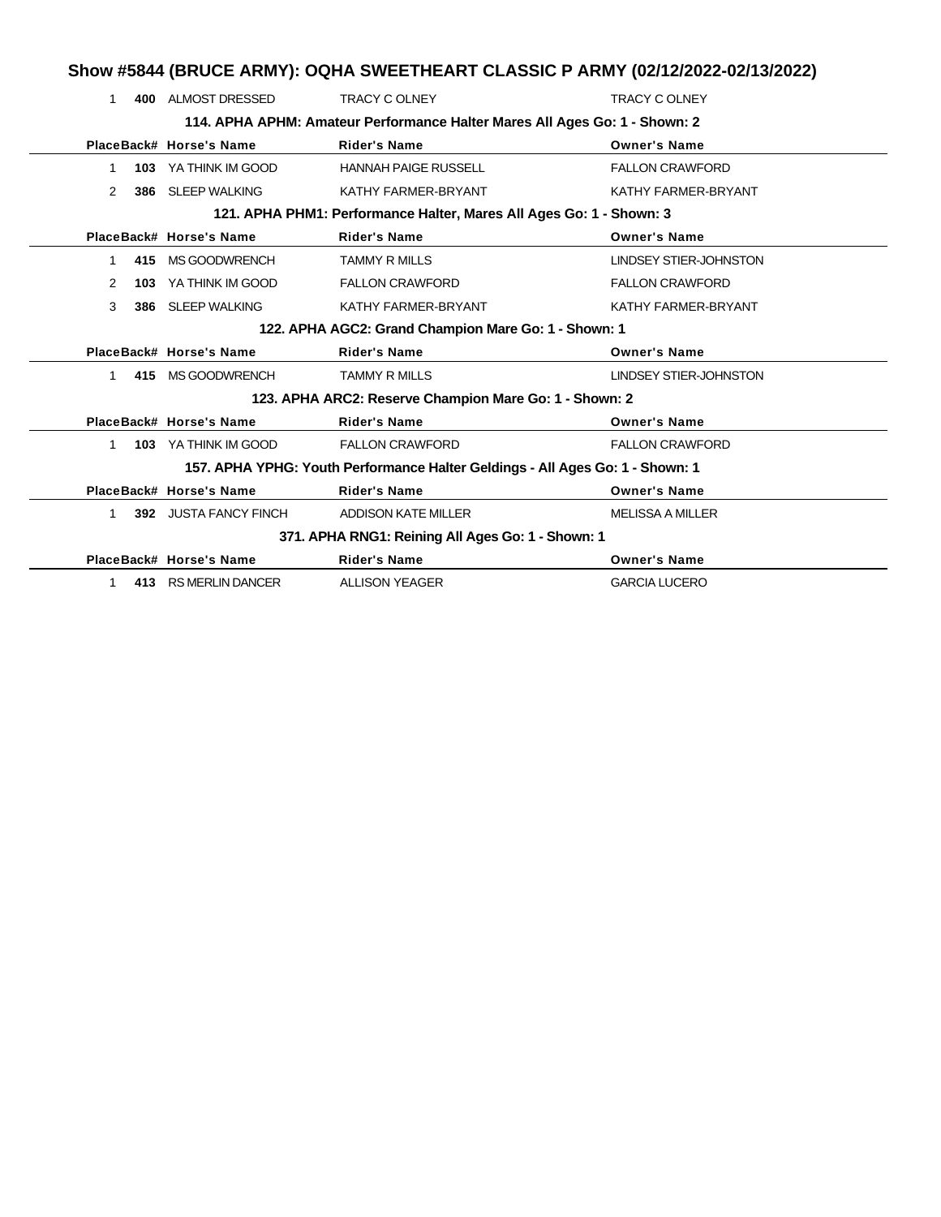# Show #5844 (BRUCE ARMY): OQHA SWEETHEART CLASSIC P ARMY (02/12/2022-02/13/2022)

| Place | Back# | Horse's Name | Rider's Name | Owner's Name |
|---|---|---|---|---|
| 1 | **400** | ALMOST DRESSED | TRACY C OLNEY | TRACY C OLNEY |

### 114. APHA APHM: Amateur Performance Halter Mares All Ages Go: 1 - Shown: 2

| Place | Back# | Horse's Name | Rider's Name | Owner's Name |
|---|---|---|---|---|
| 1 | **103** | YA THINK IM GOOD | HANNAH PAIGE RUSSELL | FALLON CRAWFORD |
| 2 | **386** | SLEEP WALKING | KATHY FARMER-BRYANT | KATHY FARMER-BRYANT |

### 121. APHA PHM1: Performance Halter, Mares All Ages Go: 1 - Shown: 3

| Place | Back# | Horse's Name | Rider's Name | Owner's Name |
|---|---|---|---|---|
| 1 | **415** | MS GOODWRENCH | TAMMY R MILLS | LINDSEY STIER-JOHNSTON |
| 2 | **103** | YA THINK IM GOOD | FALLON CRAWFORD | FALLON CRAWFORD |
| 3 | **386** | SLEEP WALKING | KATHY FARMER-BRYANT | KATHY FARMER-BRYANT |

### 122. APHA AGC2: Grand Champion Mare Go: 1 - Shown: 1

| Place | Back# | Horse's Name | Rider's Name | Owner's Name |
|---|---|---|---|---|
| 1 | **415** | MS GOODWRENCH | TAMMY R MILLS | LINDSEY STIER-JOHNSTON |

### 123. APHA ARC2: Reserve Champion Mare Go: 1 - Shown: 2

| Place | Back# | Horse's Name | Rider's Name | Owner's Name |
|---|---|---|---|---|
| 1 | **103** | YA THINK IM GOOD | FALLON CRAWFORD | FALLON CRAWFORD |

### 157. APHA YPHG: Youth Performance Halter Geldings - All Ages Go: 1 - Shown: 1

| Place | Back# | Horse's Name | Rider's Name | Owner's Name |
|---|---|---|---|---|
| 1 | **392** | JUSTA FANCY FINCH | ADDISON KATE MILLER | MELISSA A MILLER |

### 371. APHA RNG1: Reining All Ages Go: 1 - Shown: 1

| Place | Back# | Horse's Name | Rider's Name | Owner's Name |
|---|---|---|---|---|
| 1 | **413** | RS MERLIN DANCER | ALLISON YEAGER | GARCIA LUCERO |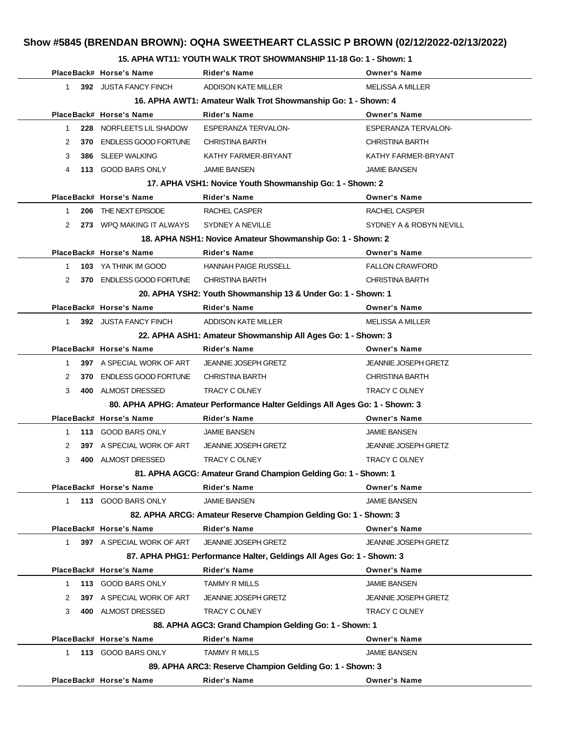# Show #5845 (BRENDAN BROWN): OQHA SWEETHEART CLASSIC P BROWN (02/12/2022-02/13/2022)

### 15. APHA WT11: YOUTH WALK TROT SHOWMANSHIP 11-18 Go: 1 - Shown: 1

| Place | Back# | Horse's Name | Rider's Name | Owner's Name |
|---|---|---|---|---|
| 1 | 392 | JUSTA FANCY FINCH | ADDISON KATE MILLER | MELISSA A MILLER |

### 16. APHA AWT1: Amateur Walk Trot Showmanship Go: 1 - Shown: 4

| Place | Back# | Horse's Name | Rider's Name | Owner's Name |
|---|---|---|---|---|
| 1 | 228 | NORFLEETS LIL SHADOW | ESPERANZA TERVALON- | ESPERANZA TERVALON- |
| 2 | 370 | ENDLESS GOOD FORTUNE | CHRISTINA BARTH | CHRISTINA BARTH |
| 3 | 386 | SLEEP WALKING | KATHY FARMER-BRYANT | KATHY FARMER-BRYANT |
| 4 | 113 | GOOD BARS ONLY | JAMIE BANSEN | JAMIE BANSEN |

### 17. APHA VSH1: Novice Youth Showmanship Go: 1 - Shown: 2

| Place | Back# | Horse's Name | Rider's Name | Owner's Name |
|---|---|---|---|---|
| 1 | 206 | THE NEXT EPISODE | RACHEL CASPER | RACHEL CASPER |
| 2 | 273 | WPQ MAKING IT ALWAYS | SYDNEY A NEVILLE | SYDNEY A & ROBYN NEVILL |

### 18. APHA NSH1: Novice Amateur Showmanship Go: 1 - Shown: 2

| Place | Back# | Horse's Name | Rider's Name | Owner's Name |
|---|---|---|---|---|
| 1 | 103 | YA THINK IM GOOD | HANNAH PAIGE RUSSELL | FALLON CRAWFORD |
| 2 | 370 | ENDLESS GOOD FORTUNE | CHRISTINA BARTH | CHRISTINA BARTH |

### 20. APHA YSH2: Youth Showmanship 13 & Under Go: 1 - Shown: 1

| Place | Back# | Horse's Name | Rider's Name | Owner's Name |
|---|---|---|---|---|
| 1 | 392 | JUSTA FANCY FINCH | ADDISON KATE MILLER | MELISSA A MILLER |

### 22. APHA ASH1: Amateur Showmanship All Ages Go: 1 - Shown: 3

| Place | Back# | Horse's Name | Rider's Name | Owner's Name |
|---|---|---|---|---|
| 1 | 397 | A SPECIAL WORK OF ART | JEANNIE JOSEPH GRETZ | JEANNIE JOSEPH GRETZ |
| 2 | 370 | ENDLESS GOOD FORTUNE | CHRISTINA BARTH | CHRISTINA BARTH |
| 3 | 400 | ALMOST DRESSED | TRACY C OLNEY | TRACY C OLNEY |

### 80. APHA APHG: Amateur Performance Halter Geldings All Ages Go: 1 - Shown: 3

| Place | Back# | Horse's Name | Rider's Name | Owner's Name |
|---|---|---|---|---|
| 1 | 113 | GOOD BARS ONLY | JAMIE BANSEN | JAMIE BANSEN |
| 2 | 397 | A SPECIAL WORK OF ART | JEANNIE JOSEPH GRETZ | JEANNIE JOSEPH GRETZ |
| 3 | 400 | ALMOST DRESSED | TRACY C OLNEY | TRACY C OLNEY |

### 81. APHA AGCG: Amateur Grand Champion Gelding Go: 1 - Shown: 1

| Place | Back# | Horse's Name | Rider's Name | Owner's Name |
|---|---|---|---|---|
| 1 | 113 | GOOD BARS ONLY | JAMIE BANSEN | JAMIE BANSEN |

### 82. APHA ARCG: Amateur Reserve Champion Gelding Go: 1 - Shown: 3

| Place | Back# | Horse's Name | Rider's Name | Owner's Name |
|---|---|---|---|---|
| 1 | 397 | A SPECIAL WORK OF ART | JEANNIE JOSEPH GRETZ | JEANNIE JOSEPH GRETZ |

### 87. APHA PHG1: Performance Halter, Geldings All Ages Go: 1 - Shown: 3

| Place | Back# | Horse's Name | Rider's Name | Owner's Name |
|---|---|---|---|---|
| 1 | 113 | GOOD BARS ONLY | TAMMY R MILLS | JAMIE BANSEN |
| 2 | 397 | A SPECIAL WORK OF ART | JEANNIE JOSEPH GRETZ | JEANNIE JOSEPH GRETZ |
| 3 | 400 | ALMOST DRESSED | TRACY C OLNEY | TRACY C OLNEY |

### 88. APHA AGC3: Grand Champion Gelding Go: 1 - Shown: 1

| Place | Back# | Horse's Name | Rider's Name | Owner's Name |
|---|---|---|---|---|
| 1 | 113 | GOOD BARS ONLY | TAMMY R MILLS | JAMIE BANSEN |

### 89. APHA ARC3: Reserve Champion Gelding Go: 1 - Shown: 3

| Place | Back# | Horse's Name | Rider's Name | Owner's Name |
|---|---|---|---|---|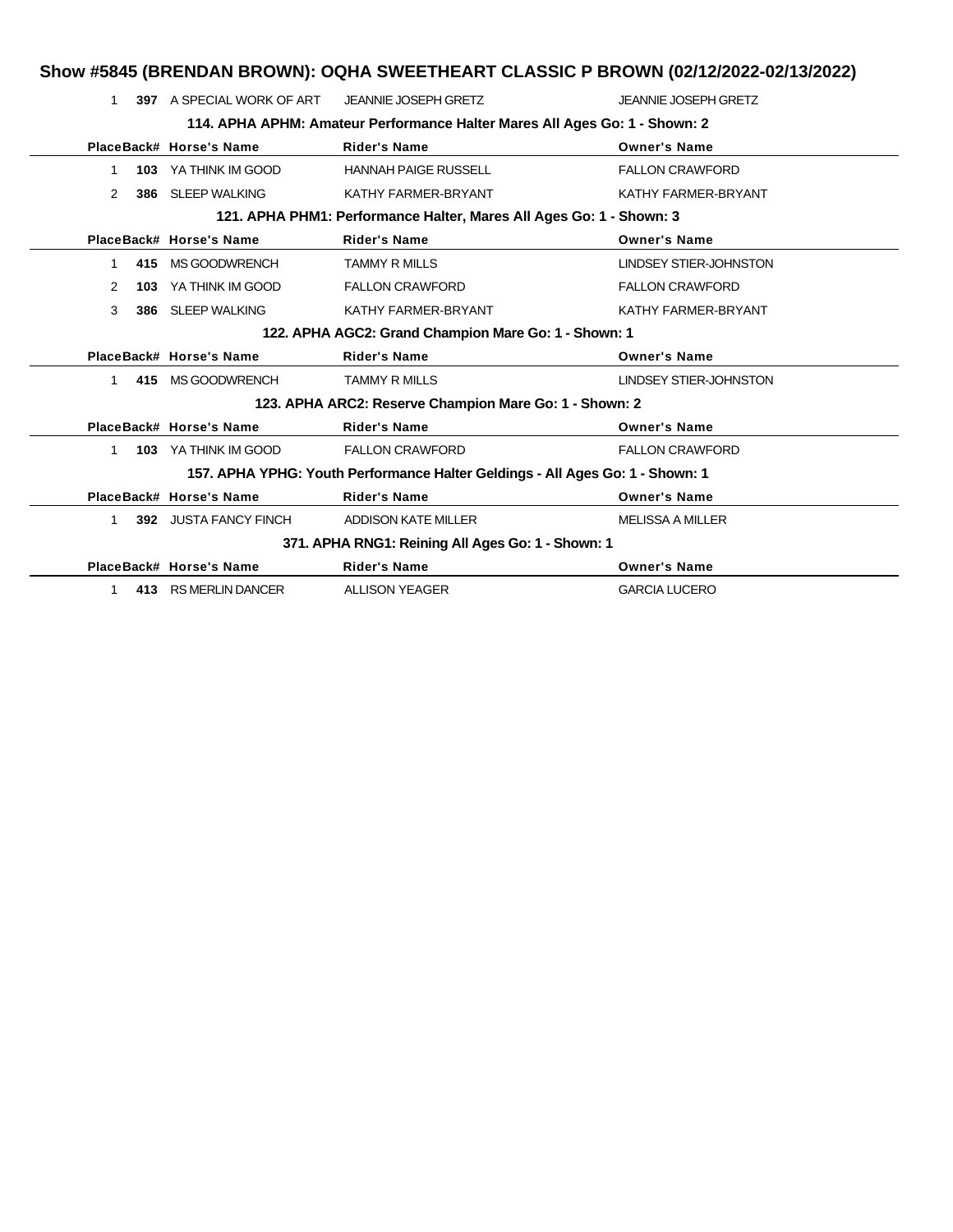## Show #5845 (BRENDAN BROWN): OQHA SWEETHEART CLASSIC P BROWN (02/12/2022-02/13/2022)

| Place | Back# | Horse's Name | Rider's Name | Owner's Name |
|---|---|---|---|---|
| 1 | **397** | A SPECIAL WORK OF ART | JEANNIE JOSEPH GRETZ | JEANNIE JOSEPH GRETZ |

### 114. APHA APHM: Amateur Performance Halter Mares All Ages Go: 1 - Shown: 2

| Place | Back# | Horse's Name | Rider's Name | Owner's Name |
|---|---|---|---|---|
| 1 | **103** | YA THINK IM GOOD | HANNAH PAIGE RUSSELL | FALLON CRAWFORD |
| 2 | **386** | SLEEP WALKING | KATHY FARMER-BRYANT | KATHY FARMER-BRYANT |

### 121. APHA PHM1: Performance Halter, Mares All Ages Go: 1 - Shown: 3

| Place | Back# | Horse's Name | Rider's Name | Owner's Name |
|---|---|---|---|---|
| 1 | **415** | MS GOODWRENCH | TAMMY R MILLS | LINDSEY STIER-JOHNSTON |
| 2 | **103** | YA THINK IM GOOD | FALLON CRAWFORD | FALLON CRAWFORD |
| 3 | **386** | SLEEP WALKING | KATHY FARMER-BRYANT | KATHY FARMER-BRYANT |

### 122. APHA AGC2: Grand Champion Mare Go: 1 - Shown: 1

| Place | Back# | Horse's Name | Rider's Name | Owner's Name |
|---|---|---|---|---|
| 1 | **415** | MS GOODWRENCH | TAMMY R MILLS | LINDSEY STIER-JOHNSTON |

### 123. APHA ARC2: Reserve Champion Mare Go: 1 - Shown: 2

| Place | Back# | Horse's Name | Rider's Name | Owner's Name |
|---|---|---|---|---|
| 1 | **103** | YA THINK IM GOOD | FALLON CRAWFORD | FALLON CRAWFORD |

### 157. APHA YPHG: Youth Performance Halter Geldings - All Ages Go: 1 - Shown: 1

| Place | Back# | Horse's Name | Rider's Name | Owner's Name |
|---|---|---|---|---|
| 1 | **392** | JUSTA FANCY FINCH | ADDISON KATE MILLER | MELISSA A MILLER |

### 371. APHA RNG1: Reining All Ages Go: 1 - Shown: 1

| Place | Back# | Horse's Name | Rider's Name | Owner's Name |
|---|---|---|---|---|
| 1 | **413** | RS MERLIN DANCER | ALLISON YEAGER | GARCIA LUCERO |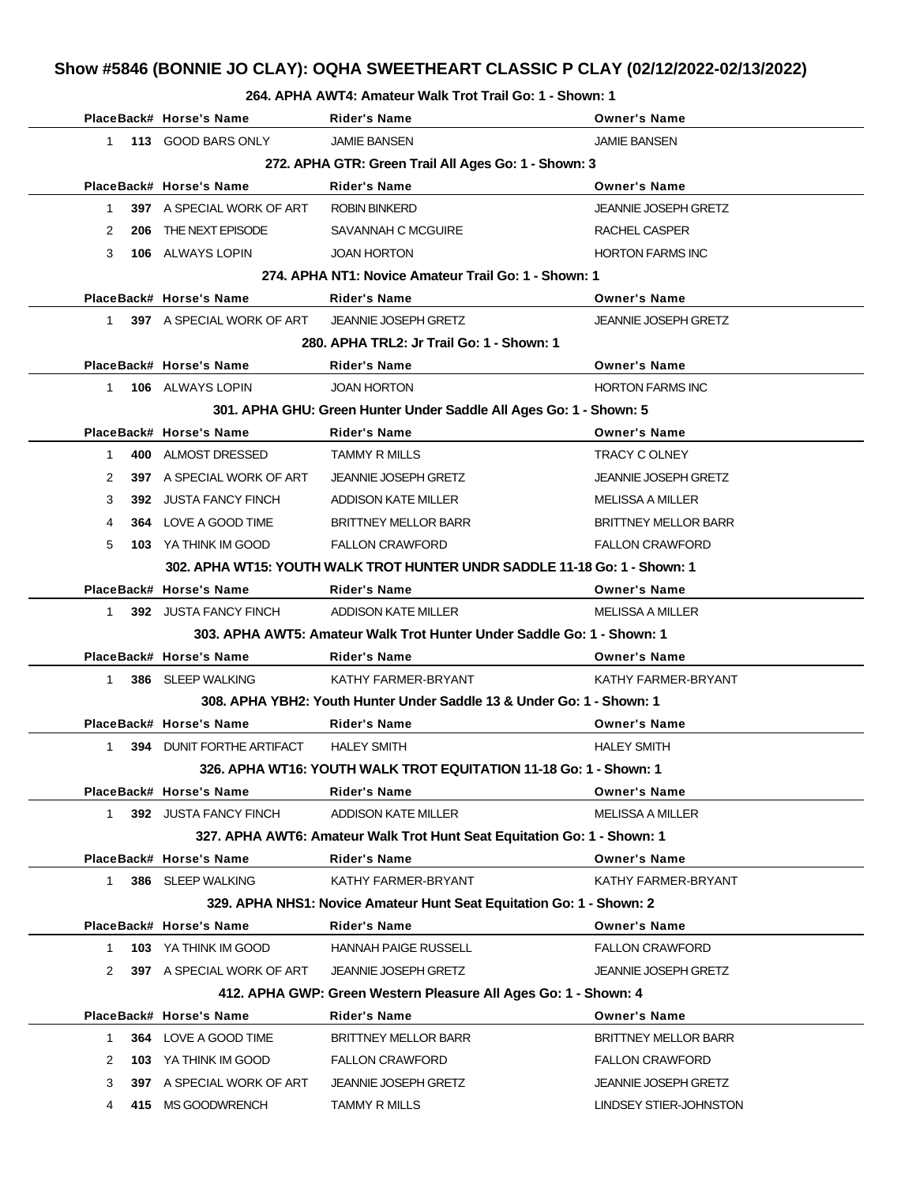# Show #5846 (BONNIE JO CLAY): OQHA SWEETHEART CLASSIC P CLAY (02/12/2022-02/13/2022)

### 264. APHA AWT4: Amateur Walk Trot Trail Go: 1 - Shown: 1

| Place | Back# | Horse's Name | Rider's Name | Owner's Name |
|---|---|---|---|---|
| 1 | 113 | GOOD BARS ONLY | JAMIE BANSEN | JAMIE BANSEN |

### 272. APHA GTR: Green Trail All Ages Go: 1 - Shown: 3

| Place | Back# | Horse's Name | Rider's Name | Owner's Name |
|---|---|---|---|---|
| 1 | 397 | A SPECIAL WORK OF ART | ROBIN BINKERD | JEANNIE JOSEPH GRETZ |
| 2 | 206 | THE NEXT EPISODE | SAVANNAH C MCGUIRE | RACHEL CASPER |
| 3 | 106 | ALWAYS LOPIN | JOAN HORTON | HORTON FARMS INC |

### 274. APHA NT1: Novice Amateur Trail Go: 1 - Shown: 1

| Place | Back# | Horse's Name | Rider's Name | Owner's Name |
|---|---|---|---|---|
| 1 | 397 | A SPECIAL WORK OF ART | JEANNIE JOSEPH GRETZ | JEANNIE JOSEPH GRETZ |

### 280. APHA TRL2: Jr Trail Go: 1 - Shown: 1

| Place | Back# | Horse's Name | Rider's Name | Owner's Name |
|---|---|---|---|---|
| 1 | 106 | ALWAYS LOPIN | JOAN HORTON | HORTON FARMS INC |

### 301. APHA GHU: Green Hunter Under Saddle All Ages Go: 1 - Shown: 5

| Place | Back# | Horse's Name | Rider's Name | Owner's Name |
|---|---|---|---|---|
| 1 | 400 | ALMOST DRESSED | TAMMY R MILLS | TRACY C OLNEY |
| 2 | 397 | A SPECIAL WORK OF ART | JEANNIE JOSEPH GRETZ | JEANNIE JOSEPH GRETZ |
| 3 | 392 | JUSTA FANCY FINCH | ADDISON KATE MILLER | MELISSA A MILLER |
| 4 | 364 | LOVE A GOOD TIME | BRITTNEY MELLOR BARR | BRITTNEY MELLOR BARR |
| 5 | 103 | YA THINK IM GOOD | FALLON CRAWFORD | FALLON CRAWFORD |

### 302. APHA WT15: YOUTH WALK TROT HUNTER UNDR SADDLE 11-18 Go: 1 - Shown: 1

| Place | Back# | Horse's Name | Rider's Name | Owner's Name |
|---|---|---|---|---|
| 1 | 392 | JUSTA FANCY FINCH | ADDISON KATE MILLER | MELISSA A MILLER |

### 303. APHA AWT5: Amateur Walk Trot Hunter Under Saddle Go: 1 - Shown: 1

| Place | Back# | Horse's Name | Rider's Name | Owner's Name |
|---|---|---|---|---|
| 1 | 386 | SLEEP WALKING | KATHY FARMER-BRYANT | KATHY FARMER-BRYANT |

### 308. APHA YBH2: Youth Hunter Under Saddle 13 & Under Go: 1 - Shown: 1

| Place | Back# | Horse's Name | Rider's Name | Owner's Name |
|---|---|---|---|---|
| 1 | 394 | DUNIT FORTHE ARTIFACT | HALEY SMITH | HALEY SMITH |

### 326. APHA WT16: YOUTH WALK TROT EQUITATION 11-18 Go: 1 - Shown: 1

| Place | Back# | Horse's Name | Rider's Name | Owner's Name |
|---|---|---|---|---|
| 1 | 392 | JUSTA FANCY FINCH | ADDISON KATE MILLER | MELISSA A MILLER |

### 327. APHA AWT6: Amateur Walk Trot Hunt Seat Equitation Go: 1 - Shown: 1

| Place | Back# | Horse's Name | Rider's Name | Owner's Name |
|---|---|---|---|---|
| 1 | 386 | SLEEP WALKING | KATHY FARMER-BRYANT | KATHY FARMER-BRYANT |

### 329. APHA NHS1: Novice Amateur Hunt Seat Equitation Go: 1 - Shown: 2

| Place | Back# | Horse's Name | Rider's Name | Owner's Name |
|---|---|---|---|---|
| 1 | 103 | YA THINK IM GOOD | HANNAH PAIGE RUSSELL | FALLON CRAWFORD |
| 2 | 397 | A SPECIAL WORK OF ART | JEANNIE JOSEPH GRETZ | JEANNIE JOSEPH GRETZ |

### 412. APHA GWP: Green Western Pleasure All Ages Go: 1 - Shown: 4

| Place | Back# | Horse's Name | Rider's Name | Owner's Name |
|---|---|---|---|---|
| 1 | 364 | LOVE A GOOD TIME | BRITTNEY MELLOR BARR | BRITTNEY MELLOR BARR |
| 2 | 103 | YA THINK IM GOOD | FALLON CRAWFORD | FALLON CRAWFORD |
| 3 | 397 | A SPECIAL WORK OF ART | JEANNIE JOSEPH GRETZ | JEANNIE JOSEPH GRETZ |
| 4 | 415 | MS GOODWRENCH | TAMMY R MILLS | LINDSEY STIER-JOHNSTON |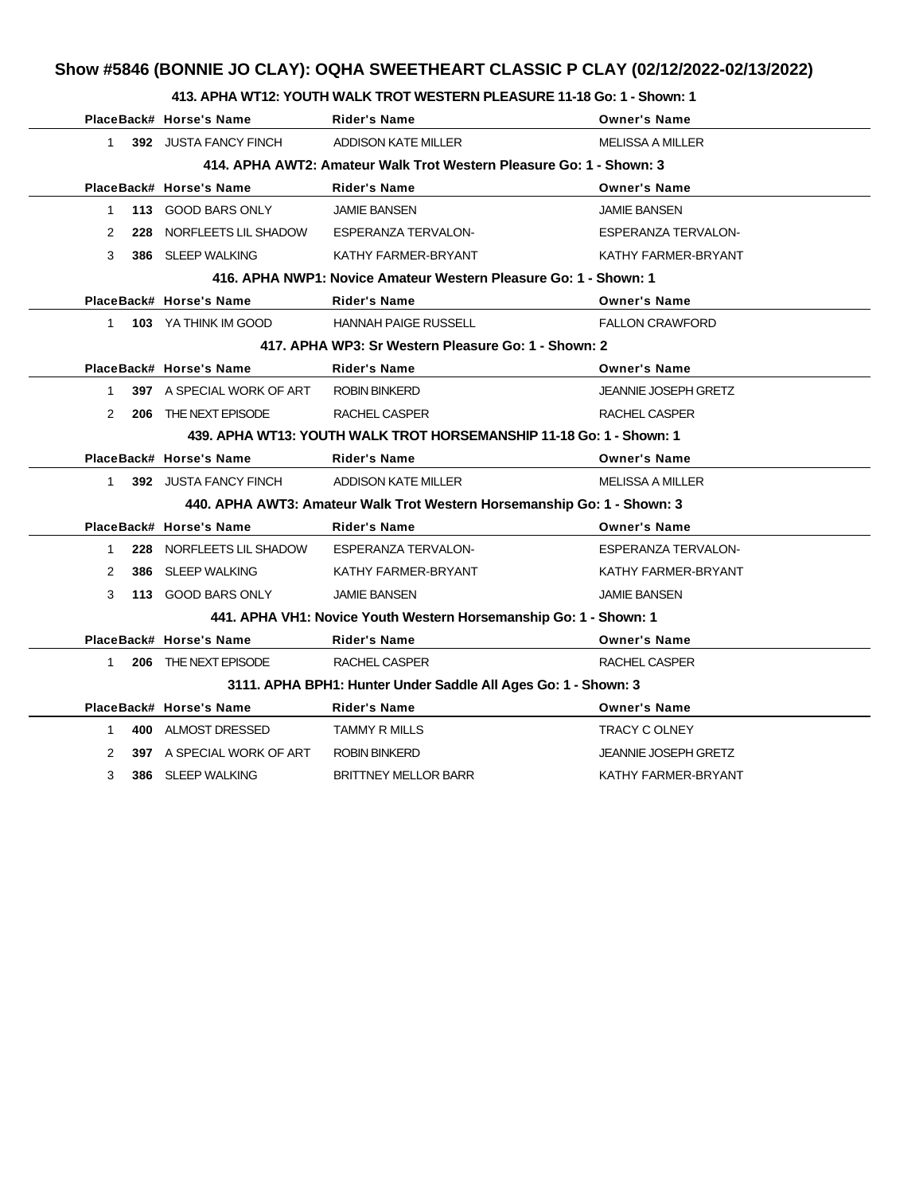## Show #5846 (BONNIE JO CLAY): OQHA SWEETHEART CLASSIC P CLAY (02/12/2022-02/13/2022)

### 413. APHA WT12: YOUTH WALK TROT WESTERN PLEASURE 11-18 Go: 1 - Shown: 1

| Place | Back# | Horse's Name | Rider's Name | Owner's Name |
|---|---|---|---|---|
| 1 | 392 | JUSTA FANCY FINCH | ADDISON KATE MILLER | MELISSA A MILLER |

### 414. APHA AWT2: Amateur Walk Trot Western Pleasure Go: 1 - Shown: 3

| Place | Back# | Horse's Name | Rider's Name | Owner's Name |
|---|---|---|---|---|
| 1 | 113 | GOOD BARS ONLY | JAMIE BANSEN | JAMIE BANSEN |
| 2 | 228 | NORFLEETS LIL SHADOW | ESPERANZA TERVALON- | ESPERANZA TERVALON- |
| 3 | 386 | SLEEP WALKING | KATHY FARMER-BRYANT | KATHY FARMER-BRYANT |

### 416. APHA NWP1: Novice Amateur Western Pleasure Go: 1 - Shown: 1

| Place | Back# | Horse's Name | Rider's Name | Owner's Name |
|---|---|---|---|---|
| 1 | 103 | YA THINK IM GOOD | HANNAH PAIGE RUSSELL | FALLON CRAWFORD |

### 417. APHA WP3: Sr Western Pleasure Go: 1 - Shown: 2

| Place | Back# | Horse's Name | Rider's Name | Owner's Name |
|---|---|---|---|---|
| 1 | 397 | A SPECIAL WORK OF ART | ROBIN BINKERD | JEANNIE JOSEPH GRETZ |
| 2 | 206 | THE NEXT EPISODE | RACHEL CASPER | RACHEL CASPER |

### 439. APHA WT13: YOUTH WALK TROT HORSEMANSHIP 11-18 Go: 1 - Shown: 1

| Place | Back# | Horse's Name | Rider's Name | Owner's Name |
|---|---|---|---|---|
| 1 | 392 | JUSTA FANCY FINCH | ADDISON KATE MILLER | MELISSA A MILLER |

### 440. APHA AWT3: Amateur Walk Trot Western Horsemanship Go: 1 - Shown: 3

| Place | Back# | Horse's Name | Rider's Name | Owner's Name |
|---|---|---|---|---|
| 1 | 228 | NORFLEETS LIL SHADOW | ESPERANZA TERVALON- | ESPERANZA TERVALON- |
| 2 | 386 | SLEEP WALKING | KATHY FARMER-BRYANT | KATHY FARMER-BRYANT |
| 3 | 113 | GOOD BARS ONLY | JAMIE BANSEN | JAMIE BANSEN |

### 441. APHA VH1: Novice Youth Western Horsemanship Go: 1 - Shown: 1

| Place | Back# | Horse's Name | Rider's Name | Owner's Name |
|---|---|---|---|---|
| 1 | 206 | THE NEXT EPISODE | RACHEL CASPER | RACHEL CASPER |

### 3111. APHA BPH1: Hunter Under Saddle All Ages Go: 1 - Shown: 3

| Place | Back# | Horse's Name | Rider's Name | Owner's Name |
|---|---|---|---|---|
| 1 | 400 | ALMOST DRESSED | TAMMY R MILLS | TRACY C OLNEY |
| 2 | 397 | A SPECIAL WORK OF ART | ROBIN BINKERD | JEANNIE JOSEPH GRETZ |
| 3 | 386 | SLEEP WALKING | BRITTNEY MELLOR BARR | KATHY FARMER-BRYANT |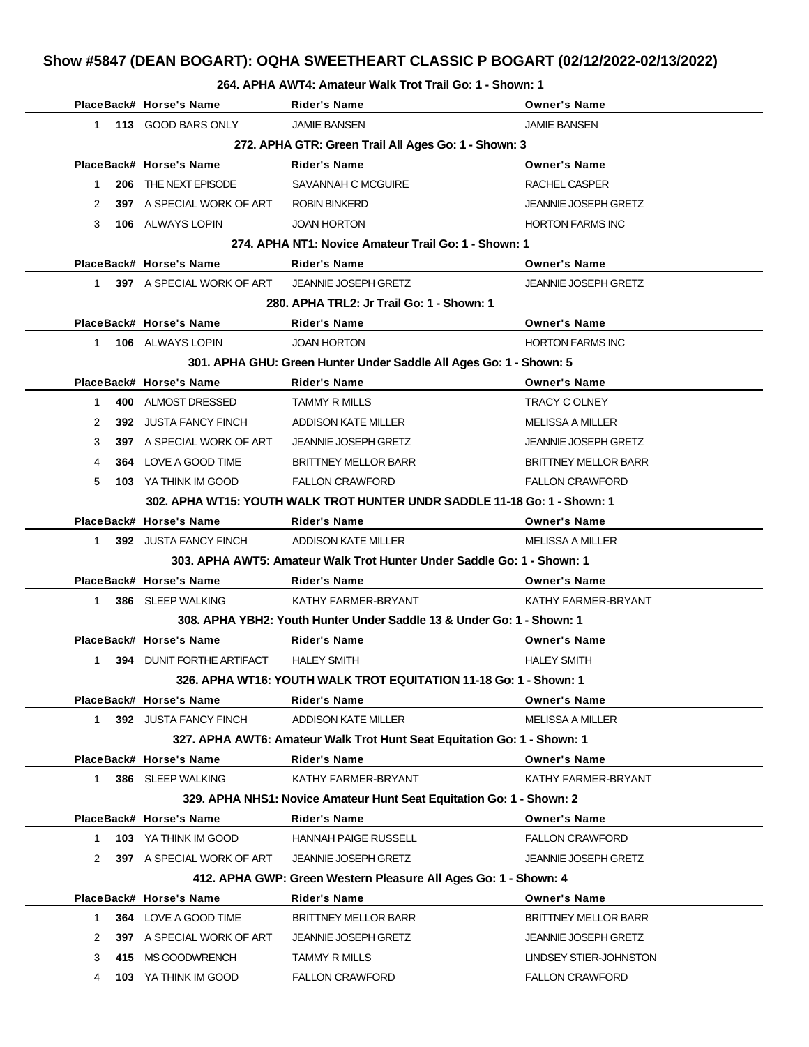# Show #5847 (DEAN BOGART): OQHA SWEETHEART CLASSIC P BOGART (02/12/2022-02/13/2022)

### 264. APHA AWT4: Amateur Walk Trot Trail Go: 1 - Shown: 1

| Place | Back# | Horse's Name | Rider's Name | Owner's Name |
|---|---|---|---|---|
| 1 | 113 | GOOD BARS ONLY | JAMIE BANSEN | JAMIE BANSEN |

### 272. APHA GTR: Green Trail All Ages Go: 1 - Shown: 3

| Place | Back# | Horse's Name | Rider's Name | Owner's Name |
|---|---|---|---|---|
| 1 | 206 | THE NEXT EPISODE | SAVANNAH C MCGUIRE | RACHEL CASPER |
| 2 | 397 | A SPECIAL WORK OF ART | ROBIN BINKERD | JEANNIE JOSEPH GRETZ |
| 3 | 106 | ALWAYS LOPIN | JOAN HORTON | HORTON FARMS INC |

### 274. APHA NT1: Novice Amateur Trail Go: 1 - Shown: 1

| Place | Back# | Horse's Name | Rider's Name | Owner's Name |
|---|---|---|---|---|
| 1 | 397 | A SPECIAL WORK OF ART | JEANNIE JOSEPH GRETZ | JEANNIE JOSEPH GRETZ |

### 280. APHA TRL2: Jr Trail Go: 1 - Shown: 1

| Place | Back# | Horse's Name | Rider's Name | Owner's Name |
|---|---|---|---|---|
| 1 | 106 | ALWAYS LOPIN | JOAN HORTON | HORTON FARMS INC |

### 301. APHA GHU: Green Hunter Under Saddle All Ages Go: 1 - Shown: 5

| Place | Back# | Horse's Name | Rider's Name | Owner's Name |
|---|---|---|---|---|
| 1 | 400 | ALMOST DRESSED | TAMMY R MILLS | TRACY C OLNEY |
| 2 | 392 | JUSTA FANCY FINCH | ADDISON KATE MILLER | MELISSA A MILLER |
| 3 | 397 | A SPECIAL WORK OF ART | JEANNIE JOSEPH GRETZ | JEANNIE JOSEPH GRETZ |
| 4 | 364 | LOVE A GOOD TIME | BRITTNEY MELLOR BARR | BRITTNEY MELLOR BARR |
| 5 | 103 | YA THINK IM GOOD | FALLON CRAWFORD | FALLON CRAWFORD |

### 302. APHA WT15: YOUTH WALK TROT HUNTER UNDR SADDLE 11-18 Go: 1 - Shown: 1

| Place | Back# | Horse's Name | Rider's Name | Owner's Name |
|---|---|---|---|---|
| 1 | 392 | JUSTA FANCY FINCH | ADDISON KATE MILLER | MELISSA A MILLER |

### 303. APHA AWT5: Amateur Walk Trot Hunter Under Saddle Go: 1 - Shown: 1

| Place | Back# | Horse's Name | Rider's Name | Owner's Name |
|---|---|---|---|---|
| 1 | 386 | SLEEP WALKING | KATHY FARMER-BRYANT | KATHY FARMER-BRYANT |

### 308. APHA YBH2: Youth Hunter Under Saddle 13 & Under Go: 1 - Shown: 1

| Place | Back# | Horse's Name | Rider's Name | Owner's Name |
|---|---|---|---|---|
| 1 | 394 | DUNIT FORTHE ARTIFACT | HALEY SMITH | HALEY SMITH |

### 326. APHA WT16: YOUTH WALK TROT EQUITATION 11-18 Go: 1 - Shown: 1

| Place | Back# | Horse's Name | Rider's Name | Owner's Name |
|---|---|---|---|---|
| 1 | 392 | JUSTA FANCY FINCH | ADDISON KATE MILLER | MELISSA A MILLER |

### 327. APHA AWT6: Amateur Walk Trot Hunt Seat Equitation Go: 1 - Shown: 1

| Place | Back# | Horse's Name | Rider's Name | Owner's Name |
|---|---|---|---|---|
| 1 | 386 | SLEEP WALKING | KATHY FARMER-BRYANT | KATHY FARMER-BRYANT |

### 329. APHA NHS1: Novice Amateur Hunt Seat Equitation Go: 1 - Shown: 2

| Place | Back# | Horse's Name | Rider's Name | Owner's Name |
|---|---|---|---|---|
| 1 | 103 | YA THINK IM GOOD | HANNAH PAIGE RUSSELL | FALLON CRAWFORD |
| 2 | 397 | A SPECIAL WORK OF ART | JEANNIE JOSEPH GRETZ | JEANNIE JOSEPH GRETZ |

### 412. APHA GWP: Green Western Pleasure All Ages Go: 1 - Shown: 4

| Place | Back# | Horse's Name | Rider's Name | Owner's Name |
|---|---|---|---|---|
| 1 | 364 | LOVE A GOOD TIME | BRITTNEY MELLOR BARR | BRITTNEY MELLOR BARR |
| 2 | 397 | A SPECIAL WORK OF ART | JEANNIE JOSEPH GRETZ | JEANNIE JOSEPH GRETZ |
| 3 | 415 | MS GOODWRENCH | TAMMY R MILLS | LINDSEY STIER-JOHNSTON |
| 4 | 103 | YA THINK IM GOOD | FALLON CRAWFORD | FALLON CRAWFORD |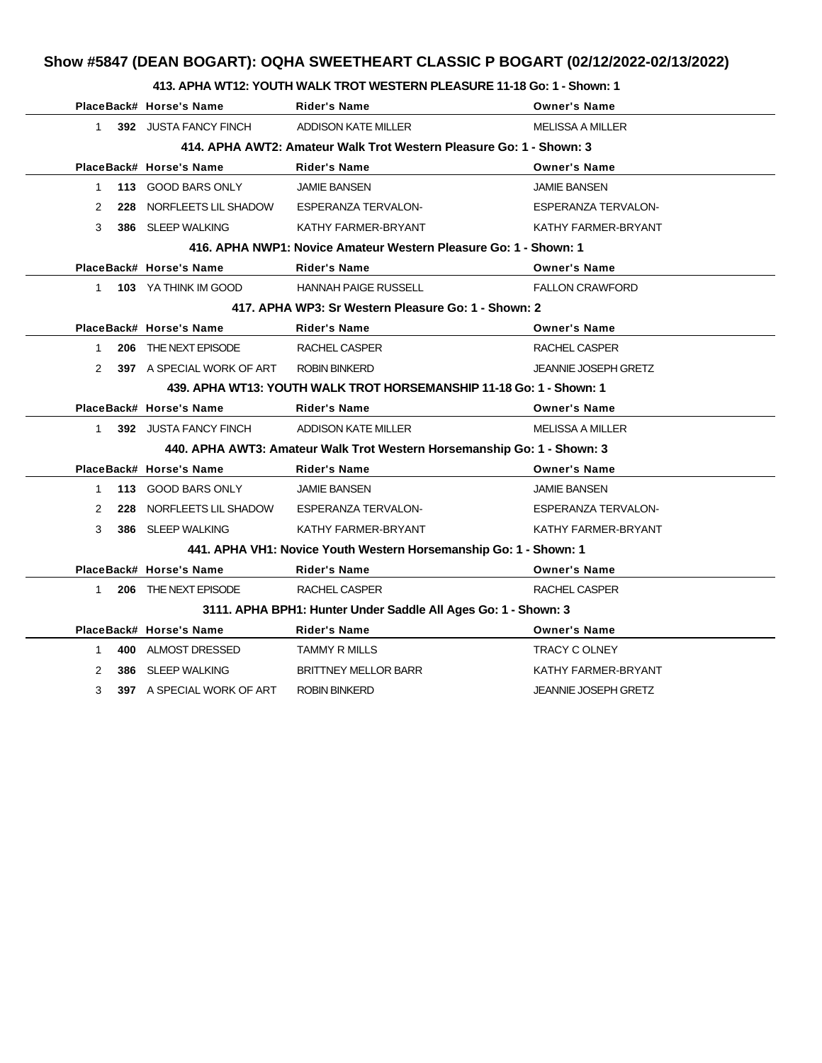# Show #5847 (DEAN BOGART): OQHA SWEETHEART CLASSIC P BOGART (02/12/2022-02/13/2022)

### 413. APHA WT12: YOUTH WALK TROT WESTERN PLEASURE 11-18 Go: 1 - Shown: 1

| Place | Back# | Horse's Name | Rider's Name | Owner's Name |
|---|---|---|---|---|
| 1 | 392 | JUSTA FANCY FINCH | ADDISON KATE MILLER | MELISSA A MILLER |

### 414. APHA AWT2: Amateur Walk Trot Western Pleasure Go: 1 - Shown: 3

| Place | Back# | Horse's Name | Rider's Name | Owner's Name |
|---|---|---|---|---|
| 1 | 113 | GOOD BARS ONLY | JAMIE BANSEN | JAMIE BANSEN |
| 2 | 228 | NORFLEETS LIL SHADOW | ESPERANZA TERVALON- | ESPERANZA TERVALON- |
| 3 | 386 | SLEEP WALKING | KATHY FARMER-BRYANT | KATHY FARMER-BRYANT |

### 416. APHA NWP1: Novice Amateur Western Pleasure Go: 1 - Shown: 1

| Place | Back# | Horse's Name | Rider's Name | Owner's Name |
|---|---|---|---|---|
| 1 | 103 | YA THINK IM GOOD | HANNAH PAIGE RUSSELL | FALLON CRAWFORD |

### 417. APHA WP3: Sr Western Pleasure Go: 1 - Shown: 2

| Place | Back# | Horse's Name | Rider's Name | Owner's Name |
|---|---|---|---|---|
| 1 | 206 | THE NEXT EPISODE | RACHEL CASPER | RACHEL CASPER |
| 2 | 397 | A SPECIAL WORK OF ART | ROBIN BINKERD | JEANNIE JOSEPH GRETZ |

### 439. APHA WT13: YOUTH WALK TROT HORSEMANSHIP 11-18 Go: 1 - Shown: 1

| Place | Back# | Horse's Name | Rider's Name | Owner's Name |
|---|---|---|---|---|
| 1 | 392 | JUSTA FANCY FINCH | ADDISON KATE MILLER | MELISSA A MILLER |

### 440. APHA AWT3: Amateur Walk Trot Western Horsemanship Go: 1 - Shown: 3

| Place | Back# | Horse's Name | Rider's Name | Owner's Name |
|---|---|---|---|---|
| 1 | 113 | GOOD BARS ONLY | JAMIE BANSEN | JAMIE BANSEN |
| 2 | 228 | NORFLEETS LIL SHADOW | ESPERANZA TERVALON- | ESPERANZA TERVALON- |
| 3 | 386 | SLEEP WALKING | KATHY FARMER-BRYANT | KATHY FARMER-BRYANT |

### 441. APHA VH1: Novice Youth Western Horsemanship Go: 1 - Shown: 1

| Place | Back# | Horse's Name | Rider's Name | Owner's Name |
|---|---|---|---|---|
| 1 | 206 | THE NEXT EPISODE | RACHEL CASPER | RACHEL CASPER |

### 3111. APHA BPH1: Hunter Under Saddle All Ages Go: 1 - Shown: 3

| Place | Back# | Horse's Name | Rider's Name | Owner's Name |
|---|---|---|---|---|
| 1 | 400 | ALMOST DRESSED | TAMMY R MILLS | TRACY C OLNEY |
| 2 | 386 | SLEEP WALKING | BRITTNEY MELLOR BARR | KATHY FARMER-BRYANT |
| 3 | 397 | A SPECIAL WORK OF ART | ROBIN BINKERD | JEANNIE JOSEPH GRETZ |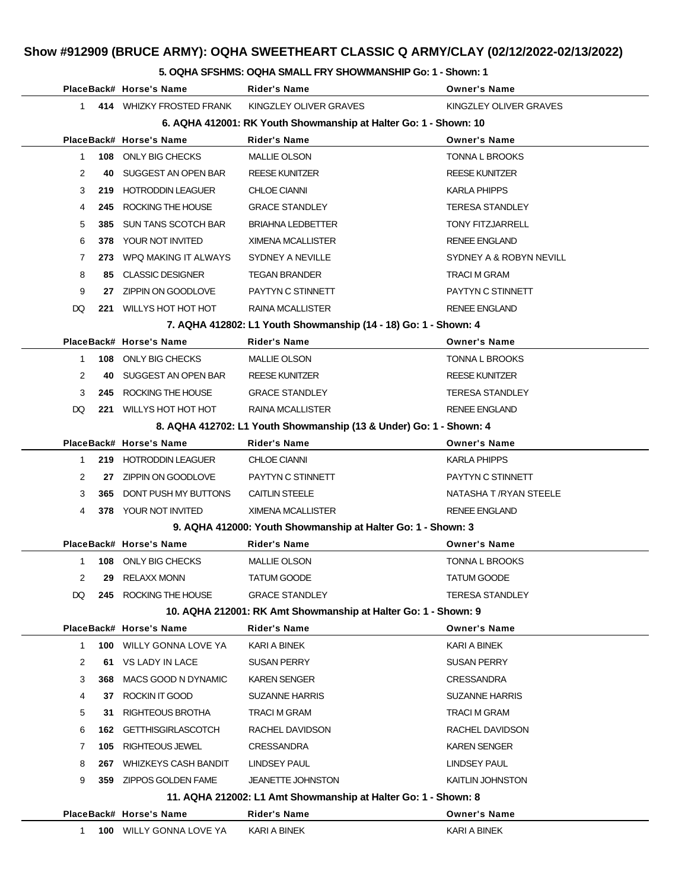# Show #912909 (BRUCE ARMY): OQHA SWEETHEART CLASSIC Q ARMY/CLAY (02/12/2022-02/13/2022)

### 5. OQHA SFSHMS: OQHA SMALL FRY SHOWMANSHIP Go: 1 - Shown: 1

| Place | Back# | Horse's Name | Rider's Name | Owner's Name |
|---|---|---|---|---|
| 1 | 414 | WHIZKY FROSTED FRANK | KINGZLEY OLIVER GRAVES | KINGZLEY OLIVER GRAVES |

### 6. AQHA 412001: RK Youth Showmanship at Halter Go: 1 - Shown: 10

| Place | Back# | Horse's Name | Rider's Name | Owner's Name |
|---|---|---|---|---|
| 1 | 108 | ONLY BIG CHECKS | MALLIE OLSON | TONNA L BROOKS |
| 2 | 40 | SUGGEST AN OPEN BAR | REESE KUNITZER | REESE KUNITZER |
| 3 | 219 | HOTRODDIN LEAGUER | CHLOE CIANNI | KARLA PHIPPS |
| 4 | 245 | ROCKING THE HOUSE | GRACE STANDLEY | TERESA STANDLEY |
| 5 | 385 | SUN TANS SCOTCH BAR | BRIAHNA LEDBETTER | TONY FITZJARRELL |
| 6 | 378 | YOUR NOT INVITED | XIMENA MCALLISTER | RENEE ENGLAND |
| 7 | 273 | WPQ MAKING IT ALWAYS | SYDNEY A NEVILLE | SYDNEY A & ROBYN NEVILL |
| 8 | 85 | CLASSIC DESIGNER | TEGAN BRANDER | TRACI M GRAM |
| 9 | 27 | ZIPPIN ON GOODLOVE | PAYTYN C STINNETT | PAYTYN C STINNETT |
| DQ | 221 | WILLYS HOT HOT HOT | RAINA MCALLISTER | RENEE ENGLAND |

### 7. AQHA 412802: L1 Youth Showmanship (14 - 18) Go: 1 - Shown: 4

| Place | Back# | Horse's Name | Rider's Name | Owner's Name |
|---|---|---|---|---|
| 1 | 108 | ONLY BIG CHECKS | MALLIE OLSON | TONNA L BROOKS |
| 2 | 40 | SUGGEST AN OPEN BAR | REESE KUNITZER | REESE KUNITZER |
| 3 | 245 | ROCKING THE HOUSE | GRACE STANDLEY | TERESA STANDLEY |
| DQ | 221 | WILLYS HOT HOT HOT | RAINA MCALLISTER | RENEE ENGLAND |

### 8. AQHA 412702: L1 Youth Showmanship (13 & Under) Go: 1 - Shown: 4

| Place | Back# | Horse's Name | Rider's Name | Owner's Name |
|---|---|---|---|---|
| 1 | 219 | HOTRODDIN LEAGUER | CHLOE CIANNI | KARLA PHIPPS |
| 2 | 27 | ZIPPIN ON GOODLOVE | PAYTYN C STINNETT | PAYTYN C STINNETT |
| 3 | 365 | DONT PUSH MY BUTTONS | CAITLIN STEELE | NATASHA T /RYAN STEELE |
| 4 | 378 | YOUR NOT INVITED | XIMENA MCALLISTER | RENEE ENGLAND |

### 9. AQHA 412000: Youth Showmanship at Halter Go: 1 - Shown: 3

| Place | Back# | Horse's Name | Rider's Name | Owner's Name |
|---|---|---|---|---|
| 1 | 108 | ONLY BIG CHECKS | MALLIE OLSON | TONNA L BROOKS |
| 2 | 29 | RELAXX MONN | TATUM GOODE | TATUM GOODE |
| DQ | 245 | ROCKING THE HOUSE | GRACE STANDLEY | TERESA STANDLEY |

### 10. AQHA 212001: RK Amt Showmanship at Halter Go: 1 - Shown: 9

| Place | Back# | Horse's Name | Rider's Name | Owner's Name |
|---|---|---|---|---|
| 1 | 100 | WILLY GONNA LOVE YA | KARI A BINEK | KARI A BINEK |
| 2 | 61 | VS LADY IN LACE | SUSAN PERRY | SUSAN PERRY |
| 3 | 368 | MACS GOOD N DYNAMIC | KAREN SENGER | CRESSANDRA |
| 4 | 37 | ROCKIN IT GOOD | SUZANNE HARRIS | SUZANNE HARRIS |
| 5 | 31 | RIGHTEOUS BROTHA | TRACI M GRAM | TRACI M GRAM |
| 6 | 162 | GETTHISGIRLASCOTCH | RACHEL DAVIDSON | RACHEL DAVIDSON |
| 7 | 105 | RIGHTEOUS JEWEL | CRESSANDRA | KAREN SENGER |
| 8 | 267 | WHIZKEYS CASH BANDIT | LINDSEY PAUL | LINDSEY PAUL |
| 9 | 359 | ZIPPOS GOLDEN FAME | JEANETTE JOHNSTON | KAITLIN JOHNSTON |

### 11. AQHA 212002: L1 Amt Showmanship at Halter Go: 1 - Shown: 8

| Place | Back# | Horse's Name | Rider's Name | Owner's Name |
|---|---|---|---|---|
| 1 | 100 | WILLY GONNA LOVE YA | KARI A BINEK | KARI A BINEK |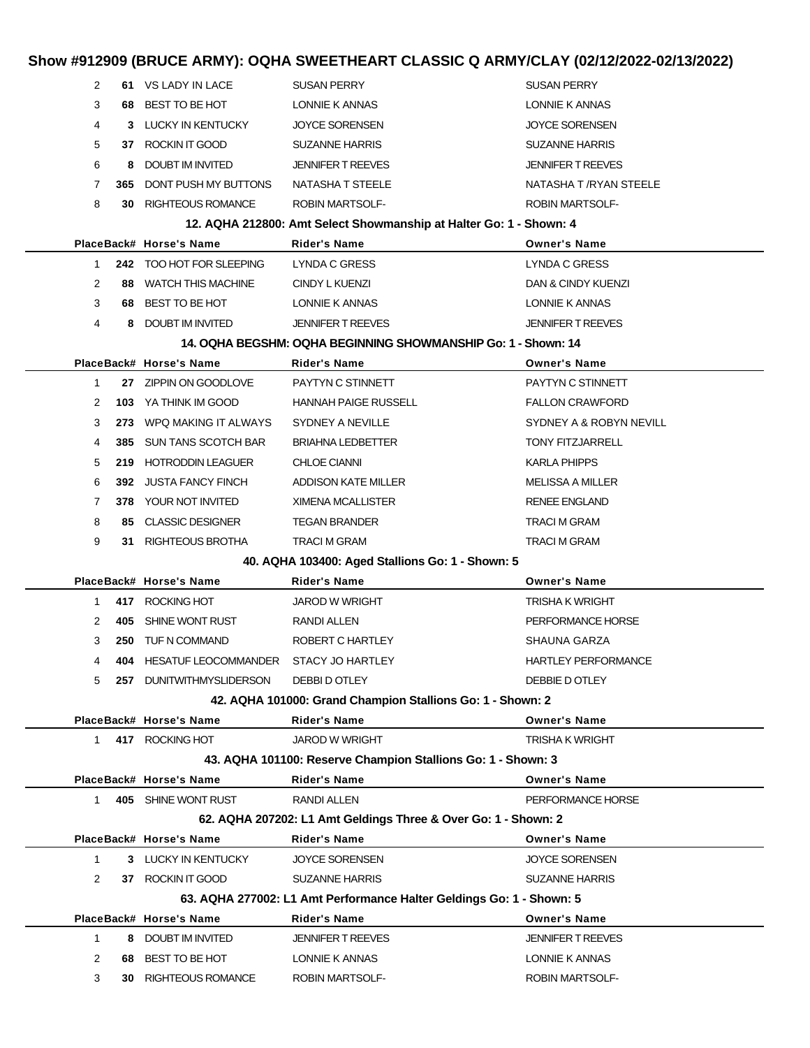# Show #912909 (BRUCE ARMY): OQHA SWEETHEART CLASSIC Q ARMY/CLAY (02/12/2022-02/13/2022)

| Place | Back# | Horse's Name | Rider's Name | Owner's Name |
|---|---|---|---|---|
| 2 | **61** | VS LADY IN LACE | SUSAN PERRY | SUSAN PERRY |
| 3 | **68** | BEST TO BE HOT | LONNIE K ANNAS | LONNIE K ANNAS |
| 4 | **3** | LUCKY IN KENTUCKY | JOYCE SORENSEN | JOYCE SORENSEN |
| 5 | **37** | ROCKIN IT GOOD | SUZANNE HARRIS | SUZANNE HARRIS |
| 6 | **8** | DOUBT IM INVITED | JENNIFER T REEVES | JENNIFER T REEVES |
| 7 | **365** | DONT PUSH MY BUTTONS | NATASHA T STEELE | NATASHA T /RYAN STEELE |
| 8 | **30** | RIGHTEOUS ROMANCE | ROBIN MARTSOLF- | ROBIN MARTSOLF- |

### 12. AQHA 212800: Amt Select Showmanship at Halter Go: 1 - Shown: 4

| Place | Back# | Horse's Name | Rider's Name | Owner's Name |
|---|---|---|---|---|
| 1 | **242** | TOO HOT FOR SLEEPING | LYNDA C GRESS | LYNDA C GRESS |
| 2 | **88** | WATCH THIS MACHINE | CINDY L KUENZI | DAN & CINDY KUENZI |
| 3 | **68** | BEST TO BE HOT | LONNIE K ANNAS | LONNIE K ANNAS |
| 4 | **8** | DOUBT IM INVITED | JENNIFER T REEVES | JENNIFER T REEVES |

### 14. OQHA BEGSHM: OQHA BEGINNING SHOWMANSHIP Go: 1 - Shown: 14

| Place | Back# | Horse's Name | Rider's Name | Owner's Name |
|---|---|---|---|---|
| 1 | **27** | ZIPPIN ON GOODLOVE | PAYTYN C STINNETT | PAYTYN C STINNETT |
| 2 | **103** | YA THINK IM GOOD | HANNAH PAIGE RUSSELL | FALLON CRAWFORD |
| 3 | **273** | WPQ MAKING IT ALWAYS | SYDNEY A NEVILLE | SYDNEY A & ROBYN NEVILL |
| 4 | **385** | SUN TANS SCOTCH BAR | BRIAHNA LEDBETTER | TONY FITZJARRELL |
| 5 | **219** | HOTRODDIN LEAGUER | CHLOE CIANNI | KARLA PHIPPS |
| 6 | **392** | JUSTA FANCY FINCH | ADDISON KATE MILLER | MELISSA A MILLER |
| 7 | **378** | YOUR NOT INVITED | XIMENA MCALLISTER | RENEE ENGLAND |
| 8 | **85** | CLASSIC DESIGNER | TEGAN BRANDER | TRACI M GRAM |
| 9 | **31** | RIGHTEOUS BROTHA | TRACI M GRAM | TRACI M GRAM |

### 40. AQHA 103400: Aged Stallions Go: 1 - Shown: 5

| Place | Back# | Horse's Name | Rider's Name | Owner's Name |
|---|---|---|---|---|
| 1 | **417** | ROCKING HOT | JAROD W WRIGHT | TRISHA K WRIGHT |
| 2 | **405** | SHINE WONT RUST | RANDI ALLEN | PERFORMANCE HORSE |
| 3 | **250** | TUF N COMMAND | ROBERT C HARTLEY | SHAUNA GARZA |
| 4 | **404** | HESATUF LEOCOMMANDER | STACY JO HARTLEY | HARTLEY PERFORMANCE |
| 5 | **257** | DUNITWITHMYSLIDERSON | DEBBI D OTLEY | DEBBIE D OTLEY |

### 42. AQHA 101000: Grand Champion Stallions Go: 1 - Shown: 2

| Place | Back# | Horse's Name | Rider's Name | Owner's Name |
|---|---|---|---|---|
| 1 | **417** | ROCKING HOT | JAROD W WRIGHT | TRISHA K WRIGHT |

### 43. AQHA 101100: Reserve Champion Stallions Go: 1 - Shown: 3

| Place | Back# | Horse's Name | Rider's Name | Owner's Name |
|---|---|---|---|---|
| 1 | **405** | SHINE WONT RUST | RANDI ALLEN | PERFORMANCE HORSE |

### 62. AQHA 207202: L1 Amt Geldings Three & Over Go: 1 - Shown: 2

| Place | Back# | Horse's Name | Rider's Name | Owner's Name |
|---|---|---|---|---|
| 1 | **3** | LUCKY IN KENTUCKY | JOYCE SORENSEN | JOYCE SORENSEN |
| 2 | **37** | ROCKIN IT GOOD | SUZANNE HARRIS | SUZANNE HARRIS |

### 63. AQHA 277002: L1 Amt Performance Halter Geldings Go: 1 - Shown: 5

| Place | Back# | Horse's Name | Rider's Name | Owner's Name |
|---|---|---|---|---|
| 1 | **8** | DOUBT IM INVITED | JENNIFER T REEVES | JENNIFER T REEVES |
| 2 | **68** | BEST TO BE HOT | LONNIE K ANNAS | LONNIE K ANNAS |
| 3 | **30** | RIGHTEOUS ROMANCE | ROBIN MARTSOLF- | ROBIN MARTSOLF- |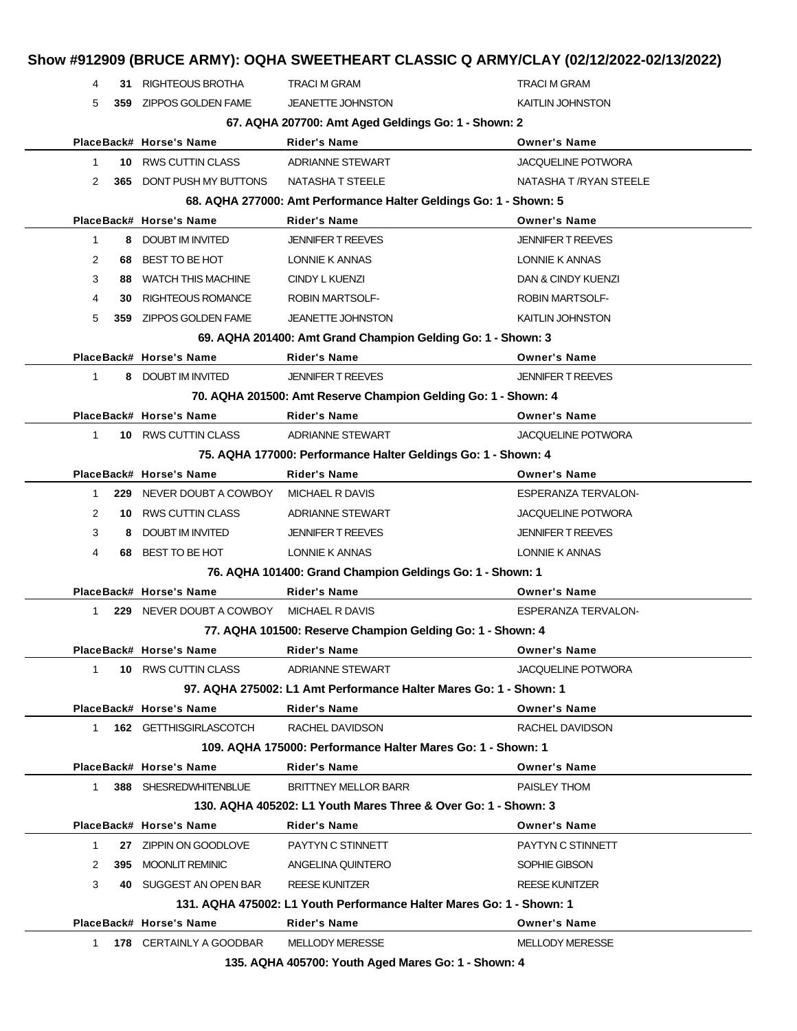## Show #912909 (BRUCE ARMY): OQHA SWEETHEART CLASSIC Q ARMY/CLAY (02/12/2022-02/13/2022)

| Place | Back# | Horse's Name | Rider's Name | Owner's Name |
|---|---|---|---|---|
| 4 | 31 | RIGHTEOUS BROTHA | TRACI M GRAM | TRACI M GRAM |
| 5 | 359 | ZIPPOS GOLDEN FAME | JEANETTE JOHNSTON | KAITLIN JOHNSTON |

### 67. AQHA 207700: Amt Aged Geldings Go: 1 - Shown: 2

| Place | Back# | Horse's Name | Rider's Name | Owner's Name |
|---|---|---|---|---|
| 1 | 10 | RWS CUTTIN CLASS | ADRIANNE STEWART | JACQUELINE POTWORA |
| 2 | 365 | DONT PUSH MY BUTTONS | NATASHA T STEELE | NATASHA T /RYAN STEELE |

### 68. AQHA 277000: Amt Performance Halter Geldings Go: 1 - Shown: 5

| Place | Back# | Horse's Name | Rider's Name | Owner's Name |
|---|---|---|---|---|
| 1 | 8 | DOUBT IM INVITED | JENNIFER T REEVES | JENNIFER T REEVES |
| 2 | 68 | BEST TO BE HOT | LONNIE K ANNAS | LONNIE K ANNAS |
| 3 | 88 | WATCH THIS MACHINE | CINDY L KUENZI | DAN & CINDY KUENZI |
| 4 | 30 | RIGHTEOUS ROMANCE | ROBIN MARTSOLF- | ROBIN MARTSOLF- |
| 5 | 359 | ZIPPOS GOLDEN FAME | JEANETTE JOHNSTON | KAITLIN JOHNSTON |

### 69. AQHA 201400: Amt Grand Champion Gelding Go: 1 - Shown: 3

| Place | Back# | Horse's Name | Rider's Name | Owner's Name |
|---|---|---|---|---|
| 1 | 8 | DOUBT IM INVITED | JENNIFER T REEVES | JENNIFER T REEVES |

### 70. AQHA 201500: Amt Reserve Champion Gelding Go: 1 - Shown: 4

| Place | Back# | Horse's Name | Rider's Name | Owner's Name |
|---|---|---|---|---|
| 1 | 10 | RWS CUTTIN CLASS | ADRIANNE STEWART | JACQUELINE POTWORA |

### 75. AQHA 177000: Performance Halter Geldings Go: 1 - Shown: 4

| Place | Back# | Horse's Name | Rider's Name | Owner's Name |
|---|---|---|---|---|
| 1 | 229 | NEVER DOUBT A COWBOY | MICHAEL R DAVIS | ESPERANZA TERVALON- |
| 2 | 10 | RWS CUTTIN CLASS | ADRIANNE STEWART | JACQUELINE POTWORA |
| 3 | 8 | DOUBT IM INVITED | JENNIFER T REEVES | JENNIFER T REEVES |
| 4 | 68 | BEST TO BE HOT | LONNIE K ANNAS | LONNIE K ANNAS |

### 76. AQHA 101400: Grand Champion Geldings Go: 1 - Shown: 1

| Place | Back# | Horse's Name | Rider's Name | Owner's Name |
|---|---|---|---|---|
| 1 | 229 | NEVER DOUBT A COWBOY | MICHAEL R DAVIS | ESPERANZA TERVALON- |

### 77. AQHA 101500: Reserve Champion Gelding Go: 1 - Shown: 4

| Place | Back# | Horse's Name | Rider's Name | Owner's Name |
|---|---|---|---|---|
| 1 | 10 | RWS CUTTIN CLASS | ADRIANNE STEWART | JACQUELINE POTWORA |

### 97. AQHA 275002: L1 Amt Performance Halter Mares Go: 1 - Shown: 1

| Place | Back# | Horse's Name | Rider's Name | Owner's Name |
|---|---|---|---|---|
| 1 | 162 | GETTHISGIRLASCOTCH | RACHEL DAVIDSON | RACHEL DAVIDSON |

### 109. AQHA 175000: Performance Halter Mares Go: 1 - Shown: 1

| Place | Back# | Horse's Name | Rider's Name | Owner's Name |
|---|---|---|---|---|
| 1 | 388 | SHESREDWHITENBLUE | BRITTNEY MELLOR BARR | PAISLEY THOM |

### 130. AQHA 405202: L1 Youth Mares Three & Over Go: 1 - Shown: 3

| Place | Back# | Horse's Name | Rider's Name | Owner's Name |
|---|---|---|---|---|
| 1 | 27 | ZIPPIN ON GOODLOVE | PAYTYN C STINNETT | PAYTYN C STINNETT |
| 2 | 395 | MOONLIT REMINIC | ANGELINA QUINTERO | SOPHIE GIBSON |
| 3 | 40 | SUGGEST AN OPEN BAR | REESE KUNITZER | REESE KUNITZER |

### 131. AQHA 475002: L1 Youth Performance Halter Mares Go: 1 - Shown: 1

| Place | Back# | Horse's Name | Rider's Name | Owner's Name |
|---|---|---|---|---|
| 1 | 178 | CERTAINLY A GOODBAR | MELLODY MERESSE | MELLODY MERESSE |

### 135. AQHA 405700: Youth Aged Mares Go: 1 - Shown: 4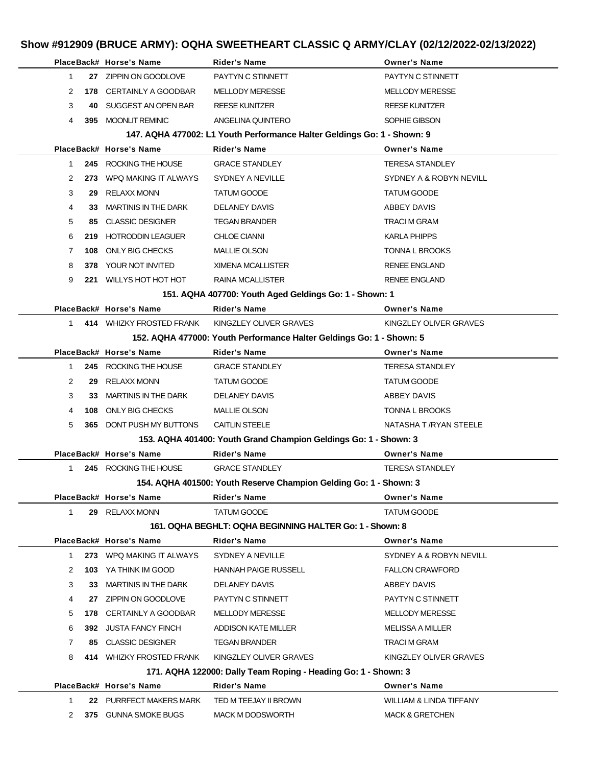# Show #912909 (BRUCE ARMY): OQHA SWEETHEART CLASSIC Q ARMY/CLAY (02/12/2022-02/13/2022)

| Place | Back# | Horse's Name | Rider's Name | Owner's Name |
|---|---|---|---|---|
| 1 | 27 | ZIPPIN ON GOODLOVE | PAYTYN C STINNETT | PAYTYN C STINNETT |
| 2 | 178 | CERTAINLY A GOODBAR | MELLODY MERESSE | MELLODY MERESSE |
| 3 | 40 | SUGGEST AN OPEN BAR | REESE KUNITZER | REESE KUNITZER |
| 4 | 395 | MOONLIT REMINIC | ANGELINA QUINTERO | SOPHIE GIBSON |

### 147. AQHA 477002: L1 Youth Performance Halter Geldings Go: 1 - Shown: 9

| Place | Back# | Horse's Name | Rider's Name | Owner's Name |
|---|---|---|---|---|
| 1 | 245 | ROCKING THE HOUSE | GRACE STANDLEY | TERESA STANDLEY |
| 2 | 273 | WPQ MAKING IT ALWAYS | SYDNEY A NEVILLE | SYDNEY A & ROBYN NEVILL |
| 3 | 29 | RELAXX MONN | TATUM GOODE | TATUM GOODE |
| 4 | 33 | MARTINIS IN THE DARK | DELANEY DAVIS | ABBEY DAVIS |
| 5 | 85 | CLASSIC DESIGNER | TEGAN BRANDER | TRACI M GRAM |
| 6 | 219 | HOTRODDIN LEAGUER | CHLOE CIANNI | KARLA PHIPPS |
| 7 | 108 | ONLY BIG CHECKS | MALLIE OLSON | TONNA L BROOKS |
| 8 | 378 | YOUR NOT INVITED | XIMENA MCALLISTER | RENEE ENGLAND |
| 9 | 221 | WILLYS HOT HOT HOT | RAINA MCALLISTER | RENEE ENGLAND |

### 151. AQHA 407700: Youth Aged Geldings Go: 1 - Shown: 1

| Place | Back# | Horse's Name | Rider's Name | Owner's Name |
|---|---|---|---|---|
| 1 | 414 | WHIZKY FROSTED FRANK | KINGZLEY OLIVER GRAVES | KINGZLEY OLIVER GRAVES |

### 152. AQHA 477000: Youth Performance Halter Geldings Go: 1 - Shown: 5

| Place | Back# | Horse's Name | Rider's Name | Owner's Name |
|---|---|---|---|---|
| 1 | 245 | ROCKING THE HOUSE | GRACE STANDLEY | TERESA STANDLEY |
| 2 | 29 | RELAXX MONN | TATUM GOODE | TATUM GOODE |
| 3 | 33 | MARTINIS IN THE DARK | DELANEY DAVIS | ABBEY DAVIS |
| 4 | 108 | ONLY BIG CHECKS | MALLIE OLSON | TONNA L BROOKS |
| 5 | 365 | DONT PUSH MY BUTTONS | CAITLIN STEELE | NATASHA T /RYAN STEELE |

### 153. AQHA 401400: Youth Grand Champion Geldings Go: 1 - Shown: 3

| Place | Back# | Horse's Name | Rider's Name | Owner's Name |
|---|---|---|---|---|
| 1 | 245 | ROCKING THE HOUSE | GRACE STANDLEY | TERESA STANDLEY |

### 154. AQHA 401500: Youth Reserve Champion Gelding Go: 1 - Shown: 3

| Place | Back# | Horse's Name | Rider's Name | Owner's Name |
|---|---|---|---|---|
| 1 | 29 | RELAXX MONN | TATUM GOODE | TATUM GOODE |

### 161. OQHA BEGHLT: OQHA BEGINNING HALTER Go: 1 - Shown: 8

| Place | Back# | Horse's Name | Rider's Name | Owner's Name |
|---|---|---|---|---|
| 1 | 273 | WPQ MAKING IT ALWAYS | SYDNEY A NEVILLE | SYDNEY A & ROBYN NEVILL |
| 2 | 103 | YA THINK IM GOOD | HANNAH PAIGE RUSSELL | FALLON CRAWFORD |
| 3 | 33 | MARTINIS IN THE DARK | DELANEY DAVIS | ABBEY DAVIS |
| 4 | 27 | ZIPPIN ON GOODLOVE | PAYTYN C STINNETT | PAYTYN C STINNETT |
| 5 | 178 | CERTAINLY A GOODBAR | MELLODY MERESSE | MELLODY MERESSE |
| 6 | 392 | JUSTA FANCY FINCH | ADDISON KATE MILLER | MELISSA A MILLER |
| 7 | 85 | CLASSIC DESIGNER | TEGAN BRANDER | TRACI M GRAM |
| 8 | 414 | WHIZKY FROSTED FRANK | KINGZLEY OLIVER GRAVES | KINGZLEY OLIVER GRAVES |

### 171. AQHA 122000: Dally Team Roping - Heading Go: 1 - Shown: 3

| Place | Back# | Horse's Name | Rider's Name | Owner's Name |
|---|---|---|---|---|
| 1 | 22 | PURRFECT MAKERS MARK | TED M TEEJAY II BROWN | WILLIAM & LINDA TIFFANY |
| 2 | 375 | GUNNA SMOKE BUGS | MACK M DODSWORTH | MACK & GRETCHEN |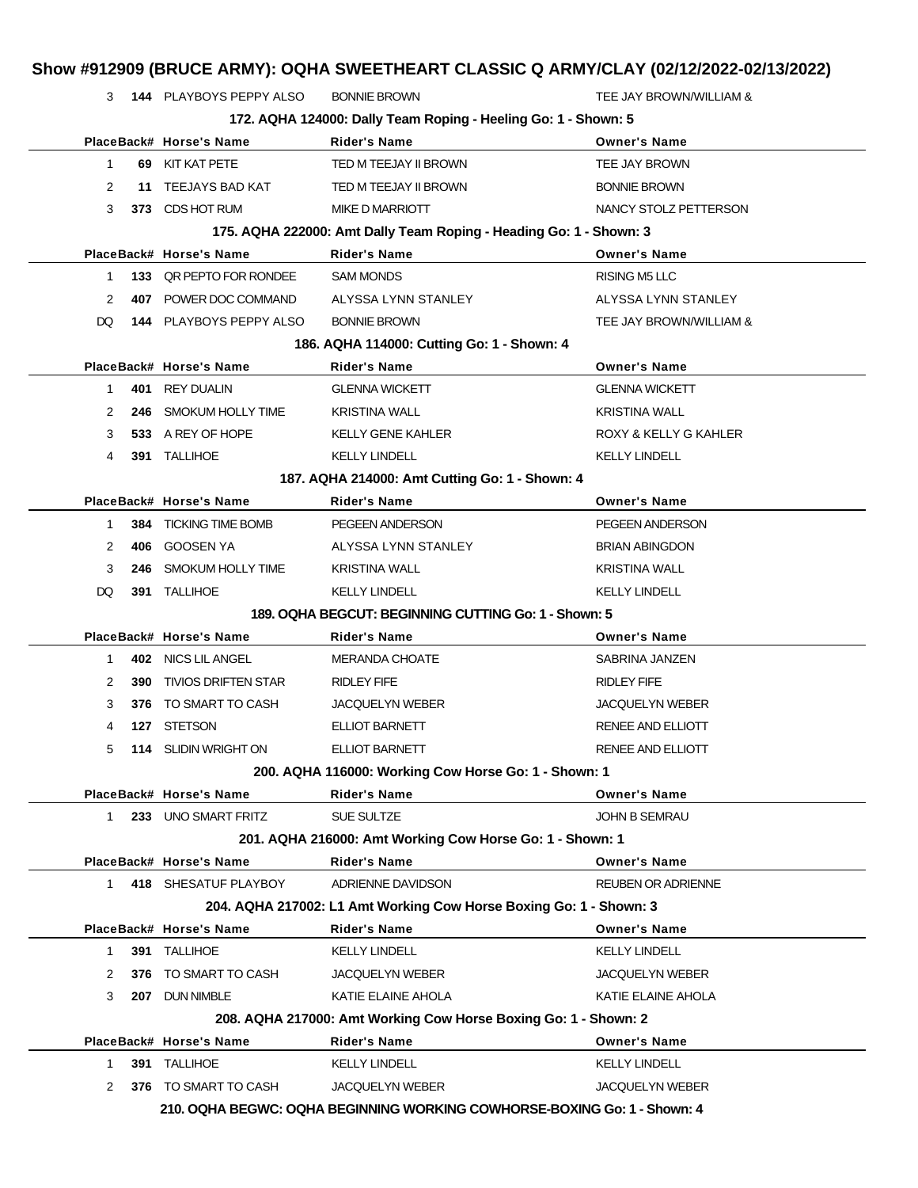# Show #912909 (BRUCE ARMY): OQHA SWEETHEART CLASSIC Q ARMY/CLAY (02/12/2022-02/13/2022)

| Place | Back# | Horse's Name | Rider's Name | Owner's Name |
|---|---|---|---|---|
| 3 | 144 | PLAYBOYS PEPPY ALSO | BONNIE BROWN | TEE JAY BROWN/WILLIAM & |

### 172. AQHA 124000: Dally Team Roping - Heeling Go: 1 - Shown: 5

| Place | Back# | Horse's Name | Rider's Name | Owner's Name |
|---|---|---|---|---|
| 1 | 69 | KIT KAT PETE | TED M TEEJAY II BROWN | TEE JAY BROWN |
| 2 | 11 | TEEJAYS BAD KAT | TED M TEEJAY II BROWN | BONNIE BROWN |
| 3 | 373 | CDS HOT RUM | MIKE D MARRIOTT | NANCY STOLZ PETTERSON |

### 175. AQHA 222000: Amt Dally Team Roping - Heading Go: 1 - Shown: 3

| Place | Back# | Horse's Name | Rider's Name | Owner's Name |
|---|---|---|---|---|
| 1 | 133 | QR PEPTO FOR RONDEE | SAM MONDS | RISING M5 LLC |
| 2 | 407 | POWER DOC COMMAND | ALYSSA LYNN STANLEY | ALYSSA LYNN STANLEY |
| DQ | 144 | PLAYBOYS PEPPY ALSO | BONNIE BROWN | TEE JAY BROWN/WILLIAM & |

### 186. AQHA 114000: Cutting Go: 1 - Shown: 4

| Place | Back# | Horse's Name | Rider's Name | Owner's Name |
|---|---|---|---|---|
| 1 | 401 | REY DUALIN | GLENNA WICKETT | GLENNA WICKETT |
| 2 | 246 | SMOKUM HOLLY TIME | KRISTINA WALL | KRISTINA WALL |
| 3 | 533 | A REY OF HOPE | KELLY GENE KAHLER | ROXY & KELLY G KAHLER |
| 4 | 391 | TALLIHOE | KELLY LINDELL | KELLY LINDELL |

### 187. AQHA 214000: Amt Cutting Go: 1 - Shown: 4

| Place | Back# | Horse's Name | Rider's Name | Owner's Name |
|---|---|---|---|---|
| 1 | 384 | TICKING TIME BOMB | PEGEEN ANDERSON | PEGEEN ANDERSON |
| 2 | 406 | GOOSEN YA | ALYSSA LYNN STANLEY | BRIAN ABINGDON |
| 3 | 246 | SMOKUM HOLLY TIME | KRISTINA WALL | KRISTINA WALL |
| DQ | 391 | TALLIHOE | KELLY LINDELL | KELLY LINDELL |

### 189. OQHA BEGCUT: BEGINNING CUTTING Go: 1 - Shown: 5

| Place | Back# | Horse's Name | Rider's Name | Owner's Name |
|---|---|---|---|---|
| 1 | 402 | NICS LIL ANGEL | MERANDA CHOATE | SABRINA JANZEN |
| 2 | 390 | TIVIOS DRIFTEN STAR | RIDLEY FIFE | RIDLEY FIFE |
| 3 | 376 | TO SMART TO CASH | JACQUELYN WEBER | JACQUELYN WEBER |
| 4 | 127 | STETSON | ELLIOT BARNETT | RENEE AND ELLIOTT |
| 5 | 114 | SLIDIN WRIGHT ON | ELLIOT BARNETT | RENEE AND ELLIOTT |

### 200. AQHA 116000: Working Cow Horse Go: 1 - Shown: 1

| Place | Back# | Horse's Name | Rider's Name | Owner's Name |
|---|---|---|---|---|
| 1 | 233 | UNO SMART FRITZ | SUE SULTZE | JOHN B SEMRAU |

### 201. AQHA 216000: Amt Working Cow Horse Go: 1 - Shown: 1

| Place | Back# | Horse's Name | Rider's Name | Owner's Name |
|---|---|---|---|---|
| 1 | 418 | SHESATUF PLAYBOY | ADRIENNE DAVIDSON | REUBEN OR ADRIENNE |

### 204. AQHA 217002: L1 Amt Working Cow Horse Boxing Go: 1 - Shown: 3

| Place | Back# | Horse's Name | Rider's Name | Owner's Name |
|---|---|---|---|---|
| 1 | 391 | TALLIHOE | KELLY LINDELL | KELLY LINDELL |
| 2 | 376 | TO SMART TO CASH | JACQUELYN WEBER | JACQUELYN WEBER |
| 3 | 207 | DUN NIMBLE | KATIE ELAINE AHOLA | KATIE ELAINE AHOLA |

### 208. AQHA 217000: Amt Working Cow Horse Boxing Go: 1 - Shown: 2

| Place | Back# | Horse's Name | Rider's Name | Owner's Name |
|---|---|---|---|---|
| 1 | 391 | TALLIHOE | KELLY LINDELL | KELLY LINDELL |
| 2 | 376 | TO SMART TO CASH | JACQUELYN WEBER | JACQUELYN WEBER |

### 210. OQHA BEGWC: OQHA BEGINNING WORKING COWHORSE-BOXING Go: 1 - Shown: 4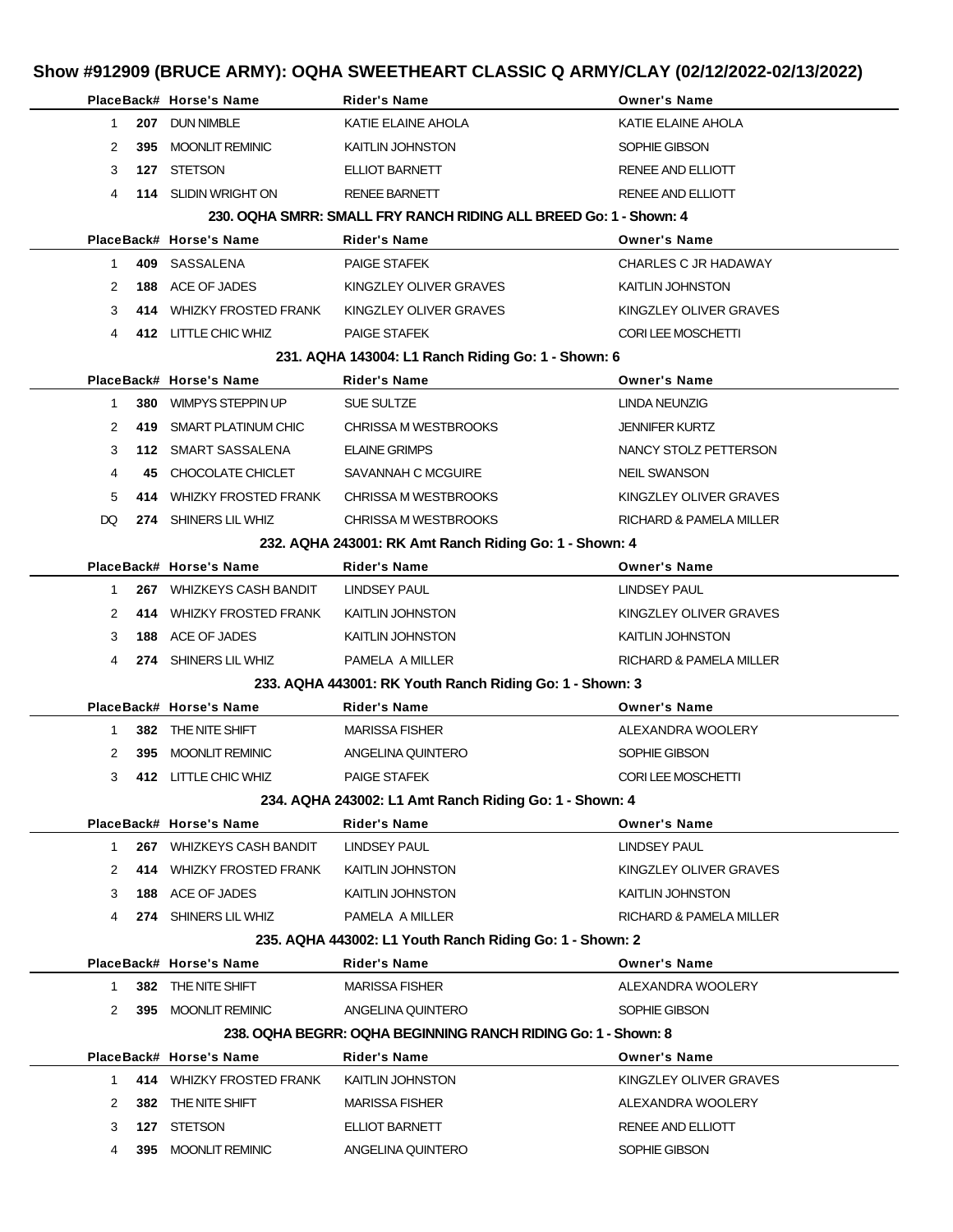# Show #912909 (BRUCE ARMY): OQHA SWEETHEART CLASSIC Q ARMY/CLAY (02/12/2022-02/13/2022)

| Place | Back# | Horse's Name | Rider's Name | Owner's Name |
|---|---|---|---|---|
| 1 | 207 | DUN NIMBLE | KATIE ELAINE AHOLA | KATIE ELAINE AHOLA |
| 2 | 395 | MOONLIT REMINIC | KAITLIN JOHNSTON | SOPHIE GIBSON |
| 3 | 127 | STETSON | ELLIOT BARNETT | RENEE AND ELLIOTT |
| 4 | 114 | SLIDIN WRIGHT ON | RENEE BARNETT | RENEE AND ELLIOTT |

### 230. OQHA SMRR: SMALL FRY RANCH RIDING ALL BREED Go: 1 - Shown: 4

| Place | Back# | Horse's Name | Rider's Name | Owner's Name |
|---|---|---|---|---|
| 1 | 409 | SASSALENA | PAIGE STAFEK | CHARLES C JR HADAWAY |
| 2 | 188 | ACE OF JADES | KINGZLEY OLIVER GRAVES | KAITLIN JOHNSTON |
| 3 | 414 | WHIZKY FROSTED FRANK | KINGZLEY OLIVER GRAVES | KINGZLEY OLIVER GRAVES |
| 4 | 412 | LITTLE CHIC WHIZ | PAIGE STAFEK | CORI LEE MOSCHETTI |

### 231. AQHA 143004: L1 Ranch Riding Go: 1 - Shown: 6

| Place | Back# | Horse's Name | Rider's Name | Owner's Name |
|---|---|---|---|---|
| 1 | 380 | WIMPYS STEPPIN UP | SUE SULTZE | LINDA NEUNZIG |
| 2 | 419 | SMART PLATINUM CHIC | CHRISSA M WESTBROOKS | JENNIFER KURTZ |
| 3 | 112 | SMART SASSALENA | ELAINE GRIMPS | NANCY STOLZ PETTERSON |
| 4 | 45 | CHOCOLATE CHICLET | SAVANNAH C MCGUIRE | NEIL SWANSON |
| 5 | 414 | WHIZKY FROSTED FRANK | CHRISSA M WESTBROOKS | KINGZLEY OLIVER GRAVES |
| DQ | 274 | SHINERS LIL WHIZ | CHRISSA M WESTBROOKS | RICHARD & PAMELA MILLER |

### 232. AQHA 243001: RK Amt Ranch Riding Go: 1 - Shown: 4

| Place | Back# | Horse's Name | Rider's Name | Owner's Name |
|---|---|---|---|---|
| 1 | 267 | WHIZKEYS CASH BANDIT | LINDSEY PAUL | LINDSEY PAUL |
| 2 | 414 | WHIZKY FROSTED FRANK | KAITLIN JOHNSTON | KINGZLEY OLIVER GRAVES |
| 3 | 188 | ACE OF JADES | KAITLIN JOHNSTON | KAITLIN JOHNSTON |
| 4 | 274 | SHINERS LIL WHIZ | PAMELA A MILLER | RICHARD & PAMELA MILLER |

### 233. AQHA 443001: RK Youth Ranch Riding Go: 1 - Shown: 3

| Place | Back# | Horse's Name | Rider's Name | Owner's Name |
|---|---|---|---|---|
| 1 | 382 | THE NITE SHIFT | MARISSA FISHER | ALEXANDRA WOOLERY |
| 2 | 395 | MOONLIT REMINIC | ANGELINA QUINTERO | SOPHIE GIBSON |
| 3 | 412 | LITTLE CHIC WHIZ | PAIGE STAFEK | CORI LEE MOSCHETTI |

### 234. AQHA 243002: L1 Amt Ranch Riding Go: 1 - Shown: 4

| Place | Back# | Horse's Name | Rider's Name | Owner's Name |
|---|---|---|---|---|
| 1 | 267 | WHIZKEYS CASH BANDIT | LINDSEY PAUL | LINDSEY PAUL |
| 2 | 414 | WHIZKY FROSTED FRANK | KAITLIN JOHNSTON | KINGZLEY OLIVER GRAVES |
| 3 | 188 | ACE OF JADES | KAITLIN JOHNSTON | KAITLIN JOHNSTON |
| 4 | 274 | SHINERS LIL WHIZ | PAMELA A MILLER | RICHARD & PAMELA MILLER |

### 235. AQHA 443002: L1 Youth Ranch Riding Go: 1 - Shown: 2

| Place | Back# | Horse's Name | Rider's Name | Owner's Name |
|---|---|---|---|---|
| 1 | 382 | THE NITE SHIFT | MARISSA FISHER | ALEXANDRA WOOLERY |
| 2 | 395 | MOONLIT REMINIC | ANGELINA QUINTERO | SOPHIE GIBSON |

### 238. OQHA BEGRR: OQHA BEGINNING RANCH RIDING Go: 1 - Shown: 8

| Place | Back# | Horse's Name | Rider's Name | Owner's Name |
|---|---|---|---|---|
| 1 | 414 | WHIZKY FROSTED FRANK | KAITLIN JOHNSTON | KINGZLEY OLIVER GRAVES |
| 2 | 382 | THE NITE SHIFT | MARISSA FISHER | ALEXANDRA WOOLERY |
| 3 | 127 | STETSON | ELLIOT BARNETT | RENEE AND ELLIOTT |
| 4 | 395 | MOONLIT REMINIC | ANGELINA QUINTERO | SOPHIE GIBSON |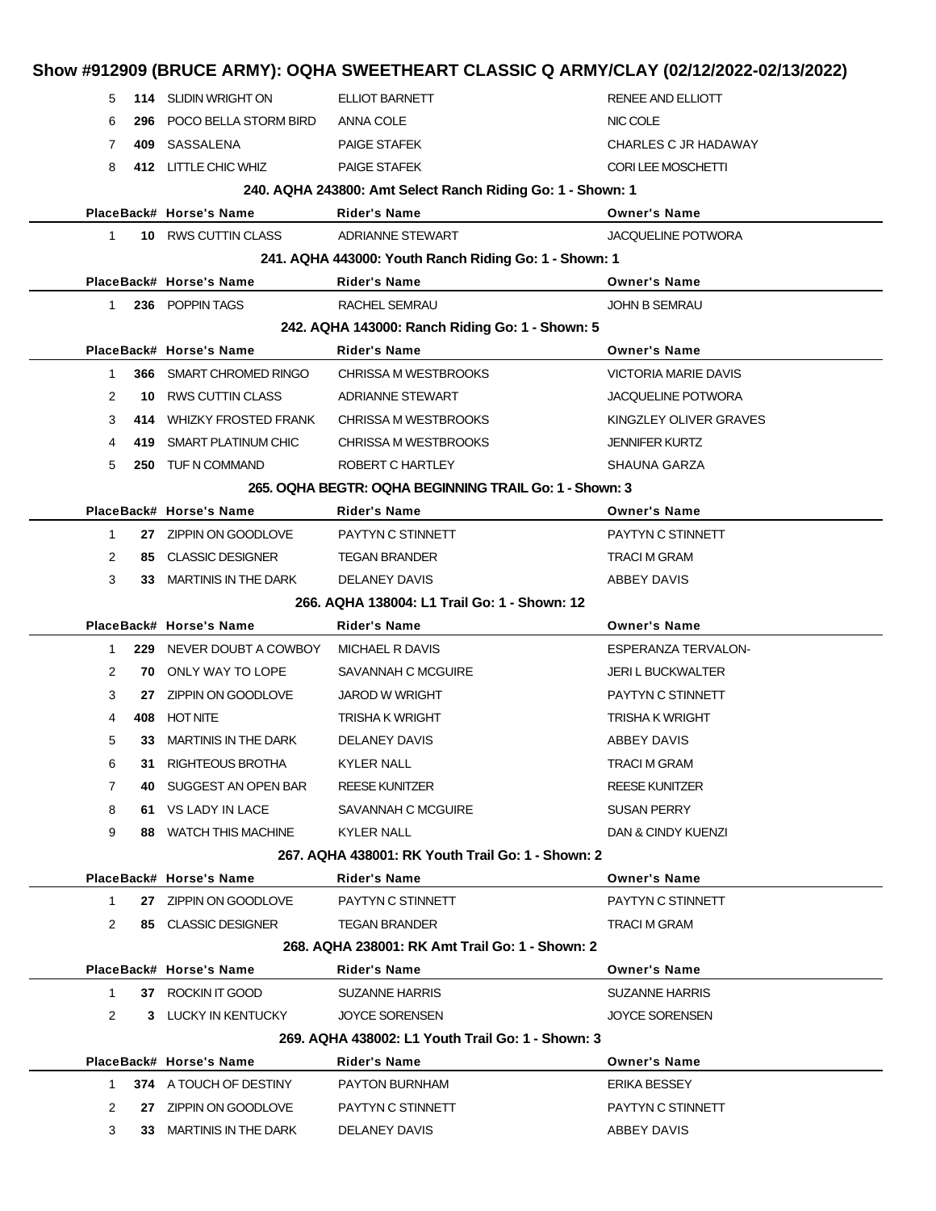## Show #912909 (BRUCE ARMY): OQHA SWEETHEART CLASSIC Q ARMY/CLAY (02/12/2022-02/13/2022)

| Place | Back# | Horse's Name | Rider's Name | Owner's Name |
|---|---|---|---|---|
| 5 | **114** | SLIDIN WRIGHT ON | ELLIOT BARNETT | RENEE AND ELLIOTT |
| 6 | **296** | POCO BELLA STORM BIRD | ANNA COLE | NIC COLE |
| 7 | **409** | SASSALENA | PAIGE STAFEK | CHARLES C JR HADAWAY |
| 8 | **412** | LITTLE CHIC WHIZ | PAIGE STAFEK | CORI LEE MOSCHETTI |

### 240. AQHA 243800: Amt Select Ranch Riding Go: 1 - Shown: 1

| Place | Back# | Horse's Name | Rider's Name | Owner's Name |
|---|---|---|---|---|
| 1 | **10** | RWS CUTTIN CLASS | ADRIANNE STEWART | JACQUELINE POTWORA |

### 241. AQHA 443000: Youth Ranch Riding Go: 1 - Shown: 1

| Place | Back# | Horse's Name | Rider's Name | Owner's Name |
|---|---|---|---|---|
| 1 | **236** | POPPIN TAGS | RACHEL SEMRAU | JOHN B SEMRAU |

### 242. AQHA 143000: Ranch Riding Go: 1 - Shown: 5

| Place | Back# | Horse's Name | Rider's Name | Owner's Name |
|---|---|---|---|---|
| 1 | **366** | SMART CHROMED RINGO | CHRISSA M WESTBROOKS | VICTORIA MARIE DAVIS |
| 2 | **10** | RWS CUTTIN CLASS | ADRIANNE STEWART | JACQUELINE POTWORA |
| 3 | **414** | WHIZKY FROSTED FRANK | CHRISSA M WESTBROOKS | KINGZLEY OLIVER GRAVES |
| 4 | **419** | SMART PLATINUM CHIC | CHRISSA M WESTBROOKS | JENNIFER KURTZ |
| 5 | **250** | TUF N COMMAND | ROBERT C HARTLEY | SHAUNA GARZA |

### 265. OQHA BEGTR: OQHA BEGINNING TRAIL Go: 1 - Shown: 3

| Place | Back# | Horse's Name | Rider's Name | Owner's Name |
|---|---|---|---|---|
| 1 | **27** | ZIPPIN ON GOODLOVE | PAYTYN C STINNETT | PAYTYN C STINNETT |
| 2 | **85** | CLASSIC DESIGNER | TEGAN BRANDER | TRACI M GRAM |
| 3 | **33** | MARTINIS IN THE DARK | DELANEY DAVIS | ABBEY DAVIS |

### 266. AQHA 138004: L1 Trail Go: 1 - Shown: 12

| Place | Back# | Horse's Name | Rider's Name | Owner's Name |
|---|---|---|---|---|
| 1 | **229** | NEVER DOUBT A COWBOY | MICHAEL R DAVIS | ESPERANZA TERVALON- |
| 2 | **70** | ONLY WAY TO LOPE | SAVANNAH C MCGUIRE | JERI L BUCKWALTER |
| 3 | **27** | ZIPPIN ON GOODLOVE | JAROD W WRIGHT | PAYTYN C STINNETT |
| 4 | **408** | HOT NITE | TRISHA K WRIGHT | TRISHA K WRIGHT |
| 5 | **33** | MARTINIS IN THE DARK | DELANEY DAVIS | ABBEY DAVIS |
| 6 | **31** | RIGHTEOUS BROTHA | KYLER NALL | TRACI M GRAM |
| 7 | **40** | SUGGEST AN OPEN BAR | REESE KUNITZER | REESE KUNITZER |
| 8 | **61** | VS LADY IN LACE | SAVANNAH C MCGUIRE | SUSAN PERRY |
| 9 | **88** | WATCH THIS MACHINE | KYLER NALL | DAN & CINDY KUENZI |

### 267. AQHA 438001: RK Youth Trail Go: 1 - Shown: 2

| Place | Back# | Horse's Name | Rider's Name | Owner's Name |
|---|---|---|---|---|
| 1 | **27** | ZIPPIN ON GOODLOVE | PAYTYN C STINNETT | PAYTYN C STINNETT |
| 2 | **85** | CLASSIC DESIGNER | TEGAN BRANDER | TRACI M GRAM |

### 268. AQHA 238001: RK Amt Trail Go: 1 - Shown: 2

| Place | Back# | Horse's Name | Rider's Name | Owner's Name |
|---|---|---|---|---|
| 1 | **37** | ROCKIN IT GOOD | SUZANNE HARRIS | SUZANNE HARRIS |
| 2 | **3** | LUCKY IN KENTUCKY | JOYCE SORENSEN | JOYCE SORENSEN |

### 269. AQHA 438002: L1 Youth Trail Go: 1 - Shown: 3

| Place | Back# | Horse's Name | Rider's Name | Owner's Name |
|---|---|---|---|---|
| 1 | **374** | A TOUCH OF DESTINY | PAYTON BURNHAM | ERIKA BESSEY |
| 2 | **27** | ZIPPIN ON GOODLOVE | PAYTYN C STINNETT | PAYTYN C STINNETT |
| 3 | **33** | MARTINIS IN THE DARK | DELANEY DAVIS | ABBEY DAVIS |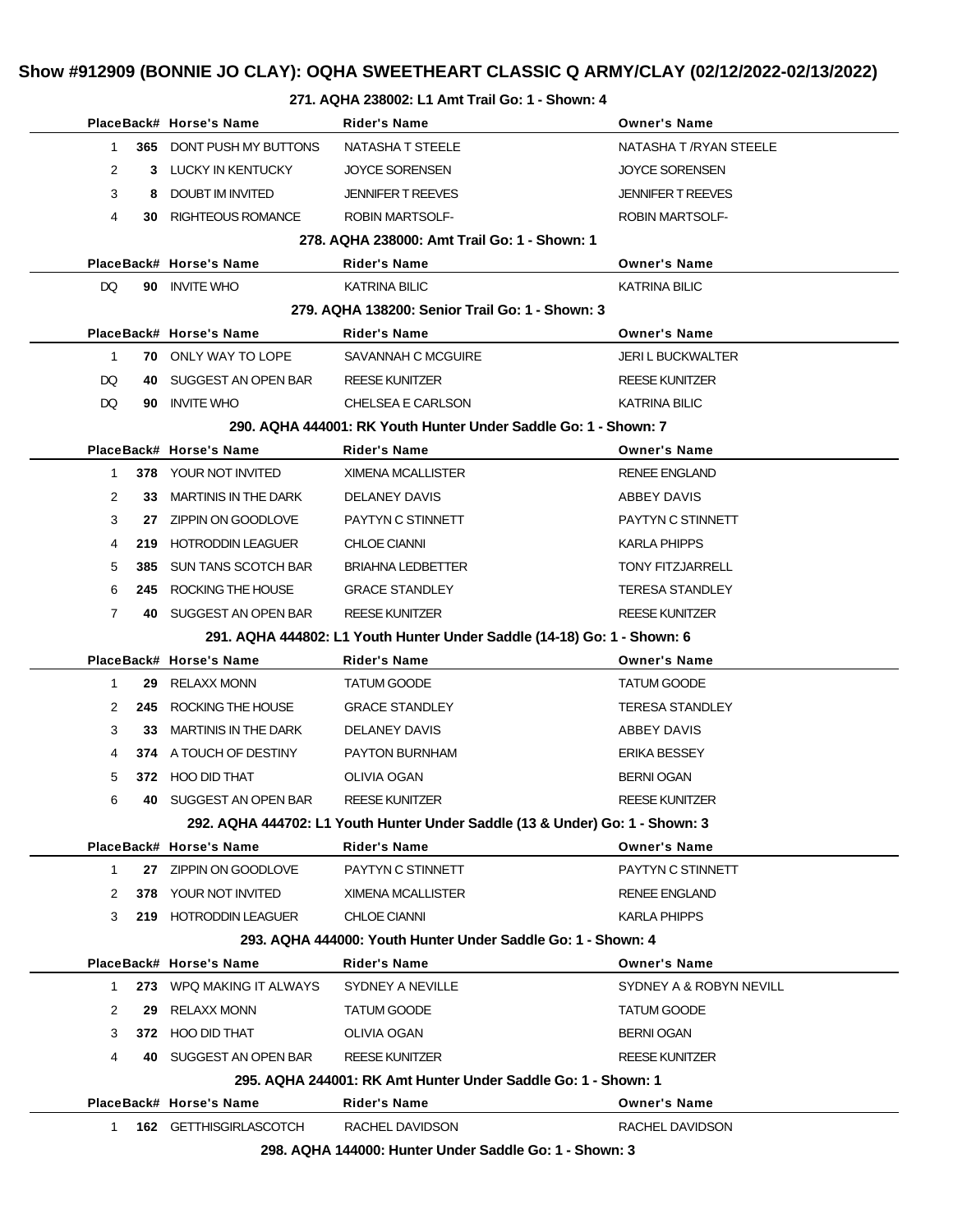## Show #912909 (BONNIE JO CLAY): OQHA SWEETHEART CLASSIC Q ARMY/CLAY (02/12/2022-02/13/2022)

### 271. AQHA 238002: L1 Amt Trail Go: 1 - Shown: 4

| Place | Back# | Horse's Name | Rider's Name | Owner's Name |
|---|---|---|---|---|
| 1 | 365 | DONT PUSH MY BUTTONS | NATASHA T STEELE | NATASHA T /RYAN STEELE |
| 2 | 3 | LUCKY IN KENTUCKY | JOYCE SORENSEN | JOYCE SORENSEN |
| 3 | 8 | DOUBT IM INVITED | JENNIFER T REEVES | JENNIFER T REEVES |
| 4 | 30 | RIGHTEOUS ROMANCE | ROBIN MARTSOLF- | ROBIN MARTSOLF- |

### 278. AQHA 238000: Amt Trail Go: 1 - Shown: 1

| Place | Back# | Horse's Name | Rider's Name | Owner's Name |
|---|---|---|---|---|
| DQ | 90 | INVITE WHO | KATRINA BILIC | KATRINA BILIC |

### 279. AQHA 138200: Senior Trail Go: 1 - Shown: 3

| Place | Back# | Horse's Name | Rider's Name | Owner's Name |
|---|---|---|---|---|
| 1 | 70 | ONLY WAY TO LOPE | SAVANNAH C MCGUIRE | JERI L BUCKWALTER |
| DQ | 40 | SUGGEST AN OPEN BAR | REESE KUNITZER | REESE KUNITZER |
| DQ | 90 | INVITE WHO | CHELSEA E CARLSON | KATRINA BILIC |

### 290. AQHA 444001: RK Youth Hunter Under Saddle Go: 1 - Shown: 7

| Place | Back# | Horse's Name | Rider's Name | Owner's Name |
|---|---|---|---|---|
| 1 | 378 | YOUR NOT INVITED | XIMENA MCALLISTER | RENEE ENGLAND |
| 2 | 33 | MARTINIS IN THE DARK | DELANEY DAVIS | ABBEY DAVIS |
| 3 | 27 | ZIPPIN ON GOODLOVE | PAYTYN C STINNETT | PAYTYN C STINNETT |
| 4 | 219 | HOTRODDIN LEAGUER | CHLOE CIANNI | KARLA PHIPPS |
| 5 | 385 | SUN TANS SCOTCH BAR | BRIAHNA LEDBETTER | TONY FITZJARRELL |
| 6 | 245 | ROCKING THE HOUSE | GRACE STANDLEY | TERESA STANDLEY |
| 7 | 40 | SUGGEST AN OPEN BAR | REESE KUNITZER | REESE KUNITZER |

### 291. AQHA 444802: L1 Youth Hunter Under Saddle (14-18) Go: 1 - Shown: 6

| Place | Back# | Horse's Name | Rider's Name | Owner's Name |
|---|---|---|---|---|
| 1 | 29 | RELAXX MONN | TATUM GOODE | TATUM GOODE |
| 2 | 245 | ROCKING THE HOUSE | GRACE STANDLEY | TERESA STANDLEY |
| 3 | 33 | MARTINIS IN THE DARK | DELANEY DAVIS | ABBEY DAVIS |
| 4 | 374 | A TOUCH OF DESTINY | PAYTON BURNHAM | ERIKA BESSEY |
| 5 | 372 | HOO DID THAT | OLIVIA OGAN | BERNI OGAN |
| 6 | 40 | SUGGEST AN OPEN BAR | REESE KUNITZER | REESE KUNITZER |

### 292. AQHA 444702: L1 Youth Hunter Under Saddle (13 & Under) Go: 1 - Shown: 3

| Place | Back# | Horse's Name | Rider's Name | Owner's Name |
|---|---|---|---|---|
| 1 | 27 | ZIPPIN ON GOODLOVE | PAYTYN C STINNETT | PAYTYN C STINNETT |
| 2 | 378 | YOUR NOT INVITED | XIMENA MCALLISTER | RENEE ENGLAND |
| 3 | 219 | HOTRODDIN LEAGUER | CHLOE CIANNI | KARLA PHIPPS |

### 293. AQHA 444000: Youth Hunter Under Saddle Go: 1 - Shown: 4

| Place | Back# | Horse's Name | Rider's Name | Owner's Name |
|---|---|---|---|---|
| 1 | 273 | WPQ MAKING IT ALWAYS | SYDNEY A NEVILLE | SYDNEY A & ROBYN NEVILL |
| 2 | 29 | RELAXX MONN | TATUM GOODE | TATUM GOODE |
| 3 | 372 | HOO DID THAT | OLIVIA OGAN | BERNI OGAN |
| 4 | 40 | SUGGEST AN OPEN BAR | REESE KUNITZER | REESE KUNITZER |

### 295. AQHA 244001: RK Amt Hunter Under Saddle Go: 1 - Shown: 1

| Place | Back# | Horse's Name | Rider's Name | Owner's Name |
|---|---|---|---|---|
| 1 | 162 | GETTHISGIRLASCOTCH | RACHEL DAVIDSON | RACHEL DAVIDSON |

### 298. AQHA 144000: Hunter Under Saddle Go: 1 - Shown: 3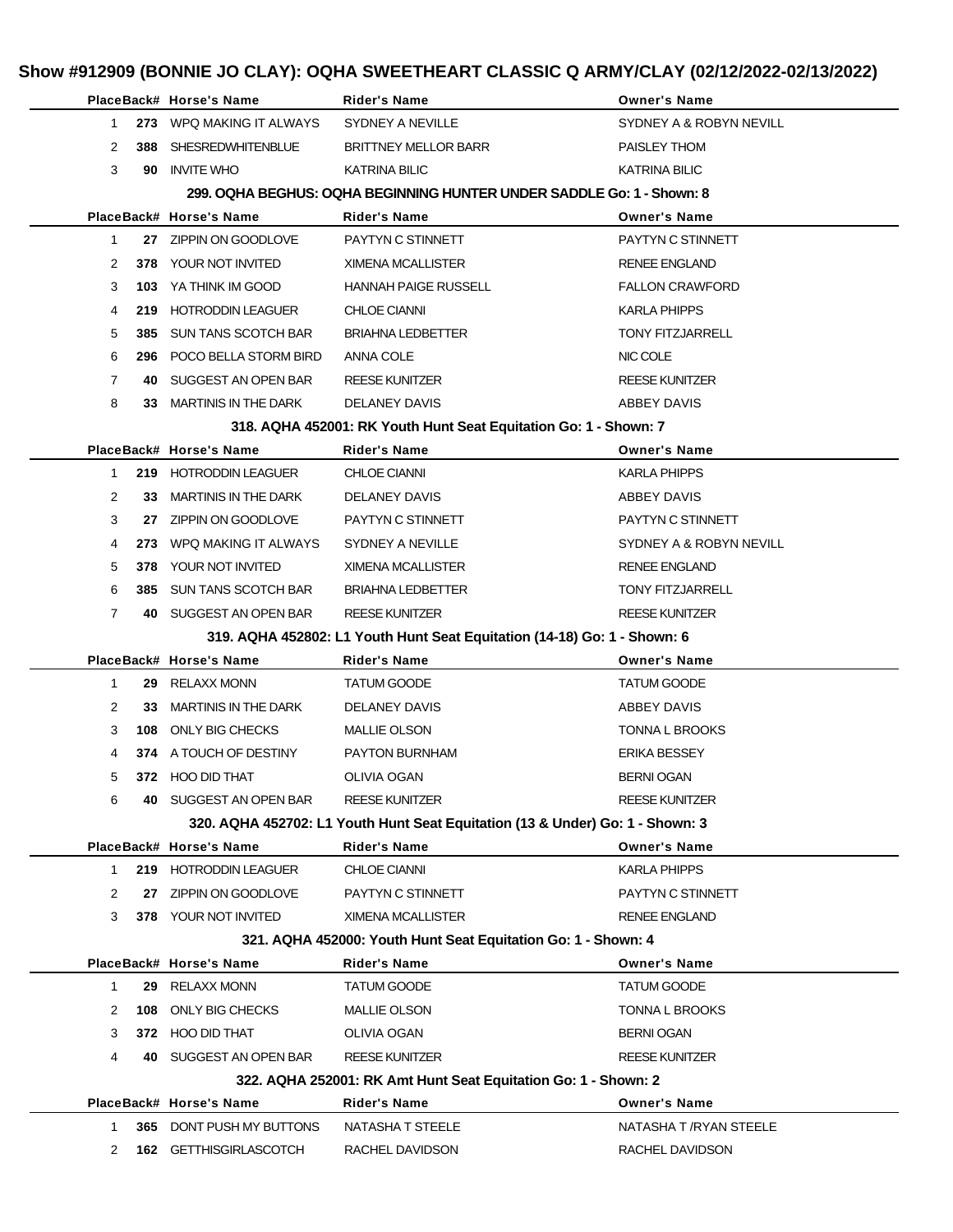# Show #912909 (BONNIE JO CLAY): OQHA SWEETHEART CLASSIC Q ARMY/CLAY (02/12/2022-02/13/2022)

| Place | Back# | Horse's Name | Rider's Name | Owner's Name |
|---|---|---|---|---|
| 1 | 273 | WPQ MAKING IT ALWAYS | SYDNEY A NEVILLE | SYDNEY A & ROBYN NEVILL |
| 2 | 388 | SHESREDWHITENBLUE | BRITTNEY MELLOR BARR | PAISLEY THOM |
| 3 | 90 | INVITE WHO | KATRINA BILIC | KATRINA BILIC |

### 299. OQHA BEGHUS: OQHA BEGINNING HUNTER UNDER SADDLE Go: 1 - Shown: 8

| Place | Back# | Horse's Name | Rider's Name | Owner's Name |
|---|---|---|---|---|
| 1 | 27 | ZIPPIN ON GOODLOVE | PAYTYN C STINNETT | PAYTYN C STINNETT |
| 2 | 378 | YOUR NOT INVITED | XIMENA MCALLISTER | RENEE ENGLAND |
| 3 | 103 | YA THINK IM GOOD | HANNAH PAIGE RUSSELL | FALLON CRAWFORD |
| 4 | 219 | HOTRODDIN LEAGUER | CHLOE CIANNI | KARLA PHIPPS |
| 5 | 385 | SUN TANS SCOTCH BAR | BRIAHNA LEDBETTER | TONY FITZJARRELL |
| 6 | 296 | POCO BELLA STORM BIRD | ANNA COLE | NIC COLE |
| 7 | 40 | SUGGEST AN OPEN BAR | REESE KUNITZER | REESE KUNITZER |
| 8 | 33 | MARTINIS IN THE DARK | DELANEY DAVIS | ABBEY DAVIS |

### 318. AQHA 452001: RK Youth Hunt Seat Equitation Go: 1 - Shown: 7

| Place | Back# | Horse's Name | Rider's Name | Owner's Name |
|---|---|---|---|---|
| 1 | 219 | HOTRODDIN LEAGUER | CHLOE CIANNI | KARLA PHIPPS |
| 2 | 33 | MARTINIS IN THE DARK | DELANEY DAVIS | ABBEY DAVIS |
| 3 | 27 | ZIPPIN ON GOODLOVE | PAYTYN C STINNETT | PAYTYN C STINNETT |
| 4 | 273 | WPQ MAKING IT ALWAYS | SYDNEY A NEVILLE | SYDNEY A & ROBYN NEVILL |
| 5 | 378 | YOUR NOT INVITED | XIMENA MCALLISTER | RENEE ENGLAND |
| 6 | 385 | SUN TANS SCOTCH BAR | BRIAHNA LEDBETTER | TONY FITZJARRELL |
| 7 | 40 | SUGGEST AN OPEN BAR | REESE KUNITZER | REESE KUNITZER |

### 319. AQHA 452802: L1 Youth Hunt Seat Equitation (14-18) Go: 1 - Shown: 6

| Place | Back# | Horse's Name | Rider's Name | Owner's Name |
|---|---|---|---|---|
| 1 | 29 | RELAXX MONN | TATUM GOODE | TATUM GOODE |
| 2 | 33 | MARTINIS IN THE DARK | DELANEY DAVIS | ABBEY DAVIS |
| 3 | 108 | ONLY BIG CHECKS | MALLIE OLSON | TONNA L BROOKS |
| 4 | 374 | A TOUCH OF DESTINY | PAYTON BURNHAM | ERIKA BESSEY |
| 5 | 372 | HOO DID THAT | OLIVIA OGAN | BERNI OGAN |
| 6 | 40 | SUGGEST AN OPEN BAR | REESE KUNITZER | REESE KUNITZER |

### 320. AQHA 452702: L1 Youth Hunt Seat Equitation (13 & Under) Go: 1 - Shown: 3

| Place | Back# | Horse's Name | Rider's Name | Owner's Name |
|---|---|---|---|---|
| 1 | 219 | HOTRODDIN LEAGUER | CHLOE CIANNI | KARLA PHIPPS |
| 2 | 27 | ZIPPIN ON GOODLOVE | PAYTYN C STINNETT | PAYTYN C STINNETT |
| 3 | 378 | YOUR NOT INVITED | XIMENA MCALLISTER | RENEE ENGLAND |

### 321. AQHA 452000: Youth Hunt Seat Equitation Go: 1 - Shown: 4

| Place | Back# | Horse's Name | Rider's Name | Owner's Name |
|---|---|---|---|---|
| 1 | 29 | RELAXX MONN | TATUM GOODE | TATUM GOODE |
| 2 | 108 | ONLY BIG CHECKS | MALLIE OLSON | TONNA L BROOKS |
| 3 | 372 | HOO DID THAT | OLIVIA OGAN | BERNI OGAN |
| 4 | 40 | SUGGEST AN OPEN BAR | REESE KUNITZER | REESE KUNITZER |

### 322. AQHA 252001: RK Amt Hunt Seat Equitation Go: 1 - Shown: 2

| Place | Back# | Horse's Name | Rider's Name | Owner's Name |
|---|---|---|---|---|
| 1 | 365 | DONT PUSH MY BUTTONS | NATASHA T STEELE | NATASHA T /RYAN STEELE |
| 2 | 162 | GETTHISGIRLASCOTCH | RACHEL DAVIDSON | RACHEL DAVIDSON |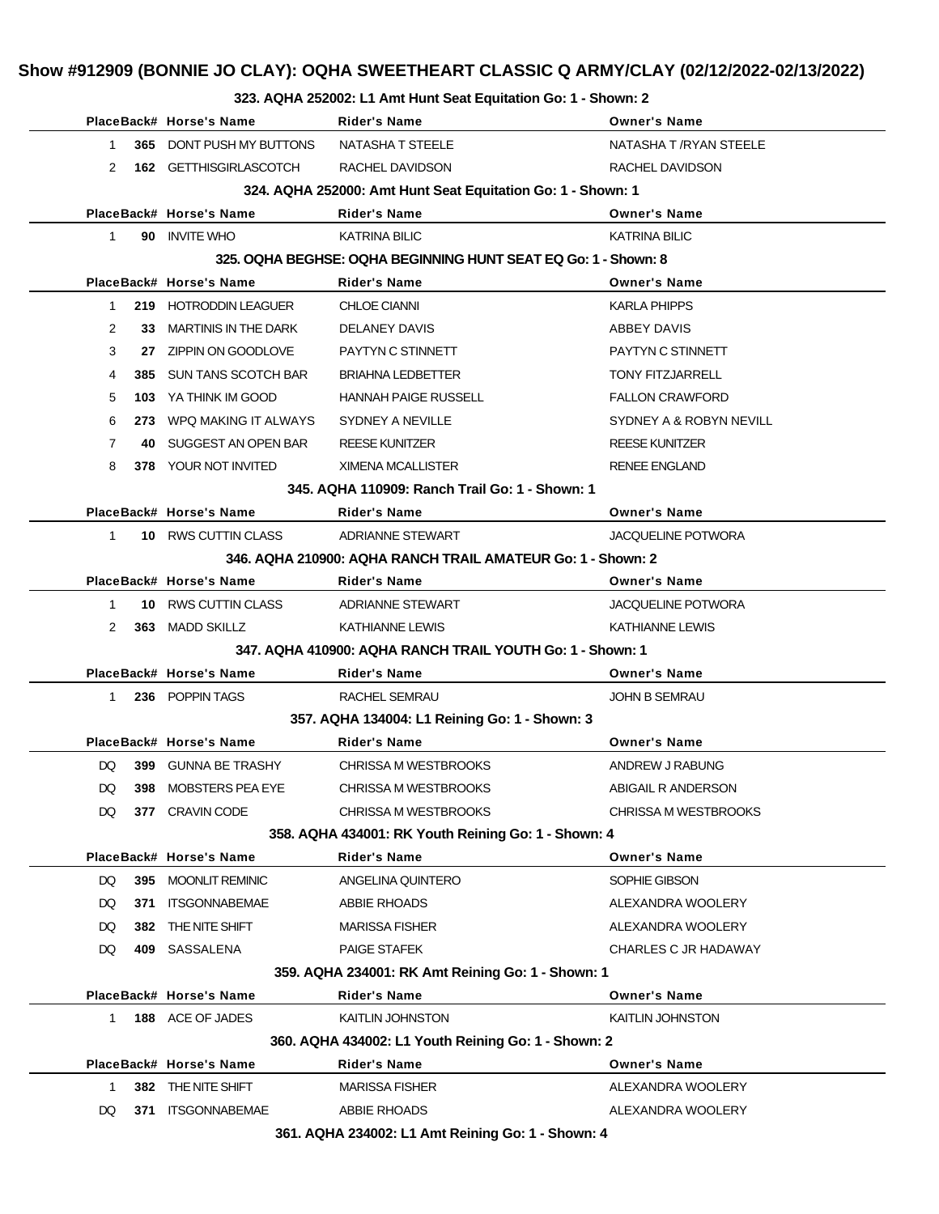# Show #912909 (BONNIE JO CLAY): OQHA SWEETHEART CLASSIC Q ARMY/CLAY (02/12/2022-02/13/2022)

### 323. AQHA 252002: L1 Amt Hunt Seat Equitation Go: 1 - Shown: 2

| Place | Back# | Horse's Name | Rider's Name | Owner's Name |
|---|---|---|---|---|
| 1 | 365 | DONT PUSH MY BUTTONS | NATASHA T STEELE | NATASHA T /RYAN STEELE |
| 2 | 162 | GETTHISGIRLASCOTCH | RACHEL DAVIDSON | RACHEL DAVIDSON |

### 324. AQHA 252000: Amt Hunt Seat Equitation Go: 1 - Shown: 1

| Place | Back# | Horse's Name | Rider's Name | Owner's Name |
|---|---|---|---|---|
| 1 | 90 | INVITE WHO | KATRINA BILIC | KATRINA BILIC |

### 325. OQHA BEGHSE: OQHA BEGINNING HUNT SEAT EQ Go: 1 - Shown: 8

| Place | Back# | Horse's Name | Rider's Name | Owner's Name |
|---|---|---|---|---|
| 1 | 219 | HOTRODDIN LEAGUER | CHLOE CIANNI | KARLA PHIPPS |
| 2 | 33 | MARTINIS IN THE DARK | DELANEY DAVIS | ABBEY DAVIS |
| 3 | 27 | ZIPPIN ON GOODLOVE | PAYTYN C STINNETT | PAYTYN C STINNETT |
| 4 | 385 | SUN TANS SCOTCH BAR | BRIAHNA LEDBETTER | TONY FITZJARRELL |
| 5 | 103 | YA THINK IM GOOD | HANNAH PAIGE RUSSELL | FALLON CRAWFORD |
| 6 | 273 | WPQ MAKING IT ALWAYS | SYDNEY A NEVILLE | SYDNEY A & ROBYN NEVILL |
| 7 | 40 | SUGGEST AN OPEN BAR | REESE KUNITZER | REESE KUNITZER |
| 8 | 378 | YOUR NOT INVITED | XIMENA MCALLISTER | RENEE ENGLAND |

### 345. AQHA 110909: Ranch Trail Go: 1 - Shown: 1

| Place | Back# | Horse's Name | Rider's Name | Owner's Name |
|---|---|---|---|---|
| 1 | 10 | RWS CUTTIN CLASS | ADRIANNE STEWART | JACQUELINE POTWORA |

### 346. AQHA 210900: AQHA RANCH TRAIL AMATEUR Go: 1 - Shown: 2

| Place | Back# | Horse's Name | Rider's Name | Owner's Name |
|---|---|---|---|---|
| 1 | 10 | RWS CUTTIN CLASS | ADRIANNE STEWART | JACQUELINE POTWORA |
| 2 | 363 | MADD SKILLZ | KATHIANNE LEWIS | KATHIANNE LEWIS |

### 347. AQHA 410900: AQHA RANCH TRAIL YOUTH Go: 1 - Shown: 1

| Place | Back# | Horse's Name | Rider's Name | Owner's Name |
|---|---|---|---|---|
| 1 | 236 | POPPIN TAGS | RACHEL SEMRAU | JOHN B SEMRAU |

### 357. AQHA 134004: L1 Reining Go: 1 - Shown: 3

| Place | Back# | Horse's Name | Rider's Name | Owner's Name |
|---|---|---|---|---|
| DQ | 399 | GUNNA BE TRASHY | CHRISSA M WESTBROOKS | ANDREW J RABUNG |
| DQ | 398 | MOBSTERS PEA EYE | CHRISSA M WESTBROOKS | ABIGAIL R ANDERSON |
| DQ | 377 | CRAVIN CODE | CHRISSA M WESTBROOKS | CHRISSA M WESTBROOKS |

### 358. AQHA 434001: RK Youth Reining Go: 1 - Shown: 4

| Place | Back# | Horse's Name | Rider's Name | Owner's Name |
|---|---|---|---|---|
| DQ | 395 | MOONLIT REMINIC | ANGELINA QUINTERO | SOPHIE GIBSON |
| DQ | 371 | ITSGONNABEMAE | ABBIE RHOADS | ALEXANDRA WOOLERY |
| DQ | 382 | THE NITE SHIFT | MARISSA FISHER | ALEXANDRA WOOLERY |
| DQ | 409 | SASSALENA | PAIGE STAFEK | CHARLES C JR HADAWAY |

### 359. AQHA 234001: RK Amt Reining Go: 1 - Shown: 1

| Place | Back# | Horse's Name | Rider's Name | Owner's Name |
|---|---|---|---|---|
| 1 | 188 | ACE OF JADES | KAITLIN JOHNSTON | KAITLIN JOHNSTON |

### 360. AQHA 434002: L1 Youth Reining Go: 1 - Shown: 2

| Place | Back# | Horse's Name | Rider's Name | Owner's Name |
|---|---|---|---|---|
| 1 | 382 | THE NITE SHIFT | MARISSA FISHER | ALEXANDRA WOOLERY |
| DQ | 371 | ITSGONNABEMAE | ABBIE RHOADS | ALEXANDRA WOOLERY |

### 361. AQHA 234002: L1 Amt Reining Go: 1 - Shown: 4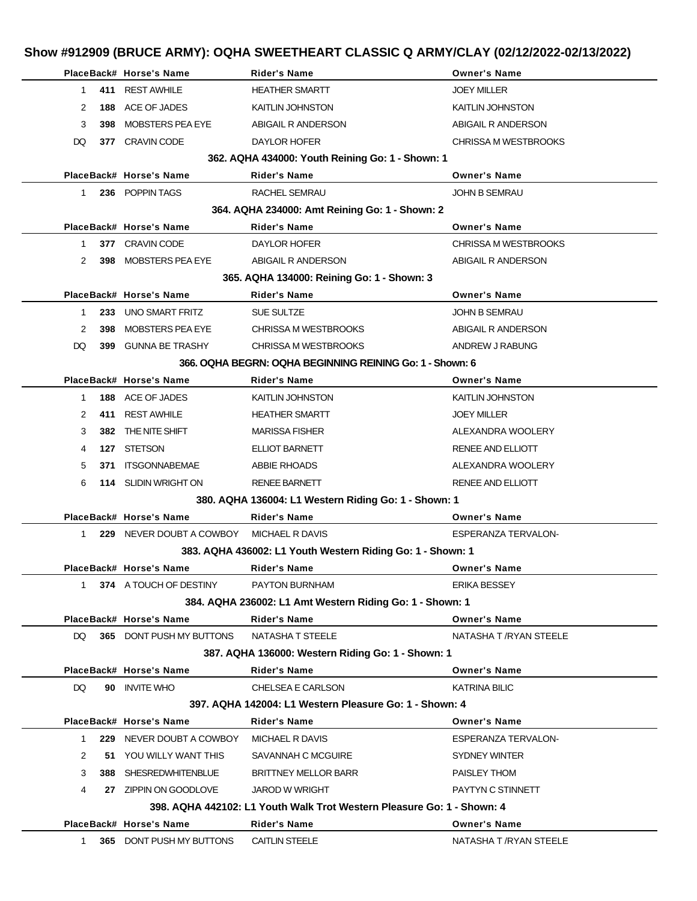## Show #912909 (BRUCE ARMY): OQHA SWEETHEART CLASSIC Q ARMY/CLAY (02/12/2022-02/13/2022)

| Place | Back# | Horse's Name | Rider's Name | Owner's Name |
|---|---|---|---|---|
| 1 | 411 | REST AWHILE | HEATHER SMARTT | JOEY MILLER |
| 2 | 188 | ACE OF JADES | KAITLIN JOHNSTON | KAITLIN JOHNSTON |
| 3 | 398 | MOBSTERS PEA EYE | ABIGAIL R ANDERSON | ABIGAIL R ANDERSON |
| DQ | 377 | CRAVIN CODE | DAYLOR HOFER | CHRISSA M WESTBROOKS |

### 362. AQHA 434000: Youth Reining Go: 1 - Shown: 1

| Place | Back# | Horse's Name | Rider's Name | Owner's Name |
|---|---|---|---|---|
| 1 | 236 | POPPIN TAGS | RACHEL SEMRAU | JOHN B SEMRAU |

### 364. AQHA 234000: Amt Reining Go: 1 - Shown: 2

| Place | Back# | Horse's Name | Rider's Name | Owner's Name |
|---|---|---|---|---|
| 1 | 377 | CRAVIN CODE | DAYLOR HOFER | CHRISSA M WESTBROOKS |
| 2 | 398 | MOBSTERS PEA EYE | ABIGAIL R ANDERSON | ABIGAIL R ANDERSON |

### 365. AQHA 134000: Reining Go: 1 - Shown: 3

| Place | Back# | Horse's Name | Rider's Name | Owner's Name |
|---|---|---|---|---|
| 1 | 233 | UNO SMART FRITZ | SUE SULTZE | JOHN B SEMRAU |
| 2 | 398 | MOBSTERS PEA EYE | CHRISSA M WESTBROOKS | ABIGAIL R ANDERSON |
| DQ | 399 | GUNNA BE TRASHY | CHRISSA M WESTBROOKS | ANDREW J RABUNG |

### 366. OQHA BEGRN: OQHA BEGINNING REINING Go: 1 - Shown: 6

| Place | Back# | Horse's Name | Rider's Name | Owner's Name |
|---|---|---|---|---|
| 1 | 188 | ACE OF JADES | KAITLIN JOHNSTON | KAITLIN JOHNSTON |
| 2 | 411 | REST AWHILE | HEATHER SMARTT | JOEY MILLER |
| 3 | 382 | THE NITE SHIFT | MARISSA FISHER | ALEXANDRA WOOLERY |
| 4 | 127 | STETSON | ELLIOT BARNETT | RENEE AND ELLIOTT |
| 5 | 371 | ITSGONNABEMAE | ABBIE RHOADS | ALEXANDRA WOOLERY |
| 6 | 114 | SLIDIN WRIGHT ON | RENEE BARNETT | RENEE AND ELLIOTT |

### 380. AQHA 136004: L1 Western Riding Go: 1 - Shown: 1

| Place | Back# | Horse's Name | Rider's Name | Owner's Name |
|---|---|---|---|---|
| 1 | 229 | NEVER DOUBT A COWBOY | MICHAEL R DAVIS | ESPERANZA TERVALON- |

### 383. AQHA 436002: L1 Youth Western Riding Go: 1 - Shown: 1

| Place | Back# | Horse's Name | Rider's Name | Owner's Name |
|---|---|---|---|---|
| 1 | 374 | A TOUCH OF DESTINY | PAYTON BURNHAM | ERIKA BESSEY |

### 384. AQHA 236002: L1 Amt Western Riding Go: 1 - Shown: 1

| Place | Back# | Horse's Name | Rider's Name | Owner's Name |
|---|---|---|---|---|
| DQ | 365 | DONT PUSH MY BUTTONS | NATASHA T STEELE | NATASHA T /RYAN STEELE |

### 387. AQHA 136000: Western Riding Go: 1 - Shown: 1

| Place | Back# | Horse's Name | Rider's Name | Owner's Name |
|---|---|---|---|---|
| DQ | 90 | INVITE WHO | CHELSEA E CARLSON | KATRINA BILIC |

### 397. AQHA 142004: L1 Western Pleasure Go: 1 - Shown: 4

| Place | Back# | Horse's Name | Rider's Name | Owner's Name |
|---|---|---|---|---|
| 1 | 229 | NEVER DOUBT A COWBOY | MICHAEL R DAVIS | ESPERANZA TERVALON- |
| 2 | 51 | YOU WILLY WANT THIS | SAVANNAH C MCGUIRE | SYDNEY WINTER |
| 3 | 388 | SHESREDWHITENBLUE | BRITTNEY MELLOR BARR | PAISLEY THOM |
| 4 | 27 | ZIPPIN ON GOODLOVE | JAROD W WRIGHT | PAYTYN C STINNETT |

### 398. AQHA 442102: L1 Youth Walk Trot Western Pleasure Go: 1 - Shown: 4

| Place | Back# | Horse's Name | Rider's Name | Owner's Name |
|---|---|---|---|---|
| 1 | 365 | DONT PUSH MY BUTTONS | CAITLIN STEELE | NATASHA T /RYAN STEELE |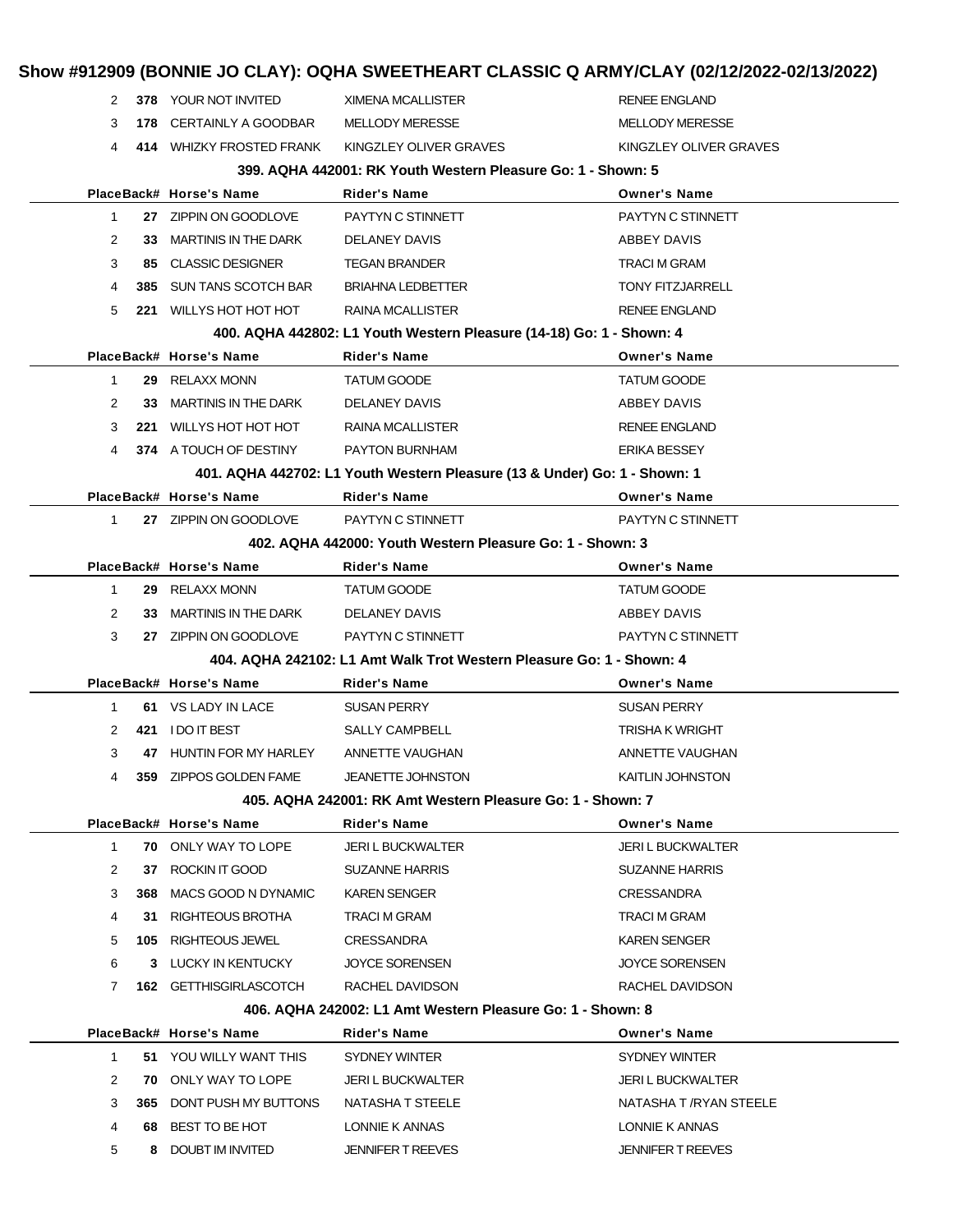# Show #912909 (BONNIE JO CLAY): OQHA SWEETHEART CLASSIC Q ARMY/CLAY (02/12/2022-02/13/2022)

| Place | Back# | Horse's Name | Rider's Name | Owner's Name |
|---|---|---|---|---|
| 2 | 378 | YOUR NOT INVITED | XIMENA MCALLISTER | RENEE ENGLAND |
| 3 | 178 | CERTAINLY A GOODBAR | MELLODY MERESSE | MELLODY MERESSE |
| 4 | 414 | WHIZKY FROSTED FRANK | KINGZLEY OLIVER GRAVES | KINGZLEY OLIVER GRAVES |

### 399. AQHA 442001: RK Youth Western Pleasure Go: 1 - Shown: 5

| Place | Back# | Horse's Name | Rider's Name | Owner's Name |
|---|---|---|---|---|
| 1 | 27 | ZIPPIN ON GOODLOVE | PAYTYN C STINNETT | PAYTYN C STINNETT |
| 2 | 33 | MARTINIS IN THE DARK | DELANEY DAVIS | ABBEY DAVIS |
| 3 | 85 | CLASSIC DESIGNER | TEGAN BRANDER | TRACI M GRAM |
| 4 | 385 | SUN TANS SCOTCH BAR | BRIAHNA LEDBETTER | TONY FITZJARRELL |
| 5 | 221 | WILLYS HOT HOT HOT | RAINA MCALLISTER | RENEE ENGLAND |

### 400. AQHA 442802: L1 Youth Western Pleasure (14-18) Go: 1 - Shown: 4

| Place | Back# | Horse's Name | Rider's Name | Owner's Name |
|---|---|---|---|---|
| 1 | 29 | RELAXX MONN | TATUM GOODE | TATUM GOODE |
| 2 | 33 | MARTINIS IN THE DARK | DELANEY DAVIS | ABBEY DAVIS |
| 3 | 221 | WILLYS HOT HOT HOT | RAINA MCALLISTER | RENEE ENGLAND |
| 4 | 374 | A TOUCH OF DESTINY | PAYTON BURNHAM | ERIKA BESSEY |

### 401. AQHA 442702: L1 Youth Western Pleasure (13 & Under) Go: 1 - Shown: 1

| Place | Back# | Horse's Name | Rider's Name | Owner's Name |
|---|---|---|---|---|
| 1 | 27 | ZIPPIN ON GOODLOVE | PAYTYN C STINNETT | PAYTYN C STINNETT |

### 402. AQHA 442000: Youth Western Pleasure Go: 1 - Shown: 3

| Place | Back# | Horse's Name | Rider's Name | Owner's Name |
|---|---|---|---|---|
| 1 | 29 | RELAXX MONN | TATUM GOODE | TATUM GOODE |
| 2 | 33 | MARTINIS IN THE DARK | DELANEY DAVIS | ABBEY DAVIS |
| 3 | 27 | ZIPPIN ON GOODLOVE | PAYTYN C STINNETT | PAYTYN C STINNETT |

### 404. AQHA 242102: L1 Amt Walk Trot Western Pleasure Go: 1 - Shown: 4

| Place | Back# | Horse's Name | Rider's Name | Owner's Name |
|---|---|---|---|---|
| 1 | 61 | VS LADY IN LACE | SUSAN PERRY | SUSAN PERRY |
| 2 | 421 | I DO IT BEST | SALLY CAMPBELL | TRISHA K WRIGHT |
| 3 | 47 | HUNTIN FOR MY HARLEY | ANNETTE VAUGHAN | ANNETTE VAUGHAN |
| 4 | 359 | ZIPPOS GOLDEN FAME | JEANETTE JOHNSTON | KAITLIN JOHNSTON |

### 405. AQHA 242001: RK Amt Western Pleasure Go: 1 - Shown: 7

| Place | Back# | Horse's Name | Rider's Name | Owner's Name |
|---|---|---|---|---|
| 1 | 70 | ONLY WAY TO LOPE | JERI L BUCKWALTER | JERI L BUCKWALTER |
| 2 | 37 | ROCKIN IT GOOD | SUZANNE HARRIS | SUZANNE HARRIS |
| 3 | 368 | MACS GOOD N DYNAMIC | KAREN SENGER | CRESSANDRA |
| 4 | 31 | RIGHTEOUS BROTHA | TRACI M GRAM | TRACI M GRAM |
| 5 | 105 | RIGHTEOUS JEWEL | CRESSANDRA | KAREN SENGER |
| 6 | 3 | LUCKY IN KENTUCKY | JOYCE SORENSEN | JOYCE SORENSEN |
| 7 | 162 | GETTHISGIRLASCOTCH | RACHEL DAVIDSON | RACHEL DAVIDSON |

### 406. AQHA 242002: L1 Amt Western Pleasure Go: 1 - Shown: 8

| Place | Back# | Horse's Name | Rider's Name | Owner's Name |
|---|---|---|---|---|
| 1 | 51 | YOU WILLY WANT THIS | SYDNEY WINTER | SYDNEY WINTER |
| 2 | 70 | ONLY WAY TO LOPE | JERI L BUCKWALTER | JERI L BUCKWALTER |
| 3 | 365 | DONT PUSH MY BUTTONS | NATASHA T STEELE | NATASHA T /RYAN STEELE |
| 4 | 68 | BEST TO BE HOT | LONNIE K ANNAS | LONNIE K ANNAS |
| 5 | 8 | DOUBT IM INVITED | JENNIFER T REEVES | JENNIFER T REEVES |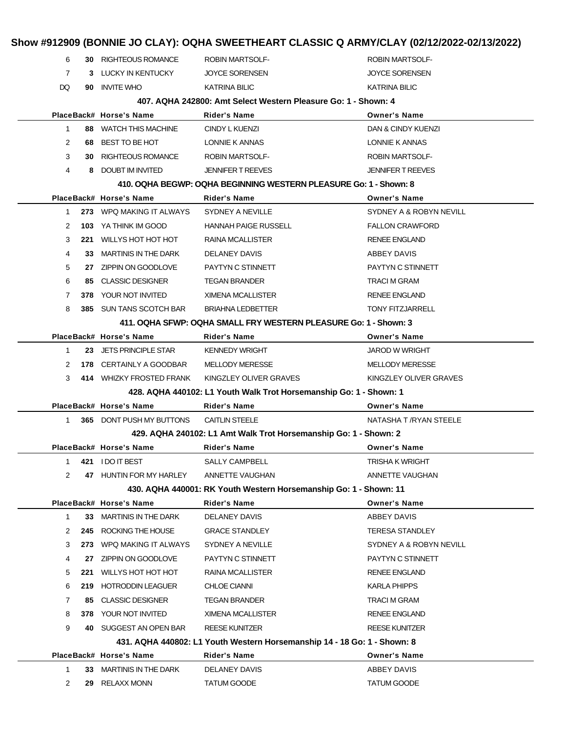## Show #912909 (BONNIE JO CLAY): OQHA SWEETHEART CLASSIC Q ARMY/CLAY (02/12/2022-02/13/2022)

| Place | Back# | Horse's Name | Rider's Name | Owner's Name |
|---|---|---|---|---|
| 6 | 30 | RIGHTEOUS ROMANCE | ROBIN MARTSOLF- | ROBIN MARTSOLF- |
| 7 | 3 | LUCKY IN KENTUCKY | JOYCE SORENSEN | JOYCE SORENSEN |
| DQ | 90 | INVITE WHO | KATRINA BILIC | KATRINA BILIC |

### 407. AQHA 242800: Amt Select Western Pleasure Go: 1 - Shown: 4

| Place | Back# | Horse's Name | Rider's Name | Owner's Name |
|---|---|---|---|---|
| 1 | 88 | WATCH THIS MACHINE | CINDY L KUENZI | DAN & CINDY KUENZI |
| 2 | 68 | BEST TO BE HOT | LONNIE K ANNAS | LONNIE K ANNAS |
| 3 | 30 | RIGHTEOUS ROMANCE | ROBIN MARTSOLF- | ROBIN MARTSOLF- |
| 4 | 8 | DOUBT IM INVITED | JENNIFER T REEVES | JENNIFER T REEVES |

### 410. OQHA BEGWP: OQHA BEGINNING WESTERN PLEASURE Go: 1 - Shown: 8

| Place | Back# | Horse's Name | Rider's Name | Owner's Name |
|---|---|---|---|---|
| 1 | 273 | WPQ MAKING IT ALWAYS | SYDNEY A NEVILLE | SYDNEY A & ROBYN NEVILL |
| 2 | 103 | YA THINK IM GOOD | HANNAH PAIGE RUSSELL | FALLON CRAWFORD |
| 3 | 221 | WILLYS HOT HOT HOT | RAINA MCALLISTER | RENEE ENGLAND |
| 4 | 33 | MARTINIS IN THE DARK | DELANEY DAVIS | ABBEY DAVIS |
| 5 | 27 | ZIPPIN ON GOODLOVE | PAYTYN C STINNETT | PAYTYN C STINNETT |
| 6 | 85 | CLASSIC DESIGNER | TEGAN BRANDER | TRACI M GRAM |
| 7 | 378 | YOUR NOT INVITED | XIMENA MCALLISTER | RENEE ENGLAND |
| 8 | 385 | SUN TANS SCOTCH BAR | BRIAHNA LEDBETTER | TONY FITZJARRELL |

### 411. OQHA SFWP: OQHA SMALL FRY WESTERN PLEASURE Go: 1 - Shown: 3

| Place | Back# | Horse's Name | Rider's Name | Owner's Name |
|---|---|---|---|---|
| 1 | 23 | JETS PRINCIPLE STAR | KENNEDY WRIGHT | JAROD W WRIGHT |
| 2 | 178 | CERTAINLY A GOODBAR | MELLODY MERESSE | MELLODY MERESSE |
| 3 | 414 | WHIZKY FROSTED FRANK | KINGZLEY OLIVER GRAVES | KINGZLEY OLIVER GRAVES |

### 428. AQHA 440102: L1 Youth Walk Trot Horsemanship Go: 1 - Shown: 1

| Place | Back# | Horse's Name | Rider's Name | Owner's Name |
|---|---|---|---|---|
| 1 | 365 | DONT PUSH MY BUTTONS | CAITLIN STEELE | NATASHA T /RYAN STEELE |

### 429. AQHA 240102: L1 Amt Walk Trot Horsemanship Go: 1 - Shown: 2

| Place | Back# | Horse's Name | Rider's Name | Owner's Name |
|---|---|---|---|---|
| 1 | 421 | I DO IT BEST | SALLY CAMPBELL | TRISHA K WRIGHT |
| 2 | 47 | HUNTIN FOR MY HARLEY | ANNETTE VAUGHAN | ANNETTE VAUGHAN |

### 430. AQHA 440001: RK Youth Western Horsemanship Go: 1 - Shown: 11

| Place | Back# | Horse's Name | Rider's Name | Owner's Name |
|---|---|---|---|---|
| 1 | 33 | MARTINIS IN THE DARK | DELANEY DAVIS | ABBEY DAVIS |
| 2 | 245 | ROCKING THE HOUSE | GRACE STANDLEY | TERESA STANDLEY |
| 3 | 273 | WPQ MAKING IT ALWAYS | SYDNEY A NEVILLE | SYDNEY A & ROBYN NEVILL |
| 4 | 27 | ZIPPIN ON GOODLOVE | PAYTYN C STINNETT | PAYTYN C STINNETT |
| 5 | 221 | WILLYS HOT HOT HOT | RAINA MCALLISTER | RENEE ENGLAND |
| 6 | 219 | HOTRODDIN LEAGUER | CHLOE CIANNI | KARLA PHIPPS |
| 7 | 85 | CLASSIC DESIGNER | TEGAN BRANDER | TRACI M GRAM |
| 8 | 378 | YOUR NOT INVITED | XIMENA MCALLISTER | RENEE ENGLAND |
| 9 | 40 | SUGGEST AN OPEN BAR | REESE KUNITZER | REESE KUNITZER |

### 431. AQHA 440802: L1 Youth Western Horsemanship 14 - 18 Go: 1 - Shown: 8

| Place | Back# | Horse's Name | Rider's Name | Owner's Name |
|---|---|---|---|---|
| 1 | 33 | MARTINIS IN THE DARK | DELANEY DAVIS | ABBEY DAVIS |
| 2 | 29 | RELAXX MONN | TATUM GOODE | TATUM GOODE |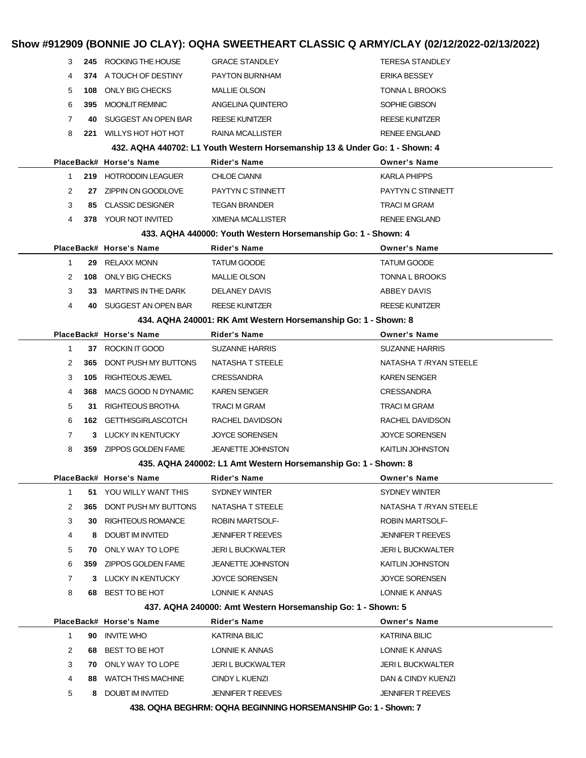| Place | Back# | Horse's Name | Rider's Name | Owner's Name |
|---|---|---|---|---|
| 3 | 245 | ROCKING THE HOUSE | GRACE STANDLEY | TERESA STANDLEY |
| 4 | 374 | A TOUCH OF DESTINY | PAYTON BURNHAM | ERIKA BESSEY |
| 5 | 108 | ONLY BIG CHECKS | MALLIE OLSON | TONNA L BROOKS |
| 6 | 395 | MOONLIT REMINIC | ANGELINA QUINTERO | SOPHIE GIBSON |
| 7 | 40 | SUGGEST AN OPEN BAR | REESE KUNITZER | REESE KUNITZER |
| 8 | 221 | WILLYS HOT HOT HOT | RAINA MCALLISTER | RENEE ENGLAND |

### 432. AQHA 440702: L1 Youth Western Horsemanship 13 & Under Go: 1 - Shown: 4

| Place | Back# | Horse's Name | Rider's Name | Owner's Name |
|---|---|---|---|---|
| 1 | 219 | HOTRODDIN LEAGUER | CHLOE CIANNI | KARLA PHIPPS |
| 2 | 27 | ZIPPIN ON GOODLOVE | PAYTYN C STINNETT | PAYTYN C STINNETT |
| 3 | 85 | CLASSIC DESIGNER | TEGAN BRANDER | TRACI M GRAM |
| 4 | 378 | YOUR NOT INVITED | XIMENA MCALLISTER | RENEE ENGLAND |

### 433. AQHA 440000: Youth Western Horsemanship Go: 1 - Shown: 4

| Place | Back# | Horse's Name | Rider's Name | Owner's Name |
|---|---|---|---|---|
| 1 | 29 | RELAXX MONN | TATUM GOODE | TATUM GOODE |
| 2 | 108 | ONLY BIG CHECKS | MALLIE OLSON | TONNA L BROOKS |
| 3 | 33 | MARTINIS IN THE DARK | DELANEY DAVIS | ABBEY DAVIS |
| 4 | 40 | SUGGEST AN OPEN BAR | REESE KUNITZER | REESE KUNITZER |

### 434. AQHA 240001: RK Amt Western Horsemanship Go: 1 - Shown: 8

| Place | Back# | Horse's Name | Rider's Name | Owner's Name |
|---|---|---|---|---|
| 1 | 37 | ROCKIN IT GOOD | SUZANNE HARRIS | SUZANNE HARRIS |
| 2 | 365 | DONT PUSH MY BUTTONS | NATASHA T STEELE | NATASHA T /RYAN STEELE |
| 3 | 105 | RIGHTEOUS JEWEL | CRESSANDRA | KAREN SENGER |
| 4 | 368 | MACS GOOD N DYNAMIC | KAREN SENGER | CRESSANDRA |
| 5 | 31 | RIGHTEOUS BROTHA | TRACI M GRAM | TRACI M GRAM |
| 6 | 162 | GETTHISGIRLASCOTCH | RACHEL DAVIDSON | RACHEL DAVIDSON |
| 7 | 3 | LUCKY IN KENTUCKY | JOYCE SORENSEN | JOYCE SORENSEN |
| 8 | 359 | ZIPPOS GOLDEN FAME | JEANETTE JOHNSTON | KAITLIN JOHNSTON |

### 435. AQHA 240002: L1 Amt Western Horsemanship Go: 1 - Shown: 8

| Place | Back# | Horse's Name | Rider's Name | Owner's Name |
|---|---|---|---|---|
| 1 | 51 | YOU WILLY WANT THIS | SYDNEY WINTER | SYDNEY WINTER |
| 2 | 365 | DONT PUSH MY BUTTONS | NATASHA T STEELE | NATASHA T /RYAN STEELE |
| 3 | 30 | RIGHTEOUS ROMANCE | ROBIN MARTSOLF- | ROBIN MARTSOLF- |
| 4 | 8 | DOUBT IM INVITED | JENNIFER T REEVES | JENNIFER T REEVES |
| 5 | 70 | ONLY WAY TO LOPE | JERI L BUCKWALTER | JERI L BUCKWALTER |
| 6 | 359 | ZIPPOS GOLDEN FAME | JEANETTE JOHNSTON | KAITLIN JOHNSTON |
| 7 | 3 | LUCKY IN KENTUCKY | JOYCE SORENSEN | JOYCE SORENSEN |
| 8 | 68 | BEST TO BE HOT | LONNIE K ANNAS | LONNIE K ANNAS |

### 437. AQHA 240000: Amt Western Horsemanship Go: 1 - Shown: 5

| Place | Back# | Horse's Name | Rider's Name | Owner's Name |
|---|---|---|---|---|
| 1 | 90 | INVITE WHO | KATRINA BILIC | KATRINA BILIC |
| 2 | 68 | BEST TO BE HOT | LONNIE K ANNAS | LONNIE K ANNAS |
| 3 | 70 | ONLY WAY TO LOPE | JERI L BUCKWALTER | JERI L BUCKWALTER |
| 4 | 88 | WATCH THIS MACHINE | CINDY L KUENZI | DAN & CINDY KUENZI |
| 5 | 8 | DOUBT IM INVITED | JENNIFER T REEVES | JENNIFER T REEVES |

### 438. OQHA BEGHRM: OQHA BEGINNING HORSEMANSHIP Go: 1 - Shown: 7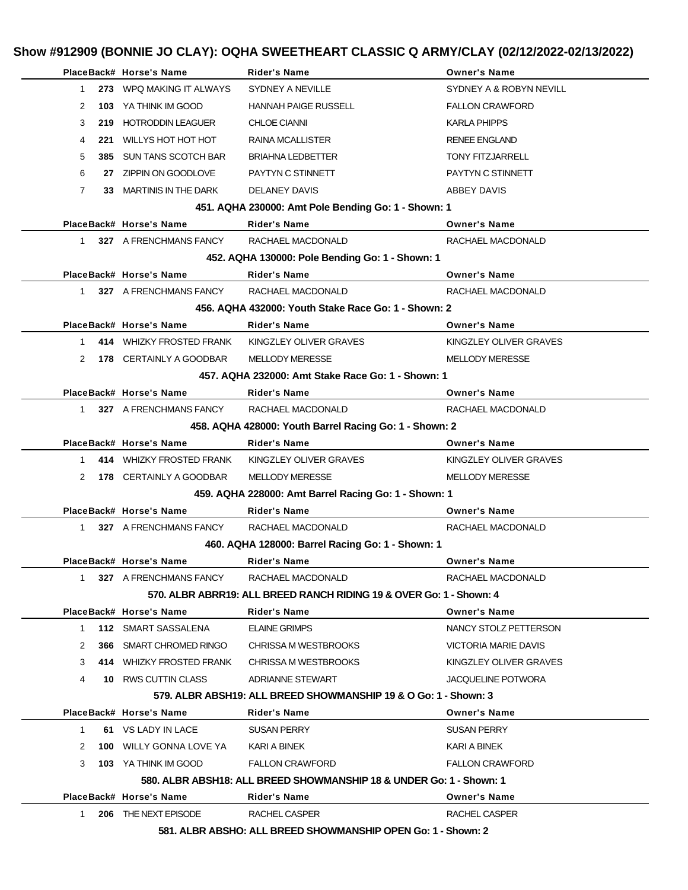# Show #912909 (BONNIE JO CLAY): OQHA SWEETHEART CLASSIC Q ARMY/CLAY (02/12/2022-02/13/2022)

| Place | Back# | Horse's Name | Rider's Name | Owner's Name |
|---|---|---|---|---|
| 1 | 273 | WPQ MAKING IT ALWAYS | SYDNEY A NEVILLE | SYDNEY A & ROBYN NEVILL |
| 2 | 103 | YA THINK IM GOOD | HANNAH PAIGE RUSSELL | FALLON CRAWFORD |
| 3 | 219 | HOTRODDIN LEAGUER | CHLOE CIANNI | KARLA PHIPPS |
| 4 | 221 | WILLYS HOT HOT HOT | RAINA MCALLISTER | RENEE ENGLAND |
| 5 | 385 | SUN TANS SCOTCH BAR | BRIAHNA LEDBETTER | TONY FITZJARRELL |
| 6 | 27 | ZIPPIN ON GOODLOVE | PAYTYN C STINNETT | PAYTYN C STINNETT |
| 7 | 33 | MARTINIS IN THE DARK | DELANEY DAVIS | ABBEY DAVIS |

**451. AQHA 230000: Amt Pole Bending Go: 1 - Shown: 1**

| Place | Back# | Horse's Name | Rider's Name | Owner's Name |
|---|---|---|---|---|
| 1 | 327 | A FRENCHMANS FANCY | RACHAEL MACDONALD | RACHAEL MACDONALD |

**452. AQHA 130000: Pole Bending Go: 1 - Shown: 1**

| Place | Back# | Horse's Name | Rider's Name | Owner's Name |
|---|---|---|---|---|
| 1 | 327 | A FRENCHMANS FANCY | RACHAEL MACDONALD | RACHAEL MACDONALD |

**456. AQHA 432000: Youth Stake Race Go: 1 - Shown: 2**

| Place | Back# | Horse's Name | Rider's Name | Owner's Name |
|---|---|---|---|---|
| 1 | 414 | WHIZKY FROSTED FRANK | KINGZLEY OLIVER GRAVES | KINGZLEY OLIVER GRAVES |
| 2 | 178 | CERTAINLY A GOODBAR | MELLODY MERESSE | MELLODY MERESSE |

**457. AQHA 232000: Amt Stake Race Go: 1 - Shown: 1**

| Place | Back# | Horse's Name | Rider's Name | Owner's Name |
|---|---|---|---|---|
| 1 | 327 | A FRENCHMANS FANCY | RACHAEL MACDONALD | RACHAEL MACDONALD |

**458. AQHA 428000: Youth Barrel Racing Go: 1 - Shown: 2**

| Place | Back# | Horse's Name | Rider's Name | Owner's Name |
|---|---|---|---|---|
| 1 | 414 | WHIZKY FROSTED FRANK | KINGZLEY OLIVER GRAVES | KINGZLEY OLIVER GRAVES |
| 2 | 178 | CERTAINLY A GOODBAR | MELLODY MERESSE | MELLODY MERESSE |

**459. AQHA 228000: Amt Barrel Racing Go: 1 - Shown: 1**

| Place | Back# | Horse's Name | Rider's Name | Owner's Name |
|---|---|---|---|---|
| 1 | 327 | A FRENCHMANS FANCY | RACHAEL MACDONALD | RACHAEL MACDONALD |

**460. AQHA 128000: Barrel Racing Go: 1 - Shown: 1**

| Place | Back# | Horse's Name | Rider's Name | Owner's Name |
|---|---|---|---|---|
| 1 | 327 | A FRENCHMANS FANCY | RACHAEL MACDONALD | RACHAEL MACDONALD |

**570. ALBR ABRR19: ALL BREED RANCH RIDING 19 & OVER Go: 1 - Shown: 4**

| Place | Back# | Horse's Name | Rider's Name | Owner's Name |
|---|---|---|---|---|
| 1 | 112 | SMART SASSALENA | ELAINE GRIMPS | NANCY STOLZ PETTERSON |
| 2 | 366 | SMART CHROMED RINGO | CHRISSA M WESTBROOKS | VICTORIA MARIE DAVIS |
| 3 | 414 | WHIZKY FROSTED FRANK | CHRISSA M WESTBROOKS | KINGZLEY OLIVER GRAVES |
| 4 | 10 | RWS CUTTIN CLASS | ADRIANNE STEWART | JACQUELINE POTWORA |

**579. ALBR ABSH19: ALL BREED SHOWMANSHIP 19 & O Go: 1 - Shown: 3**

| Place | Back# | Horse's Name | Rider's Name | Owner's Name |
|---|---|---|---|---|
| 1 | 61 | VS LADY IN LACE | SUSAN PERRY | SUSAN PERRY |
| 2 | 100 | WILLY GONNA LOVE YA | KARI A BINEK | KARI A BINEK |
| 3 | 103 | YA THINK IM GOOD | FALLON CRAWFORD | FALLON CRAWFORD |

**580. ALBR ABSH18: ALL BREED SHOWMANSHIP 18 & UNDER Go: 1 - Shown: 1**

| Place | Back# | Horse's Name | Rider's Name | Owner's Name |
|---|---|---|---|---|
| 1 | 206 | THE NEXT EPISODE | RACHEL CASPER | RACHEL CASPER |

**581. ALBR ABSHO: ALL BREED SHOWMANSHIP OPEN Go: 1 - Shown: 2**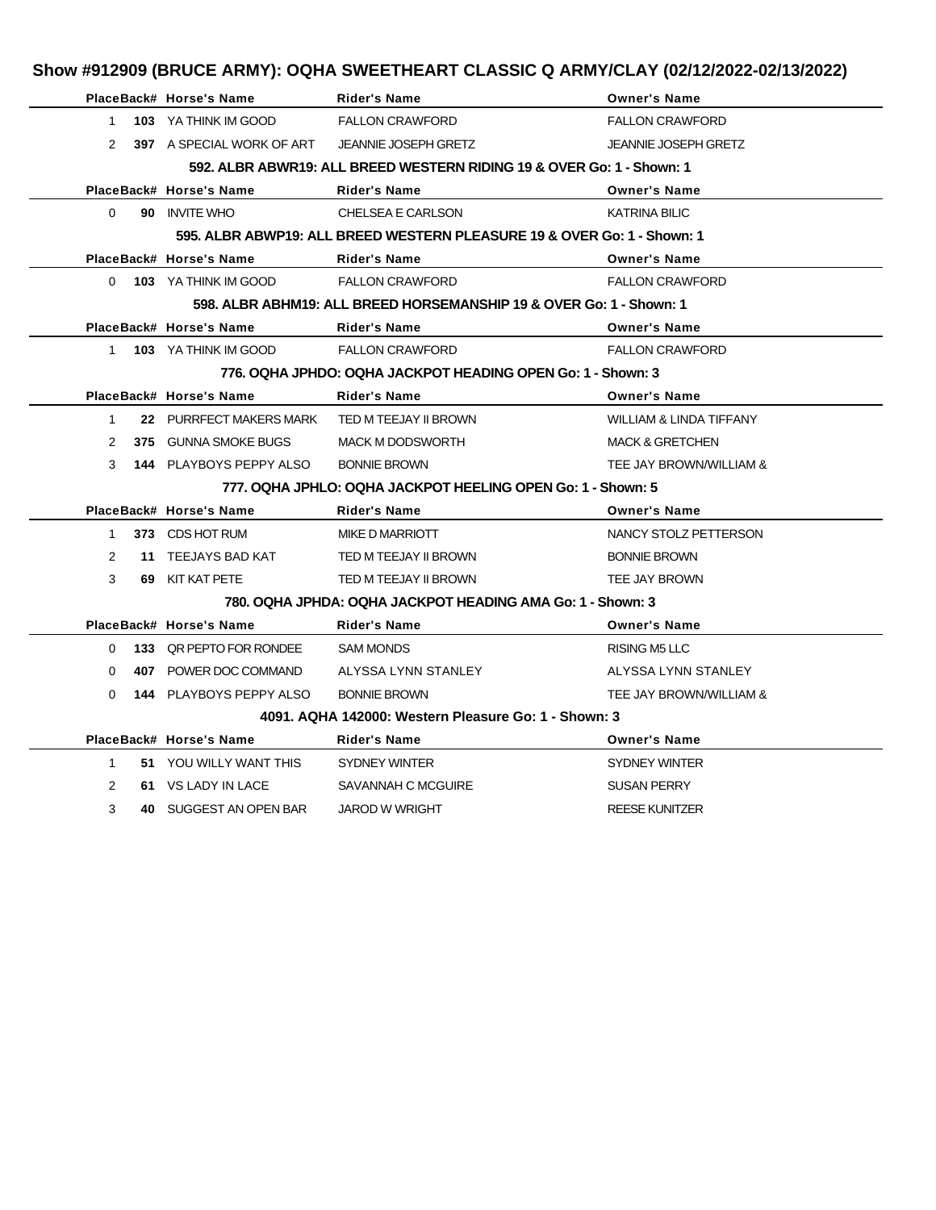## Show #912909 (BRUCE ARMY): OQHA SWEETHEART CLASSIC Q ARMY/CLAY (02/12/2022-02/13/2022)

| Place | Back# | Horse's Name | Rider's Name | Owner's Name |
|---|---|---|---|---|
| 1 | **103** | YA THINK IM GOOD | FALLON CRAWFORD | FALLON CRAWFORD |
| 2 | **397** | A SPECIAL WORK OF ART | JEANNIE JOSEPH GRETZ | JEANNIE JOSEPH GRETZ |

### 592. ALBR ABWR19: ALL BREED WESTERN RIDING 19 & OVER Go: 1 - Shown: 1

| Place | Back# | Horse's Name | Rider's Name | Owner's Name |
|---|---|---|---|---|
| 0 | **90** | INVITE WHO | CHELSEA E CARLSON | KATRINA BILIC |

### 595. ALBR ABWP19: ALL BREED WESTERN PLEASURE 19 & OVER Go: 1 - Shown: 1

| Place | Back# | Horse's Name | Rider's Name | Owner's Name |
|---|---|---|---|---|
| 0 | **103** | YA THINK IM GOOD | FALLON CRAWFORD | FALLON CRAWFORD |

### 598. ALBR ABHM19: ALL BREED HORSEMANSHIP 19 & OVER Go: 1 - Shown: 1

| Place | Back# | Horse's Name | Rider's Name | Owner's Name |
|---|---|---|---|---|
| 1 | **103** | YA THINK IM GOOD | FALLON CRAWFORD | FALLON CRAWFORD |

### 776. OQHA JPHDO: OQHA JACKPOT HEADING OPEN Go: 1 - Shown: 3

| Place | Back# | Horse's Name | Rider's Name | Owner's Name |
|---|---|---|---|---|
| 1 | **22** | PURRFECT MAKERS MARK | TED M TEEJAY II BROWN | WILLIAM & LINDA TIFFANY |
| 2 | **375** | GUNNA SMOKE BUGS | MACK M DODSWORTH | MACK & GRETCHEN |
| 3 | **144** | PLAYBOYS PEPPY ALSO | BONNIE BROWN | TEE JAY BROWN/WILLIAM & |

### 777. OQHA JPHLO: OQHA JACKPOT HEELING OPEN Go: 1 - Shown: 5

| Place | Back# | Horse's Name | Rider's Name | Owner's Name |
|---|---|---|---|---|
| 1 | **373** | CDS HOT RUM | MIKE D MARRIOTT | NANCY STOLZ PETTERSON |
| 2 | **11** | TEEJAYS BAD KAT | TED M TEEJAY II BROWN | BONNIE BROWN |
| 3 | **69** | KIT KAT PETE | TED M TEEJAY II BROWN | TEE JAY BROWN |

### 780. OQHA JPHDA: OQHA JACKPOT HEADING AMA Go: 1 - Shown: 3

| Place | Back# | Horse's Name | Rider's Name | Owner's Name |
|---|---|---|---|---|
| 0 | **133** | QR PEPTO FOR RONDEE | SAM MONDS | RISING M5 LLC |
| 0 | **407** | POWER DOC COMMAND | ALYSSA LYNN STANLEY | ALYSSA LYNN STANLEY |
| 0 | **144** | PLAYBOYS PEPPY ALSO | BONNIE BROWN | TEE JAY BROWN/WILLIAM & |

### 4091. AQHA 142000: Western Pleasure Go: 1 - Shown: 3

| Place | Back# | Horse's Name | Rider's Name | Owner's Name |
|---|---|---|---|---|
| 1 | **51** | YOU WILLY WANT THIS | SYDNEY WINTER | SYDNEY WINTER |
| 2 | **61** | VS LADY IN LACE | SAVANNAH C MCGUIRE | SUSAN PERRY |
| 3 | **40** | SUGGEST AN OPEN BAR | JAROD W WRIGHT | REESE KUNITZER |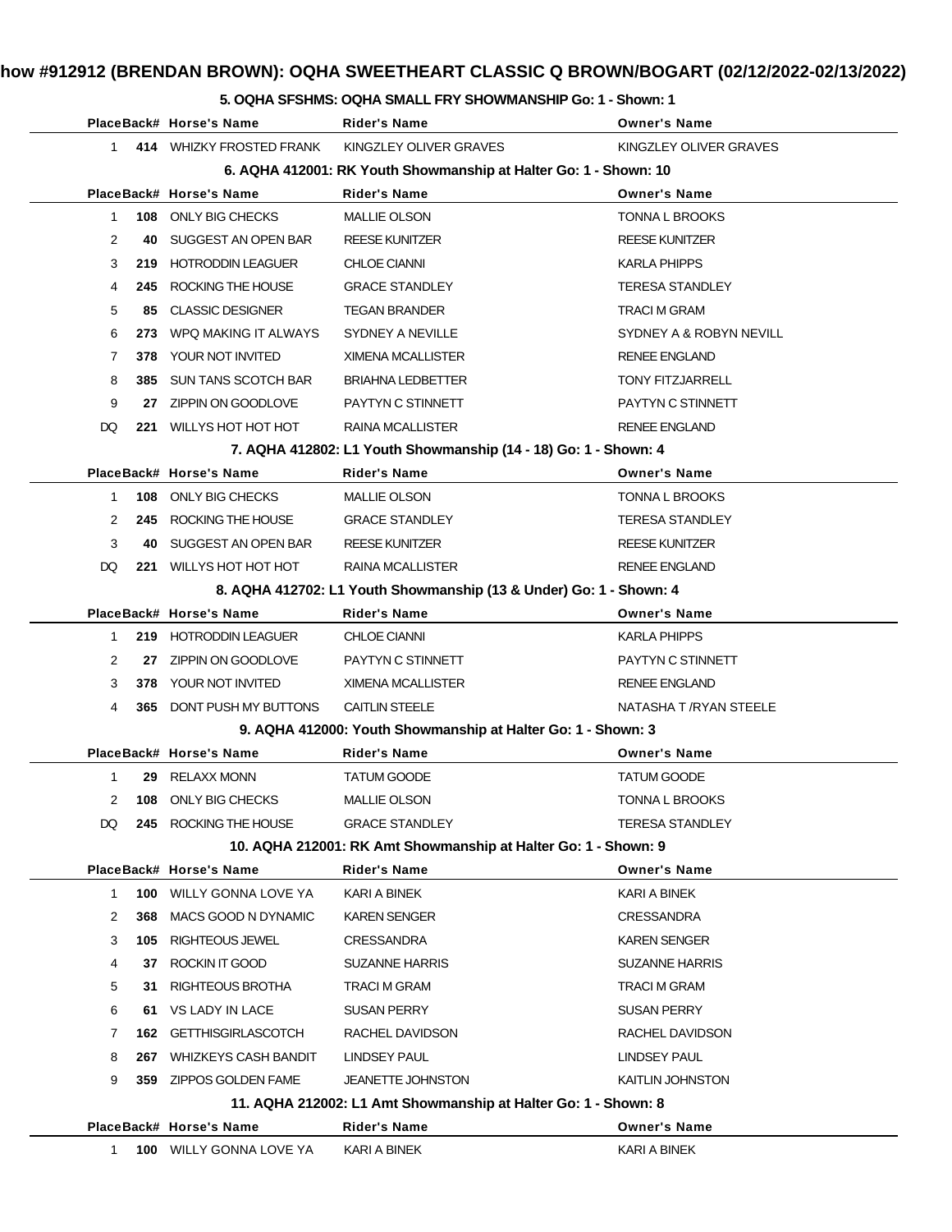# how #912912 (BRENDAN BROWN): OQHA SWEETHEART CLASSIC Q BROWN/BOGART (02/12/2022-02/13/2022)

### 5. OQHA SFSHMS: OQHA SMALL FRY SHOWMANSHIP Go: 1 - Shown: 1

| Place | Back# | Horse's Name | Rider's Name | Owner's Name |
|---|---|---|---|---|
| 1 | 414 | WHIZKY FROSTED FRANK | KINGZLEY OLIVER GRAVES | KINGZLEY OLIVER GRAVES |

### 6. AQHA 412001: RK Youth Showmanship at Halter Go: 1 - Shown: 10

| Place | Back# | Horse's Name | Rider's Name | Owner's Name |
|---|---|---|---|---|
| 1 | 108 | ONLY BIG CHECKS | MALLIE OLSON | TONNA L BROOKS |
| 2 | 40 | SUGGEST AN OPEN BAR | REESE KUNITZER | REESE KUNITZER |
| 3 | 219 | HOTRODDIN LEAGUER | CHLOE CIANNI | KARLA PHIPPS |
| 4 | 245 | ROCKING THE HOUSE | GRACE STANDLEY | TERESA STANDLEY |
| 5 | 85 | CLASSIC DESIGNER | TEGAN BRANDER | TRACI M GRAM |
| 6 | 273 | WPQ MAKING IT ALWAYS | SYDNEY A NEVILLE | SYDNEY A & ROBYN NEVILL |
| 7 | 378 | YOUR NOT INVITED | XIMENA MCALLISTER | RENEE ENGLAND |
| 8 | 385 | SUN TANS SCOTCH BAR | BRIAHNA LEDBETTER | TONY FITZJARRELL |
| 9 | 27 | ZIPPIN ON GOODLOVE | PAYTYN C STINNETT | PAYTYN C STINNETT |
| DQ | 221 | WILLYS HOT HOT HOT | RAINA MCALLISTER | RENEE ENGLAND |

### 7. AQHA 412802: L1 Youth Showmanship (14 - 18) Go: 1 - Shown: 4

| Place | Back# | Horse's Name | Rider's Name | Owner's Name |
|---|---|---|---|---|
| 1 | 108 | ONLY BIG CHECKS | MALLIE OLSON | TONNA L BROOKS |
| 2 | 245 | ROCKING THE HOUSE | GRACE STANDLEY | TERESA STANDLEY |
| 3 | 40 | SUGGEST AN OPEN BAR | REESE KUNITZER | REESE KUNITZER |
| DQ | 221 | WILLYS HOT HOT HOT | RAINA MCALLISTER | RENEE ENGLAND |

### 8. AQHA 412702: L1 Youth Showmanship (13 & Under) Go: 1 - Shown: 4

| Place | Back# | Horse's Name | Rider's Name | Owner's Name |
|---|---|---|---|---|
| 1 | 219 | HOTRODDIN LEAGUER | CHLOE CIANNI | KARLA PHIPPS |
| 2 | 27 | ZIPPIN ON GOODLOVE | PAYTYN C STINNETT | PAYTYN C STINNETT |
| 3 | 378 | YOUR NOT INVITED | XIMENA MCALLISTER | RENEE ENGLAND |
| 4 | 365 | DONT PUSH MY BUTTONS | CAITLIN STEELE | NATASHA T /RYAN STEELE |

### 9. AQHA 412000: Youth Showmanship at Halter Go: 1 - Shown: 3

| Place | Back# | Horse's Name | Rider's Name | Owner's Name |
|---|---|---|---|---|
| 1 | 29 | RELAXX MONN | TATUM GOODE | TATUM GOODE |
| 2 | 108 | ONLY BIG CHECKS | MALLIE OLSON | TONNA L BROOKS |
| DQ | 245 | ROCKING THE HOUSE | GRACE STANDLEY | TERESA STANDLEY |

### 10. AQHA 212001: RK Amt Showmanship at Halter Go: 1 - Shown: 9

| Place | Back# | Horse's Name | Rider's Name | Owner's Name |
|---|---|---|---|---|
| 1 | 100 | WILLY GONNA LOVE YA | KARI A BINEK | KARI A BINEK |
| 2 | 368 | MACS GOOD N DYNAMIC | KAREN SENGER | CRESSANDRA |
| 3 | 105 | RIGHTEOUS JEWEL | CRESSANDRA | KAREN SENGER |
| 4 | 37 | ROCKIN IT GOOD | SUZANNE HARRIS | SUZANNE HARRIS |
| 5 | 31 | RIGHTEOUS BROTHA | TRACI M GRAM | TRACI M GRAM |
| 6 | 61 | VS LADY IN LACE | SUSAN PERRY | SUSAN PERRY |
| 7 | 162 | GETTHISGIRLASCOTCH | RACHEL DAVIDSON | RACHEL DAVIDSON |
| 8 | 267 | WHIZKEYS CASH BANDIT | LINDSEY PAUL | LINDSEY PAUL |
| 9 | 359 | ZIPPOS GOLDEN FAME | JEANETTE JOHNSTON | KAITLIN JOHNSTON |

### 11. AQHA 212002: L1 Amt Showmanship at Halter Go: 1 - Shown: 8

| Place | Back# | Horse's Name | Rider's Name | Owner's Name |
|---|---|---|---|---|
| 1 | 100 | WILLY GONNA LOVE YA | KARI A BINEK | KARI A BINEK |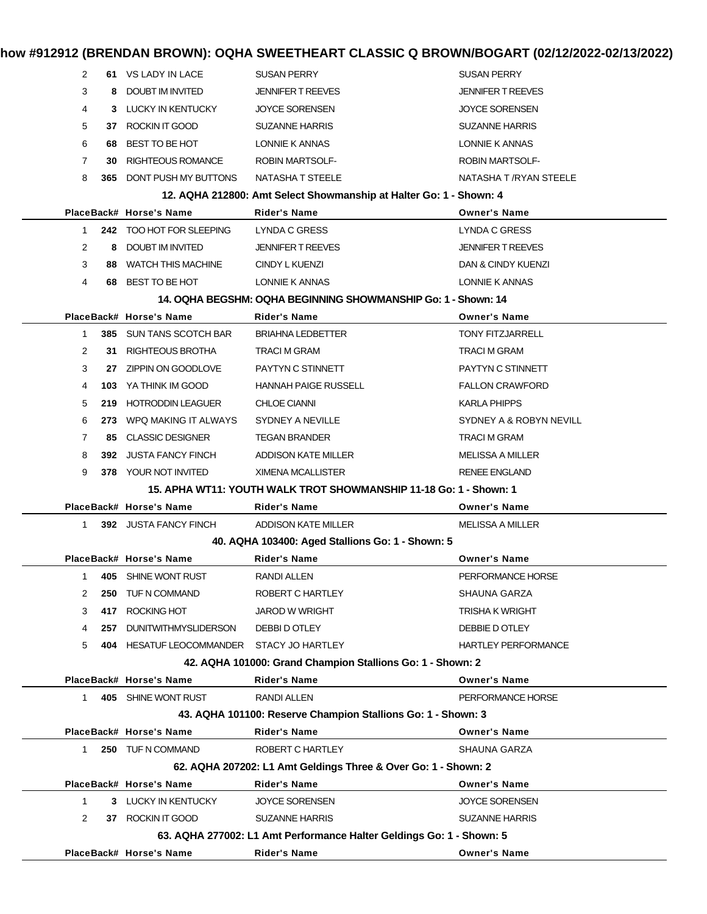| Place | Back# | Horse's Name | Rider's Name | Owner's Name |
|---|---|---|---|---|
| 2 | 61 | VS LADY IN LACE | SUSAN PERRY | SUSAN PERRY |
| 3 | 8 | DOUBT IM INVITED | JENNIFER T REEVES | JENNIFER T REEVES |
| 4 | 3 | LUCKY IN KENTUCKY | JOYCE SORENSEN | JOYCE SORENSEN |
| 5 | 37 | ROCKIN IT GOOD | SUZANNE HARRIS | SUZANNE HARRIS |
| 6 | 68 | BEST TO BE HOT | LONNIE K ANNAS | LONNIE K ANNAS |
| 7 | 30 | RIGHTEOUS ROMANCE | ROBIN MARTSOLF- | ROBIN MARTSOLF- |
| 8 | 365 | DONT PUSH MY BUTTONS | NATASHA T STEELE | NATASHA T /RYAN STEELE |

### 12. AQHA 212800: Amt Select Showmanship at Halter Go: 1 - Shown: 4

| Place | Back# | Horse's Name | Rider's Name | Owner's Name |
|---|---|---|---|---|
| 1 | 242 | TOO HOT FOR SLEEPING | LYNDA C GRESS | LYNDA C GRESS |
| 2 | 8 | DOUBT IM INVITED | JENNIFER T REEVES | JENNIFER T REEVES |
| 3 | 88 | WATCH THIS MACHINE | CINDY L KUENZI | DAN & CINDY KUENZI |
| 4 | 68 | BEST TO BE HOT | LONNIE K ANNAS | LONNIE K ANNAS |

### 14. OQHA BEGSHM: OQHA BEGINNING SHOWMANSHIP Go: 1 - Shown: 14

| Place | Back# | Horse's Name | Rider's Name | Owner's Name |
|---|---|---|---|---|
| 1 | 385 | SUN TANS SCOTCH BAR | BRIAHNA LEDBETTER | TONY FITZJARRELL |
| 2 | 31 | RIGHTEOUS BROTHA | TRACI M GRAM | TRACI M GRAM |
| 3 | 27 | ZIPPIN ON GOODLOVE | PAYTYN C STINNETT | PAYTYN C STINNETT |
| 4 | 103 | YA THINK IM GOOD | HANNAH PAIGE RUSSELL | FALLON CRAWFORD |
| 5 | 219 | HOTRODDIN LEAGUER | CHLOE CIANNI | KARLA PHIPPS |
| 6 | 273 | WPQ MAKING IT ALWAYS | SYDNEY A NEVILLE | SYDNEY A & ROBYN NEVILL |
| 7 | 85 | CLASSIC DESIGNER | TEGAN BRANDER | TRACI M GRAM |
| 8 | 392 | JUSTA FANCY FINCH | ADDISON KATE MILLER | MELISSA A MILLER |
| 9 | 378 | YOUR NOT INVITED | XIMENA MCALLISTER | RENEE ENGLAND |

### 15. APHA WT11: YOUTH WALK TROT SHOWMANSHIP 11-18 Go: 1 - Shown: 1

| Place | Back# | Horse's Name | Rider's Name | Owner's Name |
|---|---|---|---|---|
| 1 | 392 | JUSTA FANCY FINCH | ADDISON KATE MILLER | MELISSA A MILLER |

### 40. AQHA 103400: Aged Stallions Go: 1 - Shown: 5

| Place | Back# | Horse's Name | Rider's Name | Owner's Name |
|---|---|---|---|---|
| 1 | 405 | SHINE WONT RUST | RANDI ALLEN | PERFORMANCE HORSE |
| 2 | 250 | TUF N COMMAND | ROBERT C HARTLEY | SHAUNA GARZA |
| 3 | 417 | ROCKING HOT | JAROD W WRIGHT | TRISHA K WRIGHT |
| 4 | 257 | DUNITWITHMYSLIDERSON | DEBBI D OTLEY | DEBBIE D OTLEY |
| 5 | 404 | HESATUF LEOCOMMANDER | STACY JO HARTLEY | HARTLEY PERFORMANCE |

### 42. AQHA 101000: Grand Champion Stallions Go: 1 - Shown: 2

| Place | Back# | Horse's Name | Rider's Name | Owner's Name |
|---|---|---|---|---|
| 1 | 405 | SHINE WONT RUST | RANDI ALLEN | PERFORMANCE HORSE |

### 43. AQHA 101100: Reserve Champion Stallions Go: 1 - Shown: 3

| Place | Back# | Horse's Name | Rider's Name | Owner's Name |
|---|---|---|---|---|
| 1 | 250 | TUF N COMMAND | ROBERT C HARTLEY | SHAUNA GARZA |

### 62. AQHA 207202: L1 Amt Geldings Three & Over Go: 1 - Shown: 2

| Place | Back# | Horse's Name | Rider's Name | Owner's Name |
|---|---|---|---|---|
| 1 | 3 | LUCKY IN KENTUCKY | JOYCE SORENSEN | JOYCE SORENSEN |
| 2 | 37 | ROCKIN IT GOOD | SUZANNE HARRIS | SUZANNE HARRIS |

### 63. AQHA 277002: L1 Amt Performance Halter Geldings Go: 1 - Shown: 5

| Place | Back# | Horse's Name | Rider's Name | Owner's Name |
|---|---|---|---|---|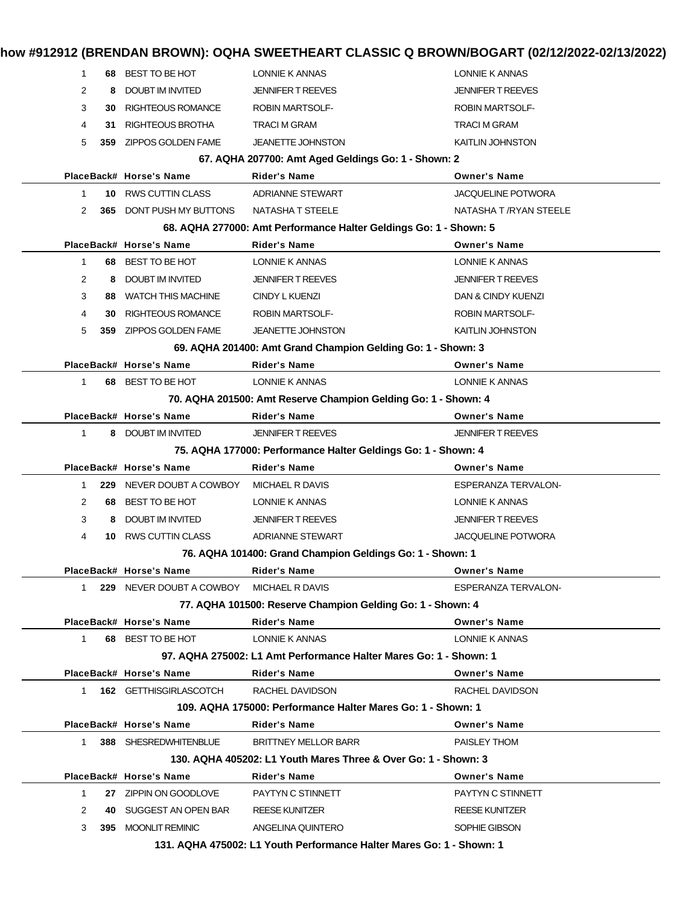| Place | Back# | Horse's Name | Rider's Name | Owner's Name |
|---|---|---|---|---|
| 1 | 68 | BEST TO BE HOT | LONNIE K ANNAS | LONNIE K ANNAS |
| 2 | 8 | DOUBT IM INVITED | JENNIFER T REEVES | JENNIFER T REEVES |
| 3 | 30 | RIGHTEOUS ROMANCE | ROBIN MARTSOLF- | ROBIN MARTSOLF- |
| 4 | 31 | RIGHTEOUS BROTHA | TRACI M GRAM | TRACI M GRAM |
| 5 | 359 | ZIPPOS GOLDEN FAME | JEANETTE JOHNSTON | KAITLIN JOHNSTON |

### 67. AQHA 207700: Amt Aged Geldings Go: 1 - Shown: 2

| Place | Back# | Horse's Name | Rider's Name | Owner's Name |
|---|---|---|---|---|
| 1 | 10 | RWS CUTTIN CLASS | ADRIANNE STEWART | JACQUELINE POTWORA |
| 2 | 365 | DONT PUSH MY BUTTONS | NATASHA T STEELE | NATASHA T /RYAN STEELE |

### 68. AQHA 277000: Amt Performance Halter Geldings Go: 1 - Shown: 5

| Place | Back# | Horse's Name | Rider's Name | Owner's Name |
|---|---|---|---|---|
| 1 | 68 | BEST TO BE HOT | LONNIE K ANNAS | LONNIE K ANNAS |
| 2 | 8 | DOUBT IM INVITED | JENNIFER T REEVES | JENNIFER T REEVES |
| 3 | 88 | WATCH THIS MACHINE | CINDY L KUENZI | DAN & CINDY KUENZI |
| 4 | 30 | RIGHTEOUS ROMANCE | ROBIN MARTSOLF- | ROBIN MARTSOLF- |
| 5 | 359 | ZIPPOS GOLDEN FAME | JEANETTE JOHNSTON | KAITLIN JOHNSTON |

### 69. AQHA 201400: Amt Grand Champion Gelding Go: 1 - Shown: 3

| Place | Back# | Horse's Name | Rider's Name | Owner's Name |
|---|---|---|---|---|
| 1 | 68 | BEST TO BE HOT | LONNIE K ANNAS | LONNIE K ANNAS |

### 70. AQHA 201500: Amt Reserve Champion Gelding Go: 1 - Shown: 4

| Place | Back# | Horse's Name | Rider's Name | Owner's Name |
|---|---|---|---|---|
| 1 | 8 | DOUBT IM INVITED | JENNIFER T REEVES | JENNIFER T REEVES |

### 75. AQHA 177000: Performance Halter Geldings Go: 1 - Shown: 4

| Place | Back# | Horse's Name | Rider's Name | Owner's Name |
|---|---|---|---|---|
| 1 | 229 | NEVER DOUBT A COWBOY | MICHAEL R DAVIS | ESPERANZA TERVALON- |
| 2 | 68 | BEST TO BE HOT | LONNIE K ANNAS | LONNIE K ANNAS |
| 3 | 8 | DOUBT IM INVITED | JENNIFER T REEVES | JENNIFER T REEVES |
| 4 | 10 | RWS CUTTIN CLASS | ADRIANNE STEWART | JACQUELINE POTWORA |

### 76. AQHA 101400: Grand Champion Geldings Go: 1 - Shown: 1

| Place | Back# | Horse's Name | Rider's Name | Owner's Name |
|---|---|---|---|---|
| 1 | 229 | NEVER DOUBT A COWBOY | MICHAEL R DAVIS | ESPERANZA TERVALON- |

### 77. AQHA 101500: Reserve Champion Gelding Go: 1 - Shown: 4

| Place | Back# | Horse's Name | Rider's Name | Owner's Name |
|---|---|---|---|---|
| 1 | 68 | BEST TO BE HOT | LONNIE K ANNAS | LONNIE K ANNAS |

### 97. AQHA 275002: L1 Amt Performance Halter Mares Go: 1 - Shown: 1

| Place | Back# | Horse's Name | Rider's Name | Owner's Name |
|---|---|---|---|---|
| 1 | 162 | GETTHISGIRLASCOTCH | RACHEL DAVIDSON | RACHEL DAVIDSON |

### 109. AQHA 175000: Performance Halter Mares Go: 1 - Shown: 1

| Place | Back# | Horse's Name | Rider's Name | Owner's Name |
|---|---|---|---|---|
| 1 | 388 | SHESREDWHITENBLUE | BRITTNEY MELLOR BARR | PAISLEY THOM |

### 130. AQHA 405202: L1 Youth Mares Three & Over Go: 1 - Shown: 3

| Place | Back# | Horse's Name | Rider's Name | Owner's Name |
|---|---|---|---|---|
| 1 | 27 | ZIPPIN ON GOODLOVE | PAYTYN C STINNETT | PAYTYN C STINNETT |
| 2 | 40 | SUGGEST AN OPEN BAR | REESE KUNITZER | REESE KUNITZER |
| 3 | 395 | MOONLIT REMINIC | ANGELINA QUINTERO | SOPHIE GIBSON |

### 131. AQHA 475002: L1 Youth Performance Halter Mares Go: 1 - Shown: 1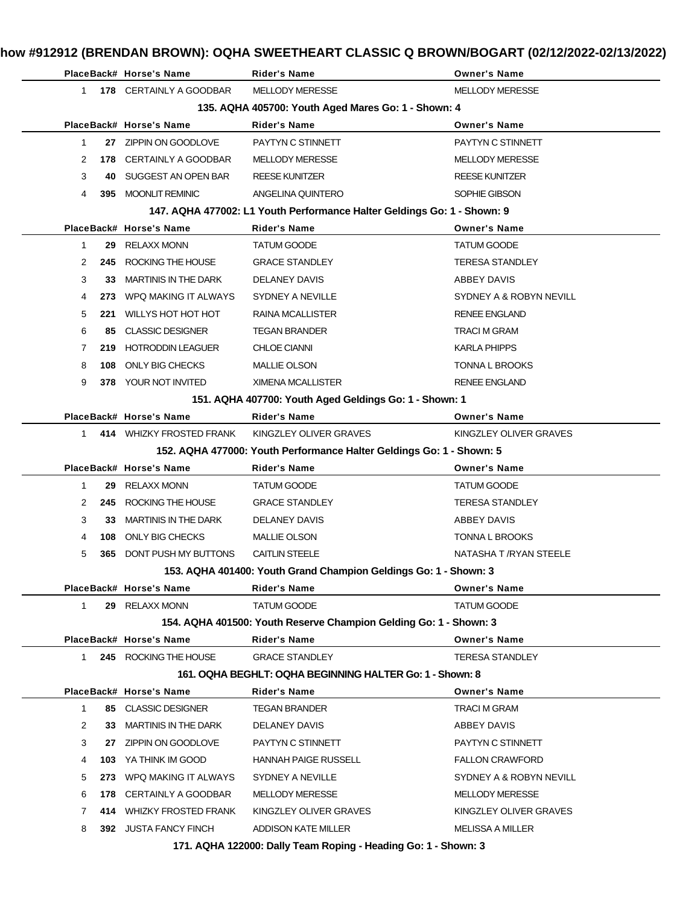| Place | Back# | Horse's Name | Rider's Name | Owner's Name |
|---|---|---|---|---|
| 1 | 178 | CERTAINLY A GOODBAR | MELLODY MERESSE | MELLODY MERESSE |

**135. AQHA 405700: Youth Aged Mares Go: 1 - Shown: 4**

| Place | Back# | Horse's Name | Rider's Name | Owner's Name |
|---|---|---|---|---|
| 1 | 27 | ZIPPIN ON GOODLOVE | PAYTYN C STINNETT | PAYTYN C STINNETT |
| 2 | 178 | CERTAINLY A GOODBAR | MELLODY MERESSE | MELLODY MERESSE |
| 3 | 40 | SUGGEST AN OPEN BAR | REESE KUNITZER | REESE KUNITZER |
| 4 | 395 | MOONLIT REMINIC | ANGELINA QUINTERO | SOPHIE GIBSON |

**147. AQHA 477002: L1 Youth Performance Halter Geldings Go: 1 - Shown: 9**

| Place | Back# | Horse's Name | Rider's Name | Owner's Name |
|---|---|---|---|---|
| 1 | 29 | RELAXX MONN | TATUM GOODE | TATUM GOODE |
| 2 | 245 | ROCKING THE HOUSE | GRACE STANDLEY | TERESA STANDLEY |
| 3 | 33 | MARTINIS IN THE DARK | DELANEY DAVIS | ABBEY DAVIS |
| 4 | 273 | WPQ MAKING IT ALWAYS | SYDNEY A NEVILLE | SYDNEY A & ROBYN NEVILL |
| 5 | 221 | WILLYS HOT HOT HOT | RAINA MCALLISTER | RENEE ENGLAND |
| 6 | 85 | CLASSIC DESIGNER | TEGAN BRANDER | TRACI M GRAM |
| 7 | 219 | HOTRODDIN LEAGUER | CHLOE CIANNI | KARLA PHIPPS |
| 8 | 108 | ONLY BIG CHECKS | MALLIE OLSON | TONNA L BROOKS |
| 9 | 378 | YOUR NOT INVITED | XIMENA MCALLISTER | RENEE ENGLAND |

**151. AQHA 407700: Youth Aged Geldings Go: 1 - Shown: 1**

| Place | Back# | Horse's Name | Rider's Name | Owner's Name |
|---|---|---|---|---|
| 1 | 414 | WHIZKY FROSTED FRANK | KINGZLEY OLIVER GRAVES | KINGZLEY OLIVER GRAVES |

**152. AQHA 477000: Youth Performance Halter Geldings Go: 1 - Shown: 5**

| Place | Back# | Horse's Name | Rider's Name | Owner's Name |
|---|---|---|---|---|
| 1 | 29 | RELAXX MONN | TATUM GOODE | TATUM GOODE |
| 2 | 245 | ROCKING THE HOUSE | GRACE STANDLEY | TERESA STANDLEY |
| 3 | 33 | MARTINIS IN THE DARK | DELANEY DAVIS | ABBEY DAVIS |
| 4 | 108 | ONLY BIG CHECKS | MALLIE OLSON | TONNA L BROOKS |
| 5 | 365 | DONT PUSH MY BUTTONS | CAITLIN STEELE | NATASHA T /RYAN STEELE |

**153. AQHA 401400: Youth Grand Champion Geldings Go: 1 - Shown: 3**

| Place | Back# | Horse's Name | Rider's Name | Owner's Name |
|---|---|---|---|---|
| 1 | 29 | RELAXX MONN | TATUM GOODE | TATUM GOODE |

**154. AQHA 401500: Youth Reserve Champion Gelding Go: 1 - Shown: 3**

| Place | Back# | Horse's Name | Rider's Name | Owner's Name |
|---|---|---|---|---|
| 1 | 245 | ROCKING THE HOUSE | GRACE STANDLEY | TERESA STANDLEY |

**161. OQHA BEGHLT: OQHA BEGINNING HALTER Go: 1 - Shown: 8**

| Place | Back# | Horse's Name | Rider's Name | Owner's Name |
|---|---|---|---|---|
| 1 | 85 | CLASSIC DESIGNER | TEGAN BRANDER | TRACI M GRAM |
| 2 | 33 | MARTINIS IN THE DARK | DELANEY DAVIS | ABBEY DAVIS |
| 3 | 27 | ZIPPIN ON GOODLOVE | PAYTYN C STINNETT | PAYTYN C STINNETT |
| 4 | 103 | YA THINK IM GOOD | HANNAH PAIGE RUSSELL | FALLON CRAWFORD |
| 5 | 273 | WPQ MAKING IT ALWAYS | SYDNEY A NEVILLE | SYDNEY A & ROBYN NEVILL |
| 6 | 178 | CERTAINLY A GOODBAR | MELLODY MERESSE | MELLODY MERESSE |
| 7 | 414 | WHIZKY FROSTED FRANK | KINGZLEY OLIVER GRAVES | KINGZLEY OLIVER GRAVES |
| 8 | 392 | JUSTA FANCY FINCH | ADDISON KATE MILLER | MELISSA A MILLER |

**171. AQHA 122000: Dally Team Roping - Heading Go: 1 - Shown: 3**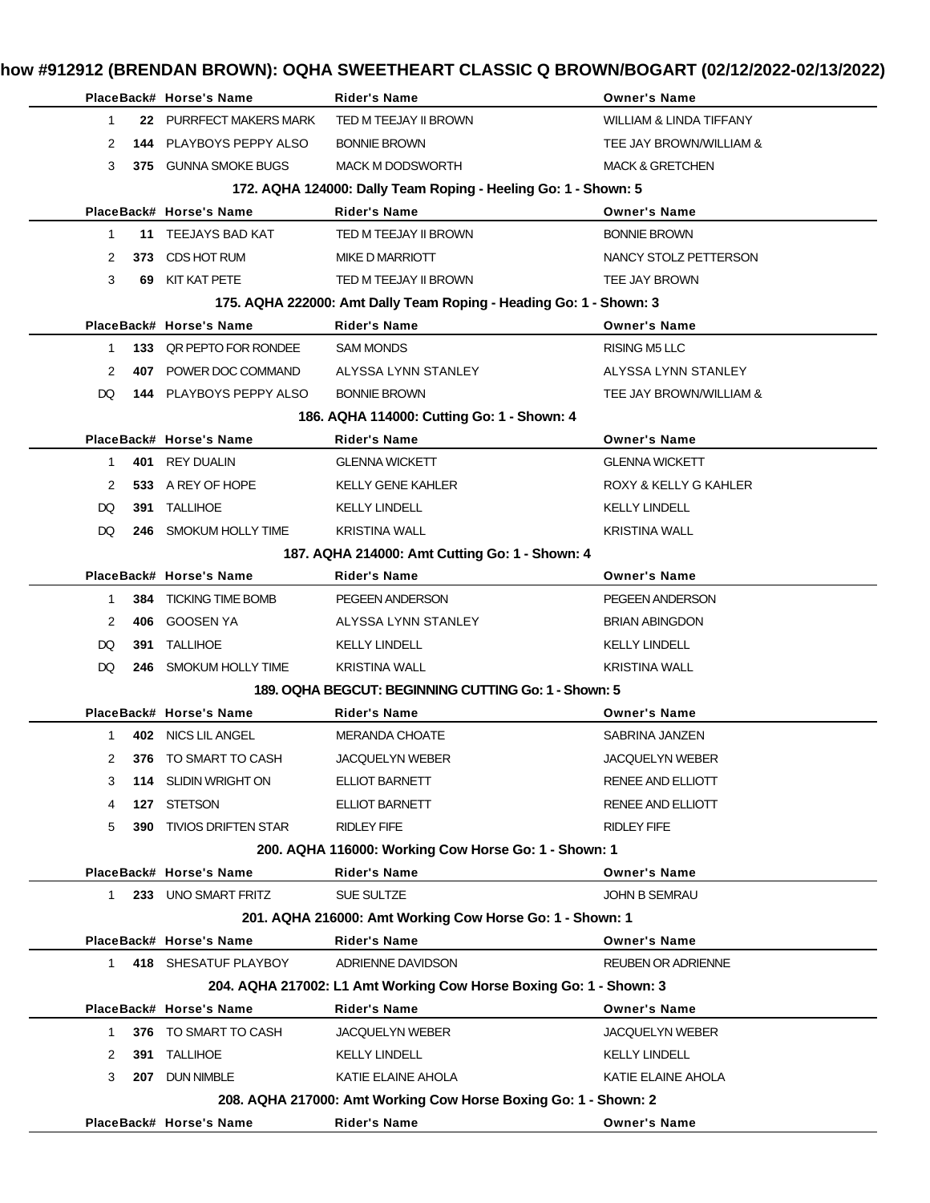# how #912912 (BRENDAN BROWN): OQHA SWEETHEART CLASSIC Q BROWN/BOGART (02/12/2022-02/13/2022)

| Place | Back# | Horse's Name | Rider's Name | Owner's Name |
|---|---|---|---|---|
| 1 | 22 | PURRFECT MAKERS MARK | TED M TEEJAY II BROWN | WILLIAM & LINDA TIFFANY |
| 2 | 144 | PLAYBOYS PEPPY ALSO | BONNIE BROWN | TEE JAY BROWN/WILLIAM & |
| 3 | 375 | GUNNA SMOKE BUGS | MACK M DODSWORTH | MACK & GRETCHEN |

### 172. AQHA 124000: Dally Team Roping - Heeling Go: 1 - Shown: 5

| Place | Back# | Horse's Name | Rider's Name | Owner's Name |
|---|---|---|---|---|
| 1 | 11 | TEEJAYS BAD KAT | TED M TEEJAY II BROWN | BONNIE BROWN |
| 2 | 373 | CDS HOT RUM | MIKE D MARRIOTT | NANCY STOLZ PETTERSON |
| 3 | 69 | KIT KAT PETE | TED M TEEJAY II BROWN | TEE JAY BROWN |

### 175. AQHA 222000: Amt Dally Team Roping - Heading Go: 1 - Shown: 3

| Place | Back# | Horse's Name | Rider's Name | Owner's Name |
|---|---|---|---|---|
| 1 | 133 | QR PEPTO FOR RONDEE | SAM MONDS | RISING M5 LLC |
| 2 | 407 | POWER DOC COMMAND | ALYSSA LYNN STANLEY | ALYSSA LYNN STANLEY |
| DQ | 144 | PLAYBOYS PEPPY ALSO | BONNIE BROWN | TEE JAY BROWN/WILLIAM & |

### 186. AQHA 114000: Cutting Go: 1 - Shown: 4

| Place | Back# | Horse's Name | Rider's Name | Owner's Name |
|---|---|---|---|---|
| 1 | 401 | REY DUALIN | GLENNA WICKETT | GLENNA WICKETT |
| 2 | 533 | A REY OF HOPE | KELLY GENE KAHLER | ROXY & KELLY G KAHLER |
| DQ | 391 | TALLIHOE | KELLY LINDELL | KELLY LINDELL |
| DQ | 246 | SMOKUM HOLLY TIME | KRISTINA WALL | KRISTINA WALL |

### 187. AQHA 214000: Amt Cutting Go: 1 - Shown: 4

| Place | Back# | Horse's Name | Rider's Name | Owner's Name |
|---|---|---|---|---|
| 1 | 384 | TICKING TIME BOMB | PEGEEN ANDERSON | PEGEEN ANDERSON |
| 2 | 406 | GOOSEN YA | ALYSSA LYNN STANLEY | BRIAN ABINGDON |
| DQ | 391 | TALLIHOE | KELLY LINDELL | KELLY LINDELL |
| DQ | 246 | SMOKUM HOLLY TIME | KRISTINA WALL | KRISTINA WALL |

### 189. OQHA BEGCUT: BEGINNING CUTTING Go: 1 - Shown: 5

| Place | Back# | Horse's Name | Rider's Name | Owner's Name |
|---|---|---|---|---|
| 1 | 402 | NICS LIL ANGEL | MERANDA CHOATE | SABRINA JANZEN |
| 2 | 376 | TO SMART TO CASH | JACQUELYN WEBER | JACQUELYN WEBER |
| 3 | 114 | SLIDIN WRIGHT ON | ELLIOT BARNETT | RENEE AND ELLIOTT |
| 4 | 127 | STETSON | ELLIOT BARNETT | RENEE AND ELLIOTT |
| 5 | 390 | TIVIOS DRIFTEN STAR | RIDLEY FIFE | RIDLEY FIFE |

### 200. AQHA 116000: Working Cow Horse Go: 1 - Shown: 1

| Place | Back# | Horse's Name | Rider's Name | Owner's Name |
|---|---|---|---|---|
| 1 | 233 | UNO SMART FRITZ | SUE SULTZE | JOHN B SEMRAU |

### 201. AQHA 216000: Amt Working Cow Horse Go: 1 - Shown: 1

| Place | Back# | Horse's Name | Rider's Name | Owner's Name |
|---|---|---|---|---|
| 1 | 418 | SHESATUF PLAYBOY | ADRIENNE DAVIDSON | REUBEN OR ADRIENNE |

### 204. AQHA 217002: L1 Amt Working Cow Horse Boxing Go: 1 - Shown: 3

| Place | Back# | Horse's Name | Rider's Name | Owner's Name |
|---|---|---|---|---|
| 1 | 376 | TO SMART TO CASH | JACQUELYN WEBER | JACQUELYN WEBER |
| 2 | 391 | TALLIHOE | KELLY LINDELL | KELLY LINDELL |
| 3 | 207 | DUN NIMBLE | KATIE ELAINE AHOLA | KATIE ELAINE AHOLA |

### 208. AQHA 217000: Amt Working Cow Horse Boxing Go: 1 - Shown: 2

| Place | Back# | Horse's Name | Rider's Name | Owner's Name |
|---|---|---|---|---|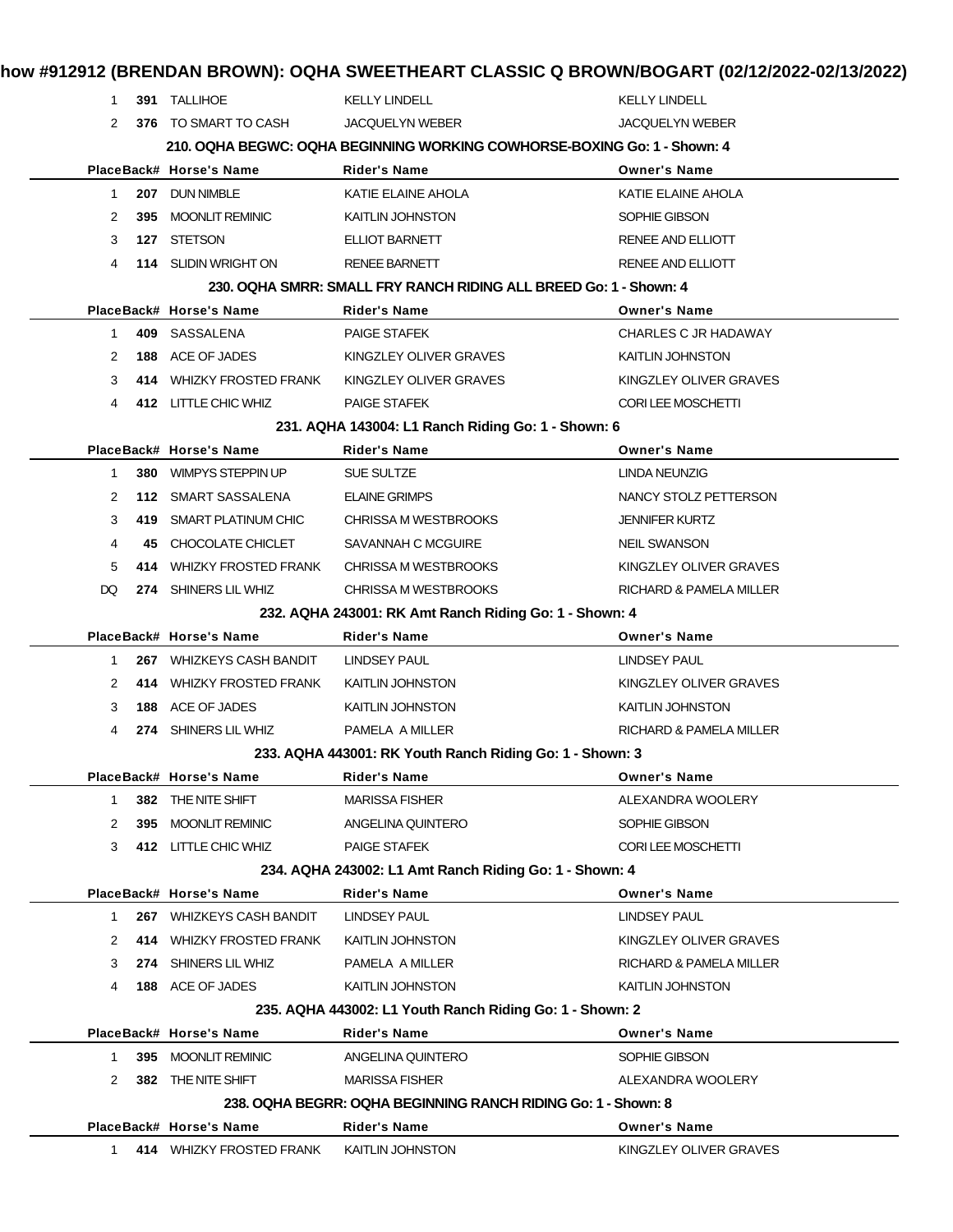| Place | Back# | Horse's Name | Rider's Name | Owner's Name |
|---|---|---|---|---|
| 1 | **391** | TALLIHOE | KELLY LINDELL | KELLY LINDELL |
| 2 | **376** | TO SMART TO CASH | JACQUELYN WEBER | JACQUELYN WEBER |

### 210. OQHA BEGWC: OQHA BEGINNING WORKING COWHORSE-BOXING Go: 1 - Shown: 4

| Place | Back# | Horse's Name | Rider's Name | Owner's Name |
|---|---|---|---|---|
| 1 | **207** | DUN NIMBLE | KATIE ELAINE AHOLA | KATIE ELAINE AHOLA |
| 2 | **395** | MOONLIT REMINIC | KAITLIN JOHNSTON | SOPHIE GIBSON |
| 3 | **127** | STETSON | ELLIOT BARNETT | RENEE AND ELLIOTT |
| 4 | **114** | SLIDIN WRIGHT ON | RENEE BARNETT | RENEE AND ELLIOTT |

### 230. OQHA SMRR: SMALL FRY RANCH RIDING ALL BREED Go: 1 - Shown: 4

| Place | Back# | Horse's Name | Rider's Name | Owner's Name |
|---|---|---|---|---|
| 1 | **409** | SASSALENA | PAIGE STAFEK | CHARLES C JR HADAWAY |
| 2 | **188** | ACE OF JADES | KINGZLEY OLIVER GRAVES | KAITLIN JOHNSTON |
| 3 | **414** | WHIZKY FROSTED FRANK | KINGZLEY OLIVER GRAVES | KINGZLEY OLIVER GRAVES |
| 4 | **412** | LITTLE CHIC WHIZ | PAIGE STAFEK | CORI LEE MOSCHETTI |

### 231. AQHA 143004: L1 Ranch Riding Go: 1 - Shown: 6

| Place | Back# | Horse's Name | Rider's Name | Owner's Name |
|---|---|---|---|---|
| 1 | **380** | WIMPYS STEPPIN UP | SUE SULTZE | LINDA NEUNZIG |
| 2 | **112** | SMART SASSALENA | ELAINE GRIMPS | NANCY STOLZ PETTERSON |
| 3 | **419** | SMART PLATINUM CHIC | CHRISSA M WESTBROOKS | JENNIFER KURTZ |
| 4 | **45** | CHOCOLATE CHICLET | SAVANNAH C MCGUIRE | NEIL SWANSON |
| 5 | **414** | WHIZKY FROSTED FRANK | CHRISSA M WESTBROOKS | KINGZLEY OLIVER GRAVES |
| DQ | **274** | SHINERS LIL WHIZ | CHRISSA M WESTBROOKS | RICHARD & PAMELA MILLER |

### 232. AQHA 243001: RK Amt Ranch Riding Go: 1 - Shown: 4

| Place | Back# | Horse's Name | Rider's Name | Owner's Name |
|---|---|---|---|---|
| 1 | **267** | WHIZKEYS CASH BANDIT | LINDSEY PAUL | LINDSEY PAUL |
| 2 | **414** | WHIZKY FROSTED FRANK | KAITLIN JOHNSTON | KINGZLEY OLIVER GRAVES |
| 3 | **188** | ACE OF JADES | KAITLIN JOHNSTON | KAITLIN JOHNSTON |
| 4 | **274** | SHINERS LIL WHIZ | PAMELA A MILLER | RICHARD & PAMELA MILLER |

### 233. AQHA 443001: RK Youth Ranch Riding Go: 1 - Shown: 3

| Place | Back# | Horse's Name | Rider's Name | Owner's Name |
|---|---|---|---|---|
| 1 | **382** | THE NITE SHIFT | MARISSA FISHER | ALEXANDRA WOOLERY |
| 2 | **395** | MOONLIT REMINIC | ANGELINA QUINTERO | SOPHIE GIBSON |
| 3 | **412** | LITTLE CHIC WHIZ | PAIGE STAFEK | CORI LEE MOSCHETTI |

### 234. AQHA 243002: L1 Amt Ranch Riding Go: 1 - Shown: 4

| Place | Back# | Horse's Name | Rider's Name | Owner's Name |
|---|---|---|---|---|
| 1 | **267** | WHIZKEYS CASH BANDIT | LINDSEY PAUL | LINDSEY PAUL |
| 2 | **414** | WHIZKY FROSTED FRANK | KAITLIN JOHNSTON | KINGZLEY OLIVER GRAVES |
| 3 | **274** | SHINERS LIL WHIZ | PAMELA A MILLER | RICHARD & PAMELA MILLER |
| 4 | **188** | ACE OF JADES | KAITLIN JOHNSTON | KAITLIN JOHNSTON |

### 235. AQHA 443002: L1 Youth Ranch Riding Go: 1 - Shown: 2

| Place | Back# | Horse's Name | Rider's Name | Owner's Name |
|---|---|---|---|---|
| 1 | **395** | MOONLIT REMINIC | ANGELINA QUINTERO | SOPHIE GIBSON |
| 2 | **382** | THE NITE SHIFT | MARISSA FISHER | ALEXANDRA WOOLERY |

### 238. OQHA BEGRR: OQHA BEGINNING RANCH RIDING Go: 1 - Shown: 8

| Place | Back# | Horse's Name | Rider's Name | Owner's Name |
|---|---|---|---|---|
| 1 | **414** | WHIZKY FROSTED FRANK | KAITLIN JOHNSTON | KINGZLEY OLIVER GRAVES |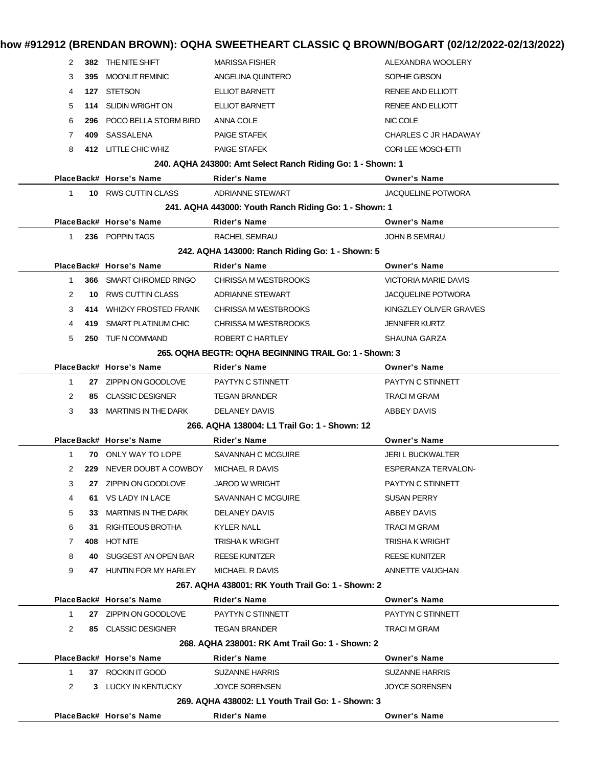| Place | Back# | Horse's Name | Rider's Name | Owner's Name |
|---|---|---|---|---|
| 2 | 382 | THE NITE SHIFT | MARISSA FISHER | ALEXANDRA WOOLERY |
| 3 | 395 | MOONLIT REMINIC | ANGELINA QUINTERO | SOPHIE GIBSON |
| 4 | 127 | STETSON | ELLIOT BARNETT | RENEE AND ELLIOTT |
| 5 | 114 | SLIDIN WRIGHT ON | ELLIOT BARNETT | RENEE AND ELLIOTT |
| 6 | 296 | POCO BELLA STORM BIRD | ANNA COLE | NIC COLE |
| 7 | 409 | SASSALENA | PAIGE STAFEK | CHARLES C JR HADAWAY |
| 8 | 412 | LITTLE CHIC WHIZ | PAIGE STAFEK | CORI LEE MOSCHETTI |

### 240. AQHA 243800: Amt Select Ranch Riding Go: 1 - Shown: 1

| Place | Back# | Horse's Name | Rider's Name | Owner's Name |
|---|---|---|---|---|
| 1 | 10 | RWS CUTTIN CLASS | ADRIANNE STEWART | JACQUELINE POTWORA |

### 241. AQHA 443000: Youth Ranch Riding Go: 1 - Shown: 1

| Place | Back# | Horse's Name | Rider's Name | Owner's Name |
|---|---|---|---|---|
| 1 | 236 | POPPIN TAGS | RACHEL SEMRAU | JOHN B SEMRAU |

### 242. AQHA 143000: Ranch Riding Go: 1 - Shown: 5

| Place | Back# | Horse's Name | Rider's Name | Owner's Name |
|---|---|---|---|---|
| 1 | 366 | SMART CHROMED RINGO | CHRISSA M WESTBROOKS | VICTORIA MARIE DAVIS |
| 2 | 10 | RWS CUTTIN CLASS | ADRIANNE STEWART | JACQUELINE POTWORA |
| 3 | 414 | WHIZKY FROSTED FRANK | CHRISSA M WESTBROOKS | KINGZLEY OLIVER GRAVES |
| 4 | 419 | SMART PLATINUM CHIC | CHRISSA M WESTBROOKS | JENNIFER KURTZ |
| 5 | 250 | TUF N COMMAND | ROBERT C HARTLEY | SHAUNA GARZA |

### 265. OQHA BEGTR: OQHA BEGINNING TRAIL Go: 1 - Shown: 3

| Place | Back# | Horse's Name | Rider's Name | Owner's Name |
|---|---|---|---|---|
| 1 | 27 | ZIPPIN ON GOODLOVE | PAYTYN C STINNETT | PAYTYN C STINNETT |
| 2 | 85 | CLASSIC DESIGNER | TEGAN BRANDER | TRACI M GRAM |
| 3 | 33 | MARTINIS IN THE DARK | DELANEY DAVIS | ABBEY DAVIS |

### 266. AQHA 138004: L1 Trail Go: 1 - Shown: 12

| Place | Back# | Horse's Name | Rider's Name | Owner's Name |
|---|---|---|---|---|
| 1 | 70 | ONLY WAY TO LOPE | SAVANNAH C MCGUIRE | JERI L BUCKWALTER |
| 2 | 229 | NEVER DOUBT A COWBOY | MICHAEL R DAVIS | ESPERANZA TERVALON- |
| 3 | 27 | ZIPPIN ON GOODLOVE | JAROD W WRIGHT | PAYTYN C STINNETT |
| 4 | 61 | VS LADY IN LACE | SAVANNAH C MCGUIRE | SUSAN PERRY |
| 5 | 33 | MARTINIS IN THE DARK | DELANEY DAVIS | ABBEY DAVIS |
| 6 | 31 | RIGHTEOUS BROTHA | KYLER NALL | TRACI M GRAM |
| 7 | 408 | HOT NITE | TRISHA K WRIGHT | TRISHA K WRIGHT |
| 8 | 40 | SUGGEST AN OPEN BAR | REESE KUNITZER | REESE KUNITZER |
| 9 | 47 | HUNTIN FOR MY HARLEY | MICHAEL R DAVIS | ANNETTE VAUGHAN |

### 267. AQHA 438001: RK Youth Trail Go: 1 - Shown: 2

| Place | Back# | Horse's Name | Rider's Name | Owner's Name |
|---|---|---|---|---|
| 1 | 27 | ZIPPIN ON GOODLOVE | PAYTYN C STINNETT | PAYTYN C STINNETT |
| 2 | 85 | CLASSIC DESIGNER | TEGAN BRANDER | TRACI M GRAM |

### 268. AQHA 238001: RK Amt Trail Go: 1 - Shown: 2

| Place | Back# | Horse's Name | Rider's Name | Owner's Name |
|---|---|---|---|---|
| 1 | 37 | ROCKIN IT GOOD | SUZANNE HARRIS | SUZANNE HARRIS |
| 2 | 3 | LUCKY IN KENTUCKY | JOYCE SORENSEN | JOYCE SORENSEN |

### 269. AQHA 438002: L1 Youth Trail Go: 1 - Shown: 3

| Place | Back# | Horse's Name | Rider's Name | Owner's Name |
|---|---|---|---|---|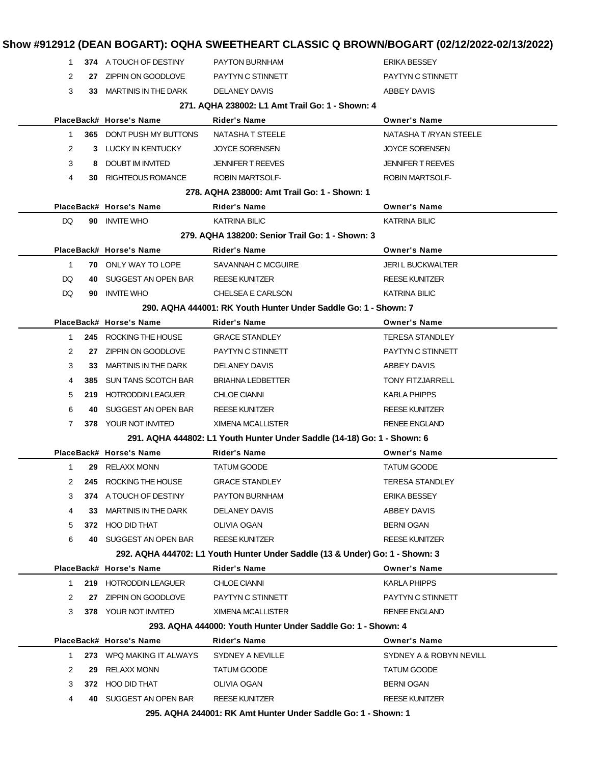# Show #912912 (DEAN BOGART): OQHA SWEETHEART CLASSIC Q BROWN/BOGART (02/12/2022-02/13/2022)

| Place | Back# | Horse's Name | Rider's Name | Owner's Name |
|---|---|---|---|---|
| 1 | 374 | A TOUCH OF DESTINY | PAYTON BURNHAM | ERIKA BESSEY |
| 2 | 27 | ZIPPIN ON GOODLOVE | PAYTYN C STINNETT | PAYTYN C STINNETT |
| 3 | 33 | MARTINIS IN THE DARK | DELANEY DAVIS | ABBEY DAVIS |

### 271. AQHA 238002: L1 Amt Trail Go: 1 - Shown: 4

| Place | Back# | Horse's Name | Rider's Name | Owner's Name |
|---|---|---|---|---|
| 1 | 365 | DONT PUSH MY BUTTONS | NATASHA T STEELE | NATASHA T /RYAN STEELE |
| 2 | 3 | LUCKY IN KENTUCKY | JOYCE SORENSEN | JOYCE SORENSEN |
| 3 | 8 | DOUBT IM INVITED | JENNIFER T REEVES | JENNIFER T REEVES |
| 4 | 30 | RIGHTEOUS ROMANCE | ROBIN MARTSOLF- | ROBIN MARTSOLF- |

### 278. AQHA 238000: Amt Trail Go: 1 - Shown: 1

| Place | Back# | Horse's Name | Rider's Name | Owner's Name |
|---|---|---|---|---|
| DQ | 90 | INVITE WHO | KATRINA BILIC | KATRINA BILIC |

### 279. AQHA 138200: Senior Trail Go: 1 - Shown: 3

| Place | Back# | Horse's Name | Rider's Name | Owner's Name |
|---|---|---|---|---|
| 1 | 70 | ONLY WAY TO LOPE | SAVANNAH C MCGUIRE | JERI L BUCKWALTER |
| DQ | 40 | SUGGEST AN OPEN BAR | REESE KUNITZER | REESE KUNITZER |
| DQ | 90 | INVITE WHO | CHELSEA E CARLSON | KATRINA BILIC |

### 290. AQHA 444001: RK Youth Hunter Under Saddle Go: 1 - Shown: 7

| Place | Back# | Horse's Name | Rider's Name | Owner's Name |
|---|---|---|---|---|
| 1 | 245 | ROCKING THE HOUSE | GRACE STANDLEY | TERESA STANDLEY |
| 2 | 27 | ZIPPIN ON GOODLOVE | PAYTYN C STINNETT | PAYTYN C STINNETT |
| 3 | 33 | MARTINIS IN THE DARK | DELANEY DAVIS | ABBEY DAVIS |
| 4 | 385 | SUN TANS SCOTCH BAR | BRIAHNA LEDBETTER | TONY FITZJARRELL |
| 5 | 219 | HOTRODDIN LEAGUER | CHLOE CIANNI | KARLA PHIPPS |
| 6 | 40 | SUGGEST AN OPEN BAR | REESE KUNITZER | REESE KUNITZER |
| 7 | 378 | YOUR NOT INVITED | XIMENA MCALLISTER | RENEE ENGLAND |

### 291. AQHA 444802: L1 Youth Hunter Under Saddle (14-18) Go: 1 - Shown: 6

| Place | Back# | Horse's Name | Rider's Name | Owner's Name |
|---|---|---|---|---|
| 1 | 29 | RELAXX MONN | TATUM GOODE | TATUM GOODE |
| 2 | 245 | ROCKING THE HOUSE | GRACE STANDLEY | TERESA STANDLEY |
| 3 | 374 | A TOUCH OF DESTINY | PAYTON BURNHAM | ERIKA BESSEY |
| 4 | 33 | MARTINIS IN THE DARK | DELANEY DAVIS | ABBEY DAVIS |
| 5 | 372 | HOO DID THAT | OLIVIA OGAN | BERNI OGAN |
| 6 | 40 | SUGGEST AN OPEN BAR | REESE KUNITZER | REESE KUNITZER |

### 292. AQHA 444702: L1 Youth Hunter Under Saddle (13 & Under) Go: 1 - Shown: 3

| Place | Back# | Horse's Name | Rider's Name | Owner's Name |
|---|---|---|---|---|
| 1 | 219 | HOTRODDIN LEAGUER | CHLOE CIANNI | KARLA PHIPPS |
| 2 | 27 | ZIPPIN ON GOODLOVE | PAYTYN C STINNETT | PAYTYN C STINNETT |
| 3 | 378 | YOUR NOT INVITED | XIMENA MCALLISTER | RENEE ENGLAND |

### 293. AQHA 444000: Youth Hunter Under Saddle Go: 1 - Shown: 4

| Place | Back# | Horse's Name | Rider's Name | Owner's Name |
|---|---|---|---|---|
| 1 | 273 | WPQ MAKING IT ALWAYS | SYDNEY A NEVILLE | SYDNEY A & ROBYN NEVILL |
| 2 | 29 | RELAXX MONN | TATUM GOODE | TATUM GOODE |
| 3 | 372 | HOO DID THAT | OLIVIA OGAN | BERNI OGAN |
| 4 | 40 | SUGGEST AN OPEN BAR | REESE KUNITZER | REESE KUNITZER |

### 295. AQHA 244001: RK Amt Hunter Under Saddle Go: 1 - Shown: 1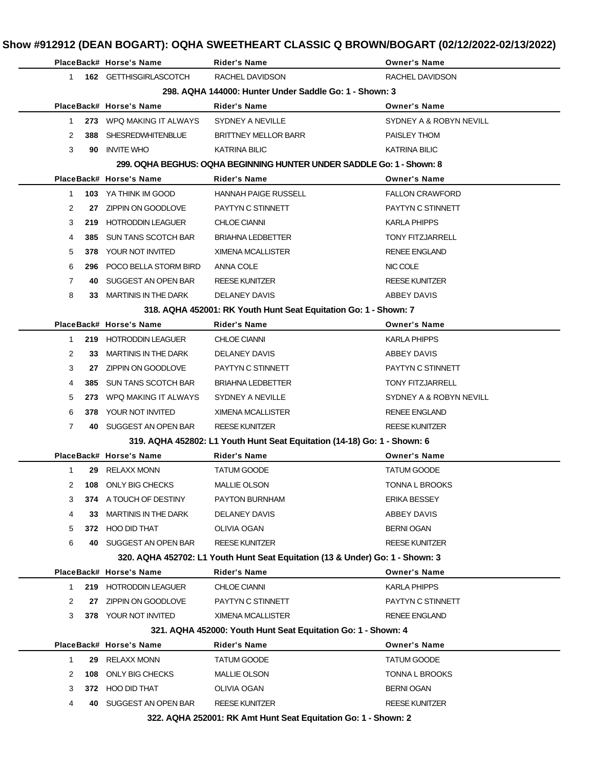## Show #912912 (DEAN BOGART): OQHA SWEETHEART CLASSIC Q BROWN/BOGART (02/12/2022-02/13/2022)

| Place | Back# | Horse's Name | Rider's Name | Owner's Name |
|---|---|---|---|---|
| 1 | 162 | GETTHISGIRLASCOTCH | RACHEL DAVIDSON | RACHEL DAVIDSON |

### 298. AQHA 144000: Hunter Under Saddle Go: 1 - Shown: 3

| Place | Back# | Horse's Name | Rider's Name | Owner's Name |
|---|---|---|---|---|
| 1 | 273 | WPQ MAKING IT ALWAYS | SYDNEY A NEVILLE | SYDNEY A & ROBYN NEVILL |
| 2 | 388 | SHESREDWHITENBLUE | BRITTNEY MELLOR BARR | PAISLEY THOM |
| 3 | 90 | INVITE WHO | KATRINA BILIC | KATRINA BILIC |

### 299. OQHA BEGHUS: OQHA BEGINNING HUNTER UNDER SADDLE Go: 1 - Shown: 8

| Place | Back# | Horse's Name | Rider's Name | Owner's Name |
|---|---|---|---|---|
| 1 | 103 | YA THINK IM GOOD | HANNAH PAIGE RUSSELL | FALLON CRAWFORD |
| 2 | 27 | ZIPPIN ON GOODLOVE | PAYTYN C STINNETT | PAYTYN C STINNETT |
| 3 | 219 | HOTRODDIN LEAGUER | CHLOE CIANNI | KARLA PHIPPS |
| 4 | 385 | SUN TANS SCOTCH BAR | BRIAHNA LEDBETTER | TONY FITZJARRELL |
| 5 | 378 | YOUR NOT INVITED | XIMENA MCALLISTER | RENEE ENGLAND |
| 6 | 296 | POCO BELLA STORM BIRD | ANNA COLE | NIC COLE |
| 7 | 40 | SUGGEST AN OPEN BAR | REESE KUNITZER | REESE KUNITZER |
| 8 | 33 | MARTINIS IN THE DARK | DELANEY DAVIS | ABBEY DAVIS |

### 318. AQHA 452001: RK Youth Hunt Seat Equitation Go: 1 - Shown: 7

| Place | Back# | Horse's Name | Rider's Name | Owner's Name |
|---|---|---|---|---|
| 1 | 219 | HOTRODDIN LEAGUER | CHLOE CIANNI | KARLA PHIPPS |
| 2 | 33 | MARTINIS IN THE DARK | DELANEY DAVIS | ABBEY DAVIS |
| 3 | 27 | ZIPPIN ON GOODLOVE | PAYTYN C STINNETT | PAYTYN C STINNETT |
| 4 | 385 | SUN TANS SCOTCH BAR | BRIAHNA LEDBETTER | TONY FITZJARRELL |
| 5 | 273 | WPQ MAKING IT ALWAYS | SYDNEY A NEVILLE | SYDNEY A & ROBYN NEVILL |
| 6 | 378 | YOUR NOT INVITED | XIMENA MCALLISTER | RENEE ENGLAND |
| 7 | 40 | SUGGEST AN OPEN BAR | REESE KUNITZER | REESE KUNITZER |

### 319. AQHA 452802: L1 Youth Hunt Seat Equitation (14-18) Go: 1 - Shown: 6

| Place | Back# | Horse's Name | Rider's Name | Owner's Name |
|---|---|---|---|---|
| 1 | 29 | RELAXX MONN | TATUM GOODE | TATUM GOODE |
| 2 | 108 | ONLY BIG CHECKS | MALLIE OLSON | TONNA L BROOKS |
| 3 | 374 | A TOUCH OF DESTINY | PAYTON BURNHAM | ERIKA BESSEY |
| 4 | 33 | MARTINIS IN THE DARK | DELANEY DAVIS | ABBEY DAVIS |
| 5 | 372 | HOO DID THAT | OLIVIA OGAN | BERNI OGAN |
| 6 | 40 | SUGGEST AN OPEN BAR | REESE KUNITZER | REESE KUNITZER |

### 320. AQHA 452702: L1 Youth Hunt Seat Equitation (13 & Under) Go: 1 - Shown: 3

| Place | Back# | Horse's Name | Rider's Name | Owner's Name |
|---|---|---|---|---|
| 1 | 219 | HOTRODDIN LEAGUER | CHLOE CIANNI | KARLA PHIPPS |
| 2 | 27 | ZIPPIN ON GOODLOVE | PAYTYN C STINNETT | PAYTYN C STINNETT |
| 3 | 378 | YOUR NOT INVITED | XIMENA MCALLISTER | RENEE ENGLAND |

### 321. AQHA 452000: Youth Hunt Seat Equitation Go: 1 - Shown: 4

| Place | Back# | Horse's Name | Rider's Name | Owner's Name |
|---|---|---|---|---|
| 1 | 29 | RELAXX MONN | TATUM GOODE | TATUM GOODE |
| 2 | 108 | ONLY BIG CHECKS | MALLIE OLSON | TONNA L BROOKS |
| 3 | 372 | HOO DID THAT | OLIVIA OGAN | BERNI OGAN |
| 4 | 40 | SUGGEST AN OPEN BAR | REESE KUNITZER | REESE KUNITZER |

### 322. AQHA 252001: RK Amt Hunt Seat Equitation Go: 1 - Shown: 2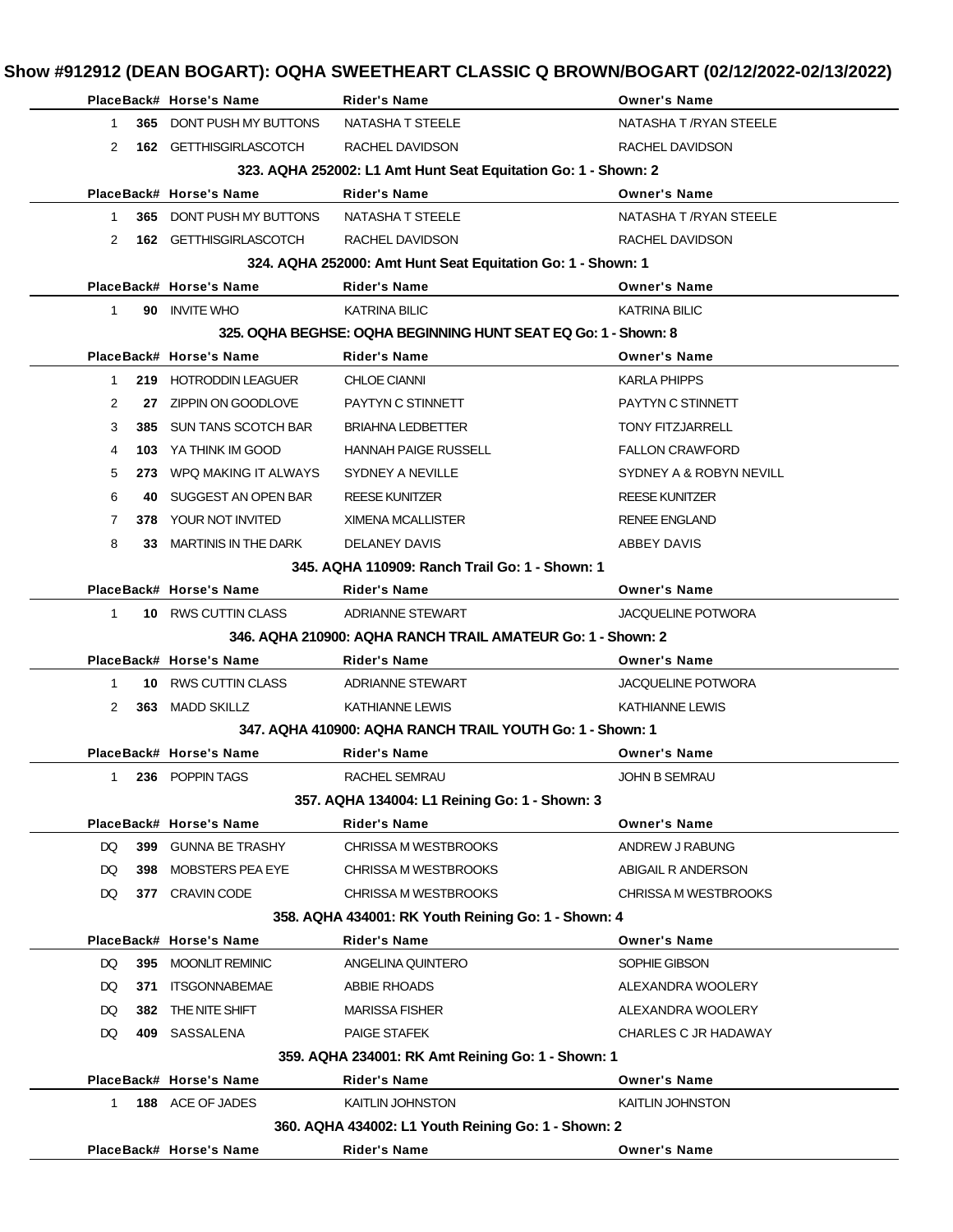# Show #912912 (DEAN BOGART): OQHA SWEETHEART CLASSIC Q BROWN/BOGART (02/12/2022-02/13/2022)

| Place | Back# | Horse's Name | Rider's Name | Owner's Name |
|---|---|---|---|---|
| 1 | 365 | DONT PUSH MY BUTTONS | NATASHA T STEELE | NATASHA T /RYAN STEELE |
| 2 | 162 | GETTHISGIRLASCOTCH | RACHEL DAVIDSON | RACHEL DAVIDSON |

### 323. AQHA 252002: L1 Amt Hunt Seat Equitation Go: 1 - Shown: 2

| Place | Back# | Horse's Name | Rider's Name | Owner's Name |
|---|---|---|---|---|
| 1 | 365 | DONT PUSH MY BUTTONS | NATASHA T STEELE | NATASHA T /RYAN STEELE |
| 2 | 162 | GETTHISGIRLASCOTCH | RACHEL DAVIDSON | RACHEL DAVIDSON |

### 324. AQHA 252000: Amt Hunt Seat Equitation Go: 1 - Shown: 1

| Place | Back# | Horse's Name | Rider's Name | Owner's Name |
|---|---|---|---|---|
| 1 | 90 | INVITE WHO | KATRINA BILIC | KATRINA BILIC |

### 325. OQHA BEGHSE: OQHA BEGINNING HUNT SEAT EQ Go: 1 - Shown: 8

| Place | Back# | Horse's Name | Rider's Name | Owner's Name |
|---|---|---|---|---|
| 1 | 219 | HOTRODDIN LEAGUER | CHLOE CIANNI | KARLA PHIPPS |
| 2 | 27 | ZIPPIN ON GOODLOVE | PAYTYN C STINNETT | PAYTYN C STINNETT |
| 3 | 385 | SUN TANS SCOTCH BAR | BRIAHNA LEDBETTER | TONY FITZJARRELL |
| 4 | 103 | YA THINK IM GOOD | HANNAH PAIGE RUSSELL | FALLON CRAWFORD |
| 5 | 273 | WPQ MAKING IT ALWAYS | SYDNEY A NEVILLE | SYDNEY A & ROBYN NEVILL |
| 6 | 40 | SUGGEST AN OPEN BAR | REESE KUNITZER | REESE KUNITZER |
| 7 | 378 | YOUR NOT INVITED | XIMENA MCALLISTER | RENEE ENGLAND |
| 8 | 33 | MARTINIS IN THE DARK | DELANEY DAVIS | ABBEY DAVIS |

### 345. AQHA 110909: Ranch Trail Go: 1 - Shown: 1

| Place | Back# | Horse's Name | Rider's Name | Owner's Name |
|---|---|---|---|---|
| 1 | 10 | RWS CUTTIN CLASS | ADRIANNE STEWART | JACQUELINE POTWORA |

### 346. AQHA 210900: AQHA RANCH TRAIL AMATEUR Go: 1 - Shown: 2

| Place | Back# | Horse's Name | Rider's Name | Owner's Name |
|---|---|---|---|---|
| 1 | 10 | RWS CUTTIN CLASS | ADRIANNE STEWART | JACQUELINE POTWORA |
| 2 | 363 | MADD SKILLZ | KATHIANNE LEWIS | KATHIANNE LEWIS |

### 347. AQHA 410900: AQHA RANCH TRAIL YOUTH Go: 1 - Shown: 1

| Place | Back# | Horse's Name | Rider's Name | Owner's Name |
|---|---|---|---|---|
| 1 | 236 | POPPIN TAGS | RACHEL SEMRAU | JOHN B SEMRAU |

### 357. AQHA 134004: L1 Reining Go: 1 - Shown: 3

| Place | Back# | Horse's Name | Rider's Name | Owner's Name |
|---|---|---|---|---|
| DQ | 399 | GUNNA BE TRASHY | CHRISSA M WESTBROOKS | ANDREW J RABUNG |
| DQ | 398 | MOBSTERS PEA EYE | CHRISSA M WESTBROOKS | ABIGAIL R ANDERSON |
| DQ | 377 | CRAVIN CODE | CHRISSA M WESTBROOKS | CHRISSA M WESTBROOKS |

### 358. AQHA 434001: RK Youth Reining Go: 1 - Shown: 4

| Place | Back# | Horse's Name | Rider's Name | Owner's Name |
|---|---|---|---|---|
| DQ | 395 | MOONLIT REMINIC | ANGELINA QUINTERO | SOPHIE GIBSON |
| DQ | 371 | ITSGONNABEMAE | ABBIE RHOADS | ALEXANDRA WOOLERY |
| DQ | 382 | THE NITE SHIFT | MARISSA FISHER | ALEXANDRA WOOLERY |
| DQ | 409 | SASSALENA | PAIGE STAFEK | CHARLES C JR HADAWAY |

### 359. AQHA 234001: RK Amt Reining Go: 1 - Shown: 1

| Place | Back# | Horse's Name | Rider's Name | Owner's Name |
|---|---|---|---|---|
| 1 | 188 | ACE OF JADES | KAITLIN JOHNSTON | KAITLIN JOHNSTON |

### 360. AQHA 434002: L1 Youth Reining Go: 1 - Shown: 2

| Place | Back# | Horse's Name | Rider's Name | Owner's Name |
|---|---|---|---|---|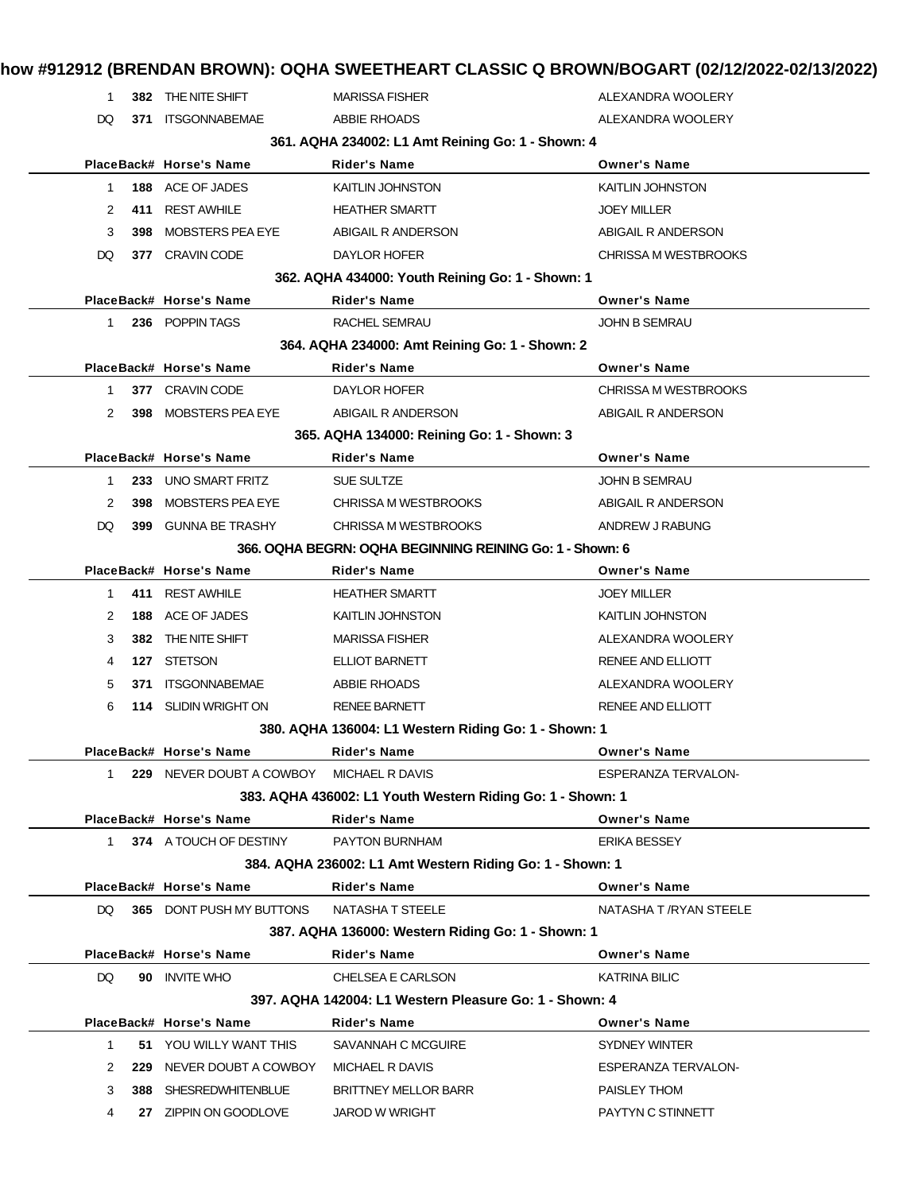| Place | Back# | Horse's Name | Rider's Name | Owner's Name |
|---|---|---|---|---|
| 1 | **382** | THE NITE SHIFT | MARISSA FISHER | ALEXANDRA WOOLERY |
| DQ | **371** | ITSGONNABEMAE | ABBIE RHOADS | ALEXANDRA WOOLERY |

### 361. AQHA 234002: L1 Amt Reining Go: 1 - Shown: 4

| Place | Back# | Horse's Name | Rider's Name | Owner's Name |
|---|---|---|---|---|
| 1 | **188** | ACE OF JADES | KAITLIN JOHNSTON | KAITLIN JOHNSTON |
| 2 | **411** | REST AWHILE | HEATHER SMARTT | JOEY MILLER |
| 3 | **398** | MOBSTERS PEA EYE | ABIGAIL R ANDERSON | ABIGAIL R ANDERSON |
| DQ | **377** | CRAVIN CODE | DAYLOR HOFER | CHRISSA M WESTBROOKS |

### 362. AQHA 434000: Youth Reining Go: 1 - Shown: 1

| Place | Back# | Horse's Name | Rider's Name | Owner's Name |
|---|---|---|---|---|
| 1 | **236** | POPPIN TAGS | RACHEL SEMRAU | JOHN B SEMRAU |

### 364. AQHA 234000: Amt Reining Go: 1 - Shown: 2

| Place | Back# | Horse's Name | Rider's Name | Owner's Name |
|---|---|---|---|---|
| 1 | **377** | CRAVIN CODE | DAYLOR HOFER | CHRISSA M WESTBROOKS |
| 2 | **398** | MOBSTERS PEA EYE | ABIGAIL R ANDERSON | ABIGAIL R ANDERSON |

### 365. AQHA 134000: Reining Go: 1 - Shown: 3

| Place | Back# | Horse's Name | Rider's Name | Owner's Name |
|---|---|---|---|---|
| 1 | **233** | UNO SMART FRITZ | SUE SULTZE | JOHN B SEMRAU |
| 2 | **398** | MOBSTERS PEA EYE | CHRISSA M WESTBROOKS | ABIGAIL R ANDERSON |
| DQ | **399** | GUNNA BE TRASHY | CHRISSA M WESTBROOKS | ANDREW J RABUNG |

### 366. OQHA BEGRN: OQHA BEGINNING REINING Go: 1 - Shown: 6

| Place | Back# | Horse's Name | Rider's Name | Owner's Name |
|---|---|---|---|---|
| 1 | **411** | REST AWHILE | HEATHER SMARTT | JOEY MILLER |
| 2 | **188** | ACE OF JADES | KAITLIN JOHNSTON | KAITLIN JOHNSTON |
| 3 | **382** | THE NITE SHIFT | MARISSA FISHER | ALEXANDRA WOOLERY |
| 4 | **127** | STETSON | ELLIOT BARNETT | RENEE AND ELLIOTT |
| 5 | **371** | ITSGONNABEMAE | ABBIE RHOADS | ALEXANDRA WOOLERY |
| 6 | **114** | SLIDIN WRIGHT ON | RENEE BARNETT | RENEE AND ELLIOTT |

### 380. AQHA 136004: L1 Western Riding Go: 1 - Shown: 1

| Place | Back# | Horse's Name | Rider's Name | Owner's Name |
|---|---|---|---|---|
| 1 | **229** | NEVER DOUBT A COWBOY | MICHAEL R DAVIS | ESPERANZA TERVALON- |

### 383. AQHA 436002: L1 Youth Western Riding Go: 1 - Shown: 1

| Place | Back# | Horse's Name | Rider's Name | Owner's Name |
|---|---|---|---|---|
| 1 | **374** | A TOUCH OF DESTINY | PAYTON BURNHAM | ERIKA BESSEY |

### 384. AQHA 236002: L1 Amt Western Riding Go: 1 - Shown: 1

| Place | Back# | Horse's Name | Rider's Name | Owner's Name |
|---|---|---|---|---|
| DQ | **365** | DONT PUSH MY BUTTONS | NATASHA T STEELE | NATASHA T /RYAN STEELE |

### 387. AQHA 136000: Western Riding Go: 1 - Shown: 1

| Place | Back# | Horse's Name | Rider's Name | Owner's Name |
|---|---|---|---|---|
| DQ | **90** | INVITE WHO | CHELSEA E CARLSON | KATRINA BILIC |

### 397. AQHA 142004: L1 Western Pleasure Go: 1 - Shown: 4

| Place | Back# | Horse's Name | Rider's Name | Owner's Name |
|---|---|---|---|---|
| 1 | **51** | YOU WILLY WANT THIS | SAVANNAH C MCGUIRE | SYDNEY WINTER |
| 2 | **229** | NEVER DOUBT A COWBOY | MICHAEL R DAVIS | ESPERANZA TERVALON- |
| 3 | **388** | SHESREDWHITENBLUE | BRITTNEY MELLOR BARR | PAISLEY THOM |
| 4 | **27** | ZIPPIN ON GOODLOVE | JAROD W WRIGHT | PAYTYN C STINNETT |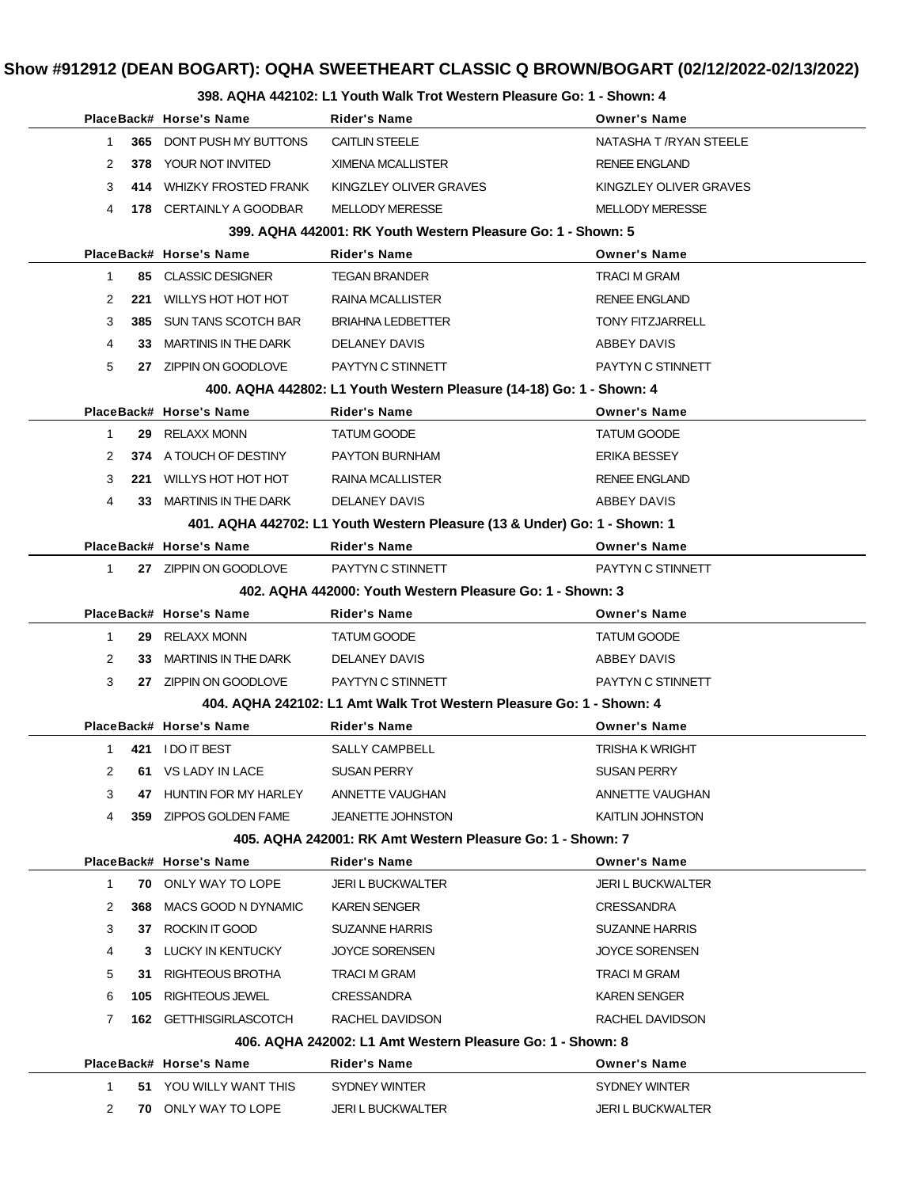## Show #912912 (DEAN BOGART): OQHA SWEETHEART CLASSIC Q BROWN/BOGART (02/12/2022-02/13/2022)

### 398. AQHA 442102: L1 Youth Walk Trot Western Pleasure Go: 1 - Shown: 4

| Place | Back# | Horse's Name | Rider's Name | Owner's Name |
|---|---|---|---|---|
| 1 | 365 | DONT PUSH MY BUTTONS | CAITLIN STEELE | NATASHA T /RYAN STEELE |
| 2 | 378 | YOUR NOT INVITED | XIMENA MCALLISTER | RENEE ENGLAND |
| 3 | 414 | WHIZKY FROSTED FRANK | KINGZLEY OLIVER GRAVES | KINGZLEY OLIVER GRAVES |
| 4 | 178 | CERTAINLY A GOODBAR | MELLODY MERESSE | MELLODY MERESSE |

### 399. AQHA 442001: RK Youth Western Pleasure Go: 1 - Shown: 5

| Place | Back# | Horse's Name | Rider's Name | Owner's Name |
|---|---|---|---|---|
| 1 | 85 | CLASSIC DESIGNER | TEGAN BRANDER | TRACI M GRAM |
| 2 | 221 | WILLYS HOT HOT HOT | RAINA MCALLISTER | RENEE ENGLAND |
| 3 | 385 | SUN TANS SCOTCH BAR | BRIAHNA LEDBETTER | TONY FITZJARRELL |
| 4 | 33 | MARTINIS IN THE DARK | DELANEY DAVIS | ABBEY DAVIS |
| 5 | 27 | ZIPPIN ON GOODLOVE | PAYTYN C STINNETT | PAYTYN C STINNETT |

### 400. AQHA 442802: L1 Youth Western Pleasure (14-18) Go: 1 - Shown: 4

| Place | Back# | Horse's Name | Rider's Name | Owner's Name |
|---|---|---|---|---|
| 1 | 29 | RELAXX MONN | TATUM GOODE | TATUM GOODE |
| 2 | 374 | A TOUCH OF DESTINY | PAYTON BURNHAM | ERIKA BESSEY |
| 3 | 221 | WILLYS HOT HOT HOT | RAINA MCALLISTER | RENEE ENGLAND |
| 4 | 33 | MARTINIS IN THE DARK | DELANEY DAVIS | ABBEY DAVIS |

### 401. AQHA 442702: L1 Youth Western Pleasure (13 & Under) Go: 1 - Shown: 1

| Place | Back# | Horse's Name | Rider's Name | Owner's Name |
|---|---|---|---|---|
| 1 | 27 | ZIPPIN ON GOODLOVE | PAYTYN C STINNETT | PAYTYN C STINNETT |

### 402. AQHA 442000: Youth Western Pleasure Go: 1 - Shown: 3

| Place | Back# | Horse's Name | Rider's Name | Owner's Name |
|---|---|---|---|---|
| 1 | 29 | RELAXX MONN | TATUM GOODE | TATUM GOODE |
| 2 | 33 | MARTINIS IN THE DARK | DELANEY DAVIS | ABBEY DAVIS |
| 3 | 27 | ZIPPIN ON GOODLOVE | PAYTYN C STINNETT | PAYTYN C STINNETT |

### 404. AQHA 242102: L1 Amt Walk Trot Western Pleasure Go: 1 - Shown: 4

| Place | Back# | Horse's Name | Rider's Name | Owner's Name |
|---|---|---|---|---|
| 1 | 421 | I DO IT BEST | SALLY CAMPBELL | TRISHA K WRIGHT |
| 2 | 61 | VS LADY IN LACE | SUSAN PERRY | SUSAN PERRY |
| 3 | 47 | HUNTIN FOR MY HARLEY | ANNETTE VAUGHAN | ANNETTE VAUGHAN |
| 4 | 359 | ZIPPOS GOLDEN FAME | JEANETTE JOHNSTON | KAITLIN JOHNSTON |

### 405. AQHA 242001: RK Amt Western Pleasure Go: 1 - Shown: 7

| Place | Back# | Horse's Name | Rider's Name | Owner's Name |
|---|---|---|---|---|
| 1 | 70 | ONLY WAY TO LOPE | JERI L BUCKWALTER | JERI L BUCKWALTER |
| 2 | 368 | MACS GOOD N DYNAMIC | KAREN SENGER | CRESSANDRA |
| 3 | 37 | ROCKIN IT GOOD | SUZANNE HARRIS | SUZANNE HARRIS |
| 4 | 3 | LUCKY IN KENTUCKY | JOYCE SORENSEN | JOYCE SORENSEN |
| 5 | 31 | RIGHTEOUS BROTHA | TRACI M GRAM | TRACI M GRAM |
| 6 | 105 | RIGHTEOUS JEWEL | CRESSANDRA | KAREN SENGER |
| 7 | 162 | GETTHISGIRLASCOTCH | RACHEL DAVIDSON | RACHEL DAVIDSON |

### 406. AQHA 242002: L1 Amt Western Pleasure Go: 1 - Shown: 8

| Place | Back# | Horse's Name | Rider's Name | Owner's Name |
|---|---|---|---|---|
| 1 | 51 | YOU WILLY WANT THIS | SYDNEY WINTER | SYDNEY WINTER |
| 2 | 70 | ONLY WAY TO LOPE | JERI L BUCKWALTER | JERI L BUCKWALTER |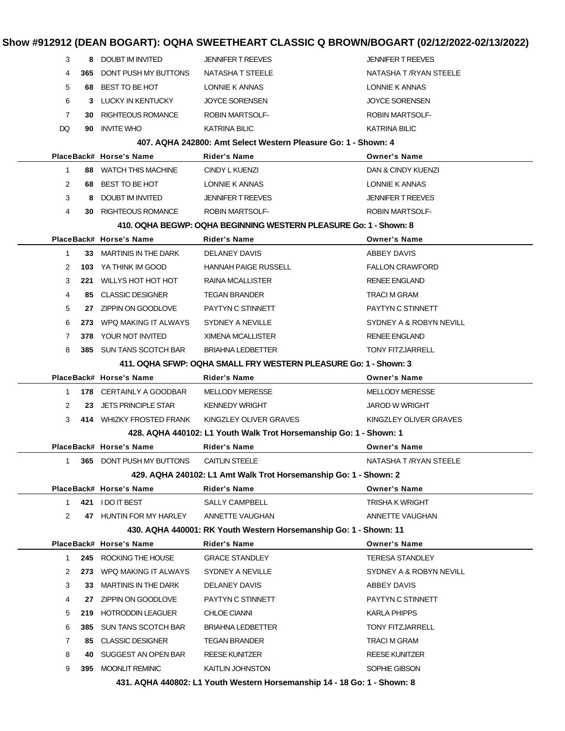# Show #912912 (DEAN BOGART): OQHA SWEETHEART CLASSIC Q BROWN/BOGART (02/12/2022-02/13/2022)

| Place | Back# | Horse's Name | Rider's Name | Owner's Name |
|---|---|---|---|---|
| 3 | 8 | DOUBT IM INVITED | JENNIFER T REEVES | JENNIFER T REEVES |
| 4 | 365 | DONT PUSH MY BUTTONS | NATASHA T STEELE | NATASHA T /RYAN STEELE |
| 5 | 68 | BEST TO BE HOT | LONNIE K ANNAS | LONNIE K ANNAS |
| 6 | 3 | LUCKY IN KENTUCKY | JOYCE SORENSEN | JOYCE SORENSEN |
| 7 | 30 | RIGHTEOUS ROMANCE | ROBIN MARTSOLF- | ROBIN MARTSOLF- |
| DQ | 90 | INVITE WHO | KATRINA BILIC | KATRINA BILIC |

### 407. AQHA 242800: Amt Select Western Pleasure Go: 1 - Shown: 4

| Place | Back# | Horse's Name | Rider's Name | Owner's Name |
|---|---|---|---|---|
| 1 | 88 | WATCH THIS MACHINE | CINDY L KUENZI | DAN & CINDY KUENZI |
| 2 | 68 | BEST TO BE HOT | LONNIE K ANNAS | LONNIE K ANNAS |
| 3 | 8 | DOUBT IM INVITED | JENNIFER T REEVES | JENNIFER T REEVES |
| 4 | 30 | RIGHTEOUS ROMANCE | ROBIN MARTSOLF- | ROBIN MARTSOLF- |

### 410. OQHA BEGWP: OQHA BEGINNING WESTERN PLEASURE Go: 1 - Shown: 8

| Place | Back# | Horse's Name | Rider's Name | Owner's Name |
|---|---|---|---|---|
| 1 | 33 | MARTINIS IN THE DARK | DELANEY DAVIS | ABBEY DAVIS |
| 2 | 103 | YA THINK IM GOOD | HANNAH PAIGE RUSSELL | FALLON CRAWFORD |
| 3 | 221 | WILLYS HOT HOT HOT | RAINA MCALLISTER | RENEE ENGLAND |
| 4 | 85 | CLASSIC DESIGNER | TEGAN BRANDER | TRACI M GRAM |
| 5 | 27 | ZIPPIN ON GOODLOVE | PAYTYN C STINNETT | PAYTYN C STINNETT |
| 6 | 273 | WPQ MAKING IT ALWAYS | SYDNEY A NEVILLE | SYDNEY A & ROBYN NEVILL |
| 7 | 378 | YOUR NOT INVITED | XIMENA MCALLISTER | RENEE ENGLAND |
| 8 | 385 | SUN TANS SCOTCH BAR | BRIAHNA LEDBETTER | TONY FITZJARRELL |

### 411. OQHA SFWP: OQHA SMALL FRY WESTERN PLEASURE Go: 1 - Shown: 3

| Place | Back# | Horse's Name | Rider's Name | Owner's Name |
|---|---|---|---|---|
| 1 | 178 | CERTAINLY A GOODBAR | MELLODY MERESSE | MELLODY MERESSE |
| 2 | 23 | JETS PRINCIPLE STAR | KENNEDY WRIGHT | JAROD W WRIGHT |
| 3 | 414 | WHIZKY FROSTED FRANK | KINGZLEY OLIVER GRAVES | KINGZLEY OLIVER GRAVES |

### 428. AQHA 440102: L1 Youth Walk Trot Horsemanship Go: 1 - Shown: 1

| Place | Back# | Horse's Name | Rider's Name | Owner's Name |
|---|---|---|---|---|
| 1 | 365 | DONT PUSH MY BUTTONS | CAITLIN STEELE | NATASHA T /RYAN STEELE |

### 429. AQHA 240102: L1 Amt Walk Trot Horsemanship Go: 1 - Shown: 2

| Place | Back# | Horse's Name | Rider's Name | Owner's Name |
|---|---|---|---|---|
| 1 | 421 | I DO IT BEST | SALLY CAMPBELL | TRISHA K WRIGHT |
| 2 | 47 | HUNTIN FOR MY HARLEY | ANNETTE VAUGHAN | ANNETTE VAUGHAN |

### 430. AQHA 440001: RK Youth Western Horsemanship Go: 1 - Shown: 11

| Place | Back# | Horse's Name | Rider's Name | Owner's Name |
|---|---|---|---|---|
| 1 | 245 | ROCKING THE HOUSE | GRACE STANDLEY | TERESA STANDLEY |
| 2 | 273 | WPQ MAKING IT ALWAYS | SYDNEY A NEVILLE | SYDNEY A & ROBYN NEVILL |
| 3 | 33 | MARTINIS IN THE DARK | DELANEY DAVIS | ABBEY DAVIS |
| 4 | 27 | ZIPPIN ON GOODLOVE | PAYTYN C STINNETT | PAYTYN C STINNETT |
| 5 | 219 | HOTRODDIN LEAGUER | CHLOE CIANNI | KARLA PHIPPS |
| 6 | 385 | SUN TANS SCOTCH BAR | BRIAHNA LEDBETTER | TONY FITZJARRELL |
| 7 | 85 | CLASSIC DESIGNER | TEGAN BRANDER | TRACI M GRAM |
| 8 | 40 | SUGGEST AN OPEN BAR | REESE KUNITZER | REESE KUNITZER |
| 9 | 395 | MOONLIT REMINIC | KAITLIN JOHNSTON | SOPHIE GIBSON |

### 431. AQHA 440802: L1 Youth Western Horsemanship 14 - 18 Go: 1 - Shown: 8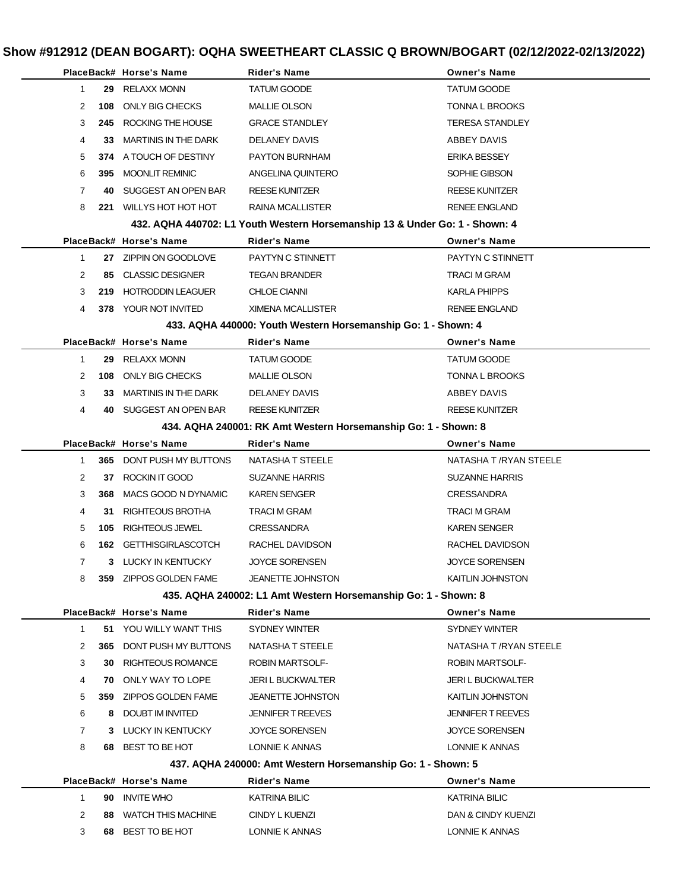## Show #912912 (DEAN BOGART): OQHA SWEETHEART CLASSIC Q BROWN/BOGART (02/12/2022-02/13/2022)

| Place | Back# | Horse's Name | Rider's Name | Owner's Name |
|---|---|---|---|---|
| 1 | **29** | RELAXX MONN | TATUM GOODE | TATUM GOODE |
| 2 | **108** | ONLY BIG CHECKS | MALLIE OLSON | TONNA L BROOKS |
| 3 | **245** | ROCKING THE HOUSE | GRACE STANDLEY | TERESA STANDLEY |
| 4 | **33** | MARTINIS IN THE DARK | DELANEY DAVIS | ABBEY DAVIS |
| 5 | **374** | A TOUCH OF DESTINY | PAYTON BURNHAM | ERIKA BESSEY |
| 6 | **395** | MOONLIT REMINIC | ANGELINA QUINTERO | SOPHIE GIBSON |
| 7 | **40** | SUGGEST AN OPEN BAR | REESE KUNITZER | REESE KUNITZER |
| 8 | **221** | WILLYS HOT HOT HOT | RAINA MCALLISTER | RENEE ENGLAND |

### 432. AQHA 440702: L1 Youth Western Horsemanship 13 & Under Go: 1 - Shown: 4

| Place | Back# | Horse's Name | Rider's Name | Owner's Name |
|---|---|---|---|---|
| 1 | **27** | ZIPPIN ON GOODLOVE | PAYTYN C STINNETT | PAYTYN C STINNETT |
| 2 | **85** | CLASSIC DESIGNER | TEGAN BRANDER | TRACI M GRAM |
| 3 | **219** | HOTRODDIN LEAGUER | CHLOE CIANNI | KARLA PHIPPS |
| 4 | **378** | YOUR NOT INVITED | XIMENA MCALLISTER | RENEE ENGLAND |

### 433. AQHA 440000: Youth Western Horsemanship Go: 1 - Shown: 4

| Place | Back# | Horse's Name | Rider's Name | Owner's Name |
|---|---|---|---|---|
| 1 | **29** | RELAXX MONN | TATUM GOODE | TATUM GOODE |
| 2 | **108** | ONLY BIG CHECKS | MALLIE OLSON | TONNA L BROOKS |
| 3 | **33** | MARTINIS IN THE DARK | DELANEY DAVIS | ABBEY DAVIS |
| 4 | **40** | SUGGEST AN OPEN BAR | REESE KUNITZER | REESE KUNITZER |

### 434. AQHA 240001: RK Amt Western Horsemanship Go: 1 - Shown: 8

| Place | Back# | Horse's Name | Rider's Name | Owner's Name |
|---|---|---|---|---|
| 1 | **365** | DONT PUSH MY BUTTONS | NATASHA T STEELE | NATASHA T /RYAN STEELE |
| 2 | **37** | ROCKIN IT GOOD | SUZANNE HARRIS | SUZANNE HARRIS |
| 3 | **368** | MACS GOOD N DYNAMIC | KAREN SENGER | CRESSANDRA |
| 4 | **31** | RIGHTEOUS BROTHA | TRACI M GRAM | TRACI M GRAM |
| 5 | **105** | RIGHTEOUS JEWEL | CRESSANDRA | KAREN SENGER |
| 6 | **162** | GETTHISGIRLASCOTCH | RACHEL DAVIDSON | RACHEL DAVIDSON |
| 7 | **3** | LUCKY IN KENTUCKY | JOYCE SORENSEN | JOYCE SORENSEN |
| 8 | **359** | ZIPPOS GOLDEN FAME | JEANETTE JOHNSTON | KAITLIN JOHNSTON |

### 435. AQHA 240002: L1 Amt Western Horsemanship Go: 1 - Shown: 8

| Place | Back# | Horse's Name | Rider's Name | Owner's Name |
|---|---|---|---|---|
| 1 | **51** | YOU WILLY WANT THIS | SYDNEY WINTER | SYDNEY WINTER |
| 2 | **365** | DONT PUSH MY BUTTONS | NATASHA T STEELE | NATASHA T /RYAN STEELE |
| 3 | **30** | RIGHTEOUS ROMANCE | ROBIN MARTSOLF- | ROBIN MARTSOLF- |
| 4 | **70** | ONLY WAY TO LOPE | JERI L BUCKWALTER | JERI L BUCKWALTER |
| 5 | **359** | ZIPPOS GOLDEN FAME | JEANETTE JOHNSTON | KAITLIN JOHNSTON |
| 6 | **8** | DOUBT IM INVITED | JENNIFER T REEVES | JENNIFER T REEVES |
| 7 | **3** | LUCKY IN KENTUCKY | JOYCE SORENSEN | JOYCE SORENSEN |
| 8 | **68** | BEST TO BE HOT | LONNIE K ANNAS | LONNIE K ANNAS |

### 437. AQHA 240000: Amt Western Horsemanship Go: 1 - Shown: 5

| Place | Back# | Horse's Name | Rider's Name | Owner's Name |
|---|---|---|---|---|
| 1 | **90** | INVITE WHO | KATRINA BILIC | KATRINA BILIC |
| 2 | **88** | WATCH THIS MACHINE | CINDY L KUENZI | DAN & CINDY KUENZI |
| 3 | **68** | BEST TO BE HOT | LONNIE K ANNAS | LONNIE K ANNAS |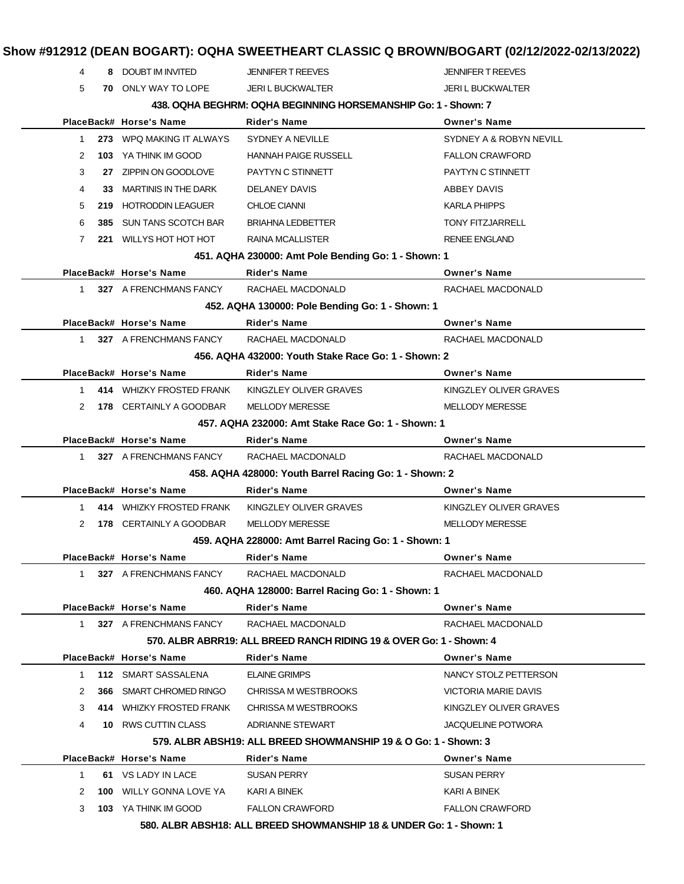# Show #912912 (DEAN BOGART): OQHA SWEETHEART CLASSIC Q BROWN/BOGART (02/12/2022-02/13/2022)

| Place | Back# | Horse's Name | Rider's Name | Owner's Name |
|---|---|---|---|---|
| 4 | 8 | DOUBT IM INVITED | JENNIFER T REEVES | JENNIFER T REEVES |
| 5 | 70 | ONLY WAY TO LOPE | JERI L BUCKWALTER | JERI L BUCKWALTER |

### 438. OQHA BEGHRM: OQHA BEGINNING HORSEMANSHIP Go: 1 - Shown: 7

| Place | Back# | Horse's Name | Rider's Name | Owner's Name |
|---|---|---|---|---|
| 1 | 273 | WPQ MAKING IT ALWAYS | SYDNEY A NEVILLE | SYDNEY A & ROBYN NEVILL |
| 2 | 103 | YA THINK IM GOOD | HANNAH PAIGE RUSSELL | FALLON CRAWFORD |
| 3 | 27 | ZIPPIN ON GOODLOVE | PAYTYN C STINNETT | PAYTYN C STINNETT |
| 4 | 33 | MARTINIS IN THE DARK | DELANEY DAVIS | ABBEY DAVIS |
| 5 | 219 | HOTRODDIN LEAGUER | CHLOE CIANNI | KARLA PHIPPS |
| 6 | 385 | SUN TANS SCOTCH BAR | BRIAHNA LEDBETTER | TONY FITZJARRELL |
| 7 | 221 | WILLYS HOT HOT HOT | RAINA MCALLISTER | RENEE ENGLAND |

### 451. AQHA 230000: Amt Pole Bending Go: 1 - Shown: 1

| Place | Back# | Horse's Name | Rider's Name | Owner's Name |
|---|---|---|---|---|
| 1 | 327 | A FRENCHMANS FANCY | RACHAEL MACDONALD | RACHAEL MACDONALD |

### 452. AQHA 130000: Pole Bending Go: 1 - Shown: 1

| Place | Back# | Horse's Name | Rider's Name | Owner's Name |
|---|---|---|---|---|
| 1 | 327 | A FRENCHMANS FANCY | RACHAEL MACDONALD | RACHAEL MACDONALD |

### 456. AQHA 432000: Youth Stake Race Go: 1 - Shown: 2

| Place | Back# | Horse's Name | Rider's Name | Owner's Name |
|---|---|---|---|---|
| 1 | 414 | WHIZKY FROSTED FRANK | KINGZLEY OLIVER GRAVES | KINGZLEY OLIVER GRAVES |
| 2 | 178 | CERTAINLY A GOODBAR | MELLODY MERESSE | MELLODY MERESSE |

### 457. AQHA 232000: Amt Stake Race Go: 1 - Shown: 1

| Place | Back# | Horse's Name | Rider's Name | Owner's Name |
|---|---|---|---|---|
| 1 | 327 | A FRENCHMANS FANCY | RACHAEL MACDONALD | RACHAEL MACDONALD |

### 458. AQHA 428000: Youth Barrel Racing Go: 1 - Shown: 2

| Place | Back# | Horse's Name | Rider's Name | Owner's Name |
|---|---|---|---|---|
| 1 | 414 | WHIZKY FROSTED FRANK | KINGZLEY OLIVER GRAVES | KINGZLEY OLIVER GRAVES |
| 2 | 178 | CERTAINLY A GOODBAR | MELLODY MERESSE | MELLODY MERESSE |

### 459. AQHA 228000: Amt Barrel Racing Go: 1 - Shown: 1

| Place | Back# | Horse's Name | Rider's Name | Owner's Name |
|---|---|---|---|---|
| 1 | 327 | A FRENCHMANS FANCY | RACHAEL MACDONALD | RACHAEL MACDONALD |

### 460. AQHA 128000: Barrel Racing Go: 1 - Shown: 1

| Place | Back# | Horse's Name | Rider's Name | Owner's Name |
|---|---|---|---|---|
| 1 | 327 | A FRENCHMANS FANCY | RACHAEL MACDONALD | RACHAEL MACDONALD |

### 570. ALBR ABRR19: ALL BREED RANCH RIDING 19 & OVER Go: 1 - Shown: 4

| Place | Back# | Horse's Name | Rider's Name | Owner's Name |
|---|---|---|---|---|
| 1 | 112 | SMART SASSALENA | ELAINE GRIMPS | NANCY STOLZ PETTERSON |
| 2 | 366 | SMART CHROMED RINGO | CHRISSA M WESTBROOKS | VICTORIA MARIE DAVIS |
| 3 | 414 | WHIZKY FROSTED FRANK | CHRISSA M WESTBROOKS | KINGZLEY OLIVER GRAVES |
| 4 | 10 | RWS CUTTIN CLASS | ADRIANNE STEWART | JACQUELINE POTWORA |

### 579. ALBR ABSH19: ALL BREED SHOWMANSHIP 19 & O Go: 1 - Shown: 3

| Place | Back# | Horse's Name | Rider's Name | Owner's Name |
|---|---|---|---|---|
| 1 | 61 | VS LADY IN LACE | SUSAN PERRY | SUSAN PERRY |
| 2 | 100 | WILLY GONNA LOVE YA | KARI A BINEK | KARI A BINEK |
| 3 | 103 | YA THINK IM GOOD | FALLON CRAWFORD | FALLON CRAWFORD |

### 580. ALBR ABSH18: ALL BREED SHOWMANSHIP 18 & UNDER Go: 1 - Shown: 1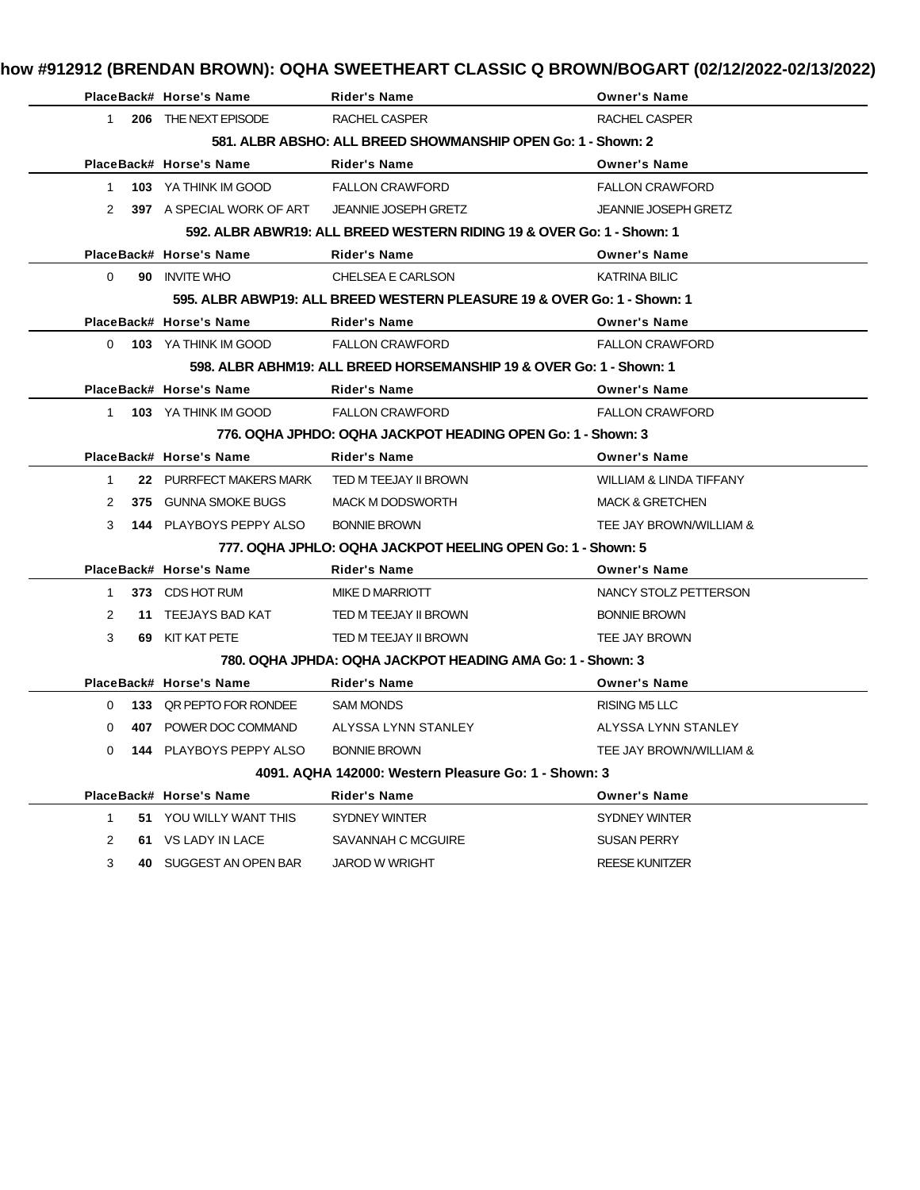**how #912912 (BRENDAN BROWN): OQHA SWEETHEART CLASSIC Q BROWN/BOGART (02/12/2022-02/13/2022)**

| Place | Back# | Horse's Name | Rider's Name | Owner's Name |
|---|---|---|---|---|
| 1 | 206 | THE NEXT EPISODE | RACHEL CASPER | RACHEL CASPER |

### 581. ALBR ABSHO: ALL BREED SHOWMANSHIP OPEN Go: 1 - Shown: 2

| Place | Back# | Horse's Name | Rider's Name | Owner's Name |
|---|---|---|---|---|
| 1 | 103 | YA THINK IM GOOD | FALLON CRAWFORD | FALLON CRAWFORD |
| 2 | 397 | A SPECIAL WORK OF ART | JEANNIE JOSEPH GRETZ | JEANNIE JOSEPH GRETZ |

### 592. ALBR ABWR19: ALL BREED WESTERN RIDING 19 & OVER Go: 1 - Shown: 1

| Place | Back# | Horse's Name | Rider's Name | Owner's Name |
|---|---|---|---|---|
| 0 | 90 | INVITE WHO | CHELSEA E CARLSON | KATRINA BILIC |

### 595. ALBR ABWP19: ALL BREED WESTERN PLEASURE 19 & OVER Go: 1 - Shown: 1

| Place | Back# | Horse's Name | Rider's Name | Owner's Name |
|---|---|---|---|---|
| 0 | 103 | YA THINK IM GOOD | FALLON CRAWFORD | FALLON CRAWFORD |

### 598. ALBR ABHM19: ALL BREED HORSEMANSHIP 19 & OVER Go: 1 - Shown: 1

| Place | Back# | Horse's Name | Rider's Name | Owner's Name |
|---|---|---|---|---|
| 1 | 103 | YA THINK IM GOOD | FALLON CRAWFORD | FALLON CRAWFORD |

### 776. OQHA JPHDO: OQHA JACKPOT HEADING OPEN Go: 1 - Shown: 3

| Place | Back# | Horse's Name | Rider's Name | Owner's Name |
|---|---|---|---|---|
| 1 | 22 | PURRFECT MAKERS MARK | TED M TEEJAY II BROWN | WILLIAM & LINDA TIFFANY |
| 2 | 375 | GUNNA SMOKE BUGS | MACK M DODSWORTH | MACK & GRETCHEN |
| 3 | 144 | PLAYBOYS PEPPY ALSO | BONNIE BROWN | TEE JAY BROWN/WILLIAM & |

### 777. OQHA JPHLO: OQHA JACKPOT HEELING OPEN Go: 1 - Shown: 5

| Place | Back# | Horse's Name | Rider's Name | Owner's Name |
|---|---|---|---|---|
| 1 | 373 | CDS HOT RUM | MIKE D MARRIOTT | NANCY STOLZ PETTERSON |
| 2 | 11 | TEEJAYS BAD KAT | TED M TEEJAY II BROWN | BONNIE BROWN |
| 3 | 69 | KIT KAT PETE | TED M TEEJAY II BROWN | TEE JAY BROWN |

### 780. OQHA JPHDA: OQHA JACKPOT HEADING AMA Go: 1 - Shown: 3

| Place | Back# | Horse's Name | Rider's Name | Owner's Name |
|---|---|---|---|---|
| 0 | 133 | QR PEPTO FOR RONDEE | SAM MONDS | RISING M5 LLC |
| 0 | 407 | POWER DOC COMMAND | ALYSSA LYNN STANLEY | ALYSSA LYNN STANLEY |
| 0 | 144 | PLAYBOYS PEPPY ALSO | BONNIE BROWN | TEE JAY BROWN/WILLIAM & |

### 4091. AQHA 142000: Western Pleasure Go: 1 - Shown: 3

| Place | Back# | Horse's Name | Rider's Name | Owner's Name |
|---|---|---|---|---|
| 1 | 51 | YOU WILLY WANT THIS | SYDNEY WINTER | SYDNEY WINTER |
| 2 | 61 | VS LADY IN LACE | SAVANNAH C MCGUIRE | SUSAN PERRY |
| 3 | 40 | SUGGEST AN OPEN BAR | JAROD W WRIGHT | REESE KUNITZER |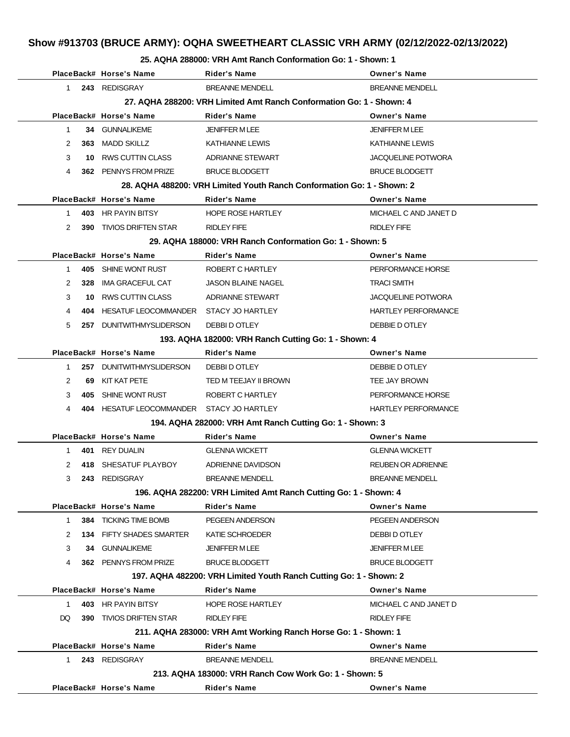# Show #913703 (BRUCE ARMY): OQHA SWEETHEART CLASSIC VRH ARMY (02/12/2022-02/13/2022)

### 25. AQHA 288000: VRH Amt Ranch Conformation Go: 1 - Shown: 1

| Place | Back# | Horse's Name | Rider's Name | Owner's Name |
|---|---|---|---|---|
| 1 | 243 | REDISGRAY | BREANNE MENDELL | BREANNE MENDELL |

### 27. AQHA 288200: VRH Limited Amt Ranch Conformation Go: 1 - Shown: 4

| Place | Back# | Horse's Name | Rider's Name | Owner's Name |
|---|---|---|---|---|
| 1 | 34 | GUNNALIKEME | JENIFFER M LEE | JENIFFER M LEE |
| 2 | 363 | MADD SKILLZ | KATHIANNE LEWIS | KATHIANNE LEWIS |
| 3 | 10 | RWS CUTTIN CLASS | ADRIANNE STEWART | JACQUELINE POTWORA |
| 4 | 362 | PENNYS FROM PRIZE | BRUCE BLODGETT | BRUCE BLODGETT |

### 28. AQHA 488200: VRH Limited Youth Ranch Conformation Go: 1 - Shown: 2

| Place | Back# | Horse's Name | Rider's Name | Owner's Name |
|---|---|---|---|---|
| 1 | 403 | HR PAYIN BITSY | HOPE ROSE HARTLEY | MICHAEL C AND JANET D |
| 2 | 390 | TIVIOS DRIFTEN STAR | RIDLEY FIFE | RIDLEY FIFE |

### 29. AQHA 188000: VRH Ranch Conformation Go: 1 - Shown: 5

| Place | Back# | Horse's Name | Rider's Name | Owner's Name |
|---|---|---|---|---|
| 1 | 405 | SHINE WONT RUST | ROBERT C HARTLEY | PERFORMANCE HORSE |
| 2 | 328 | IMA GRACEFUL CAT | JASON BLAINE NAGEL | TRACI SMITH |
| 3 | 10 | RWS CUTTIN CLASS | ADRIANNE STEWART | JACQUELINE POTWORA |
| 4 | 404 | HESATUF LEOCOMMANDER | STACY JO HARTLEY | HARTLEY PERFORMANCE |
| 5 | 257 | DUNITWITHMYSLIDERSON | DEBBI D OTLEY | DEBBIE D OTLEY |

### 193. AQHA 182000: VRH Ranch Cutting Go: 1 - Shown: 4

| Place | Back# | Horse's Name | Rider's Name | Owner's Name |
|---|---|---|---|---|
| 1 | 257 | DUNITWITHMYSLIDERSON | DEBBI D OTLEY | DEBBIE D OTLEY |
| 2 | 69 | KIT KAT PETE | TED M TEEJAY II BROWN | TEE JAY BROWN |
| 3 | 405 | SHINE WONT RUST | ROBERT C HARTLEY | PERFORMANCE HORSE |
| 4 | 404 | HESATUF LEOCOMMANDER | STACY JO HARTLEY | HARTLEY PERFORMANCE |

### 194. AQHA 282000: VRH Amt Ranch Cutting Go: 1 - Shown: 3

| Place | Back# | Horse's Name | Rider's Name | Owner's Name |
|---|---|---|---|---|
| 1 | 401 | REY DUALIN | GLENNA WICKETT | GLENNA WICKETT |
| 2 | 418 | SHESATUF PLAYBOY | ADRIENNE DAVIDSON | REUBEN OR ADRIENNE |
| 3 | 243 | REDISGRAY | BREANNE MENDELL | BREANNE MENDELL |

### 196. AQHA 282200: VRH Limited Amt Ranch Cutting Go: 1 - Shown: 4

| Place | Back# | Horse's Name | Rider's Name | Owner's Name |
|---|---|---|---|---|
| 1 | 384 | TICKING TIME BOMB | PEGEEN ANDERSON | PEGEEN ANDERSON |
| 2 | 134 | FIFTY SHADES SMARTER | KATIE SCHROEDER | DEBBI D OTLEY |
| 3 | 34 | GUNNALIKEME | JENIFFER M LEE | JENIFFER M LEE |
| 4 | 362 | PENNYS FROM PRIZE | BRUCE BLODGETT | BRUCE BLODGETT |

### 197. AQHA 482200: VRH Limited Youth Ranch Cutting Go: 1 - Shown: 2

| Place | Back# | Horse's Name | Rider's Name | Owner's Name |
|---|---|---|---|---|
| 1 | 403 | HR PAYIN BITSY | HOPE ROSE HARTLEY | MICHAEL C AND JANET D |
| DQ | 390 | TIVIOS DRIFTEN STAR | RIDLEY FIFE | RIDLEY FIFE |

### 211. AQHA 283000: VRH Amt Working Ranch Horse Go: 1 - Shown: 1

| Place | Back# | Horse's Name | Rider's Name | Owner's Name |
|---|---|---|---|---|
| 1 | 243 | REDISGRAY | BREANNE MENDELL | BREANNE MENDELL |

### 213. AQHA 183000: VRH Ranch Cow Work Go: 1 - Shown: 5

| Place | Back# | Horse's Name | Rider's Name | Owner's Name |
|---|---|---|---|---|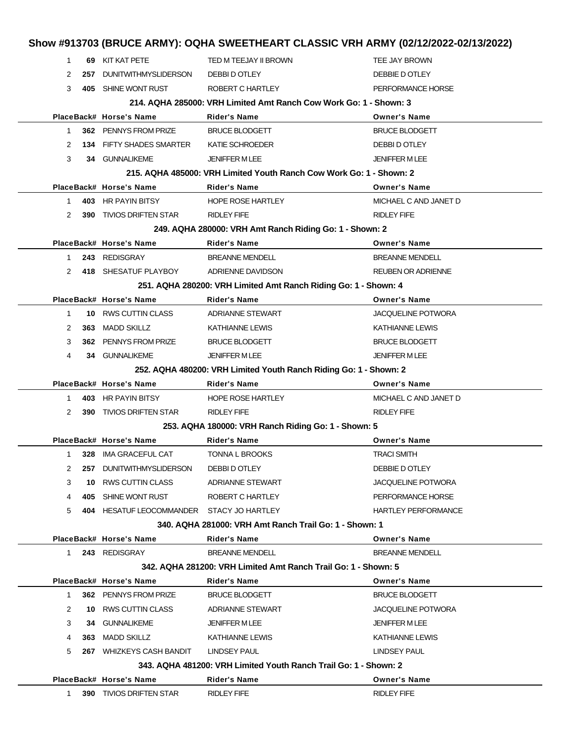# Show #913703 (BRUCE ARMY): OQHA SWEETHEART CLASSIC VRH ARMY (02/12/2022-02/13/2022)

| Place | Back# | Horse's Name | Rider's Name | Owner's Name |
|---|---|---|---|---|
| 1 | 69 | KIT KAT PETE | TED M TEEJAY II BROWN | TEE JAY BROWN |
| 2 | 257 | DUNITWITHMYSLIDERSON | DEBBI D OTLEY | DEBBIE D OTLEY |
| 3 | 405 | SHINE WONT RUST | ROBERT C HARTLEY | PERFORMANCE HORSE |

### 214. AQHA 285000: VRH Limited Amt Ranch Cow Work Go: 1 - Shown: 3

| Place | Back# | Horse's Name | Rider's Name | Owner's Name |
|---|---|---|---|---|
| 1 | 362 | PENNYS FROM PRIZE | BRUCE BLODGETT | BRUCE BLODGETT |
| 2 | 134 | FIFTY SHADES SMARTER | KATIE SCHROEDER | DEBBI D OTLEY |
| 3 | 34 | GUNNALIKEME | JENIFFER M LEE | JENIFFER M LEE |

### 215. AQHA 485000: VRH Limited Youth Ranch Cow Work Go: 1 - Shown: 2

| Place | Back# | Horse's Name | Rider's Name | Owner's Name |
|---|---|---|---|---|
| 1 | 403 | HR PAYIN BITSY | HOPE ROSE HARTLEY | MICHAEL C AND JANET D |
| 2 | 390 | TIVIOS DRIFTEN STAR | RIDLEY FIFE | RIDLEY FIFE |

### 249. AQHA 280000: VRH Amt Ranch Riding Go: 1 - Shown: 2

| Place | Back# | Horse's Name | Rider's Name | Owner's Name |
|---|---|---|---|---|
| 1 | 243 | REDISGRAY | BREANNE MENDELL | BREANNE MENDELL |
| 2 | 418 | SHESATUF PLAYBOY | ADRIENNE DAVIDSON | REUBEN OR ADRIENNE |

### 251. AQHA 280200: VRH Limited Amt Ranch Riding Go: 1 - Shown: 4

| Place | Back# | Horse's Name | Rider's Name | Owner's Name |
|---|---|---|---|---|
| 1 | 10 | RWS CUTTIN CLASS | ADRIANNE STEWART | JACQUELINE POTWORA |
| 2 | 363 | MADD SKILLZ | KATHIANNE LEWIS | KATHIANNE LEWIS |
| 3 | 362 | PENNYS FROM PRIZE | BRUCE BLODGETT | BRUCE BLODGETT |
| 4 | 34 | GUNNALIKEME | JENIFFER M LEE | JENIFFER M LEE |

### 252. AQHA 480200: VRH Limited Youth Ranch Riding Go: 1 - Shown: 2

| Place | Back# | Horse's Name | Rider's Name | Owner's Name |
|---|---|---|---|---|
| 1 | 403 | HR PAYIN BITSY | HOPE ROSE HARTLEY | MICHAEL C AND JANET D |
| 2 | 390 | TIVIOS DRIFTEN STAR | RIDLEY FIFE | RIDLEY FIFE |

### 253. AQHA 180000: VRH Ranch Riding Go: 1 - Shown: 5

| Place | Back# | Horse's Name | Rider's Name | Owner's Name |
|---|---|---|---|---|
| 1 | 328 | IMA GRACEFUL CAT | TONNA L BROOKS | TRACI SMITH |
| 2 | 257 | DUNITWITHMYSLIDERSON | DEBBI D OTLEY | DEBBIE D OTLEY |
| 3 | 10 | RWS CUTTIN CLASS | ADRIANNE STEWART | JACQUELINE POTWORA |
| 4 | 405 | SHINE WONT RUST | ROBERT C HARTLEY | PERFORMANCE HORSE |
| 5 | 404 | HESATUF LEOCOMMANDER | STACY JO HARTLEY | HARTLEY PERFORMANCE |

### 340. AQHA 281000: VRH Amt Ranch Trail Go: 1 - Shown: 1

| Place | Back# | Horse's Name | Rider's Name | Owner's Name |
|---|---|---|---|---|
| 1 | 243 | REDISGRAY | BREANNE MENDELL | BREANNE MENDELL |

### 342. AQHA 281200: VRH Limited Amt Ranch Trail Go: 1 - Shown: 5

| Place | Back# | Horse's Name | Rider's Name | Owner's Name |
|---|---|---|---|---|
| 1 | 362 | PENNYS FROM PRIZE | BRUCE BLODGETT | BRUCE BLODGETT |
| 2 | 10 | RWS CUTTIN CLASS | ADRIANNE STEWART | JACQUELINE POTWORA |
| 3 | 34 | GUNNALIKEME | JENIFFER M LEE | JENIFFER M LEE |
| 4 | 363 | MADD SKILLZ | KATHIANNE LEWIS | KATHIANNE LEWIS |
| 5 | 267 | WHIZKEYS CASH BANDIT | LINDSEY PAUL | LINDSEY PAUL |

### 343. AQHA 481200: VRH Limited Youth Ranch Trail Go: 1 - Shown: 2

| Place | Back# | Horse's Name | Rider's Name | Owner's Name |
|---|---|---|---|---|
| 1 | 390 | TIVIOS DRIFTEN STAR | RIDLEY FIFE | RIDLEY FIFE |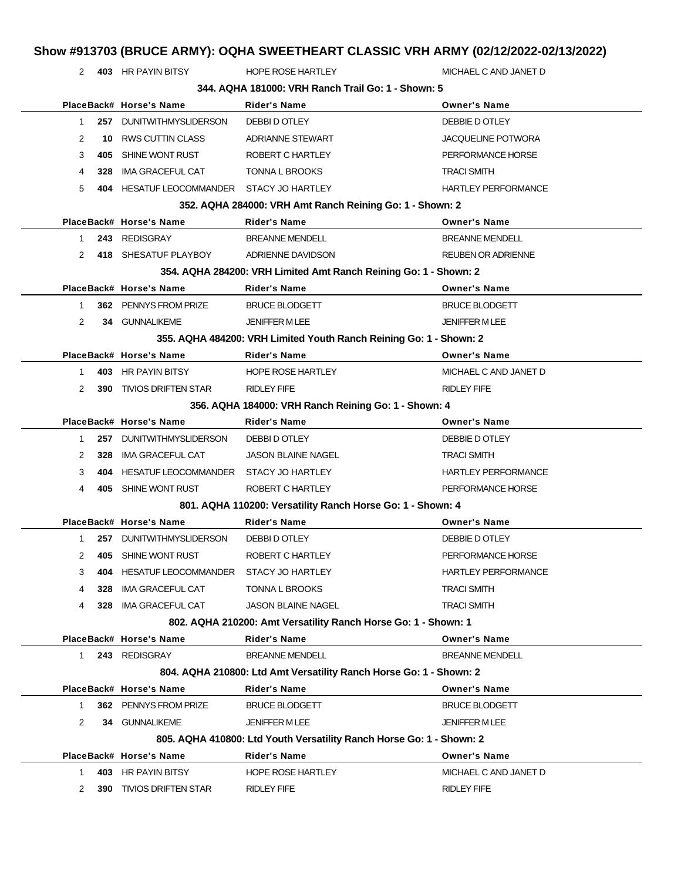# Show #913703 (BRUCE ARMY): OQHA SWEETHEART CLASSIC VRH ARMY (02/12/2022-02/13/2022)

| Place | Back# | Horse's Name | Rider's Name | Owner's Name |
|---|---|---|---|---|
| 2 | **403** | HR PAYIN BITSY | HOPE ROSE HARTLEY | MICHAEL C AND JANET D |

### 344. AQHA 181000: VRH Ranch Trail Go: 1 - Shown: 5

| Place | Back# | Horse's Name | Rider's Name | Owner's Name |
|---|---|---|---|---|
| 1 | **257** | DUNITWITHMYSLIDERSON | DEBBI D OTLEY | DEBBIE D OTLEY |
| 2 | **10** | RWS CUTTIN CLASS | ADRIANNE STEWART | JACQUELINE POTWORA |
| 3 | **405** | SHINE WONT RUST | ROBERT C HARTLEY | PERFORMANCE HORSE |
| 4 | **328** | IMA GRACEFUL CAT | TONNA L BROOKS | TRACI SMITH |
| 5 | **404** | HESATUF LEOCOMMANDER | STACY JO HARTLEY | HARTLEY PERFORMANCE |

### 352. AQHA 284000: VRH Amt Ranch Reining Go: 1 - Shown: 2

| Place | Back# | Horse's Name | Rider's Name | Owner's Name |
|---|---|---|---|---|
| 1 | **243** | REDISGRAY | BREANNE MENDELL | BREANNE MENDELL |
| 2 | **418** | SHESATUF PLAYBOY | ADRIENNE DAVIDSON | REUBEN OR ADRIENNE |

### 354. AQHA 284200: VRH Limited Amt Ranch Reining Go: 1 - Shown: 2

| Place | Back# | Horse's Name | Rider's Name | Owner's Name |
|---|---|---|---|---|
| 1 | **362** | PENNYS FROM PRIZE | BRUCE BLODGETT | BRUCE BLODGETT |
| 2 | **34** | GUNNALIKEME | JENIFFER M LEE | JENIFFER M LEE |

### 355. AQHA 484200: VRH Limited Youth Ranch Reining Go: 1 - Shown: 2

| Place | Back# | Horse's Name | Rider's Name | Owner's Name |
|---|---|---|---|---|
| 1 | **403** | HR PAYIN BITSY | HOPE ROSE HARTLEY | MICHAEL C AND JANET D |
| 2 | **390** | TIVIOS DRIFTEN STAR | RIDLEY FIFE | RIDLEY FIFE |

### 356. AQHA 184000: VRH Ranch Reining Go: 1 - Shown: 4

| Place | Back# | Horse's Name | Rider's Name | Owner's Name |
|---|---|---|---|---|
| 1 | **257** | DUNITWITHMYSLIDERSON | DEBBI D OTLEY | DEBBIE D OTLEY |
| 2 | **328** | IMA GRACEFUL CAT | JASON BLAINE NAGEL | TRACI SMITH |
| 3 | **404** | HESATUF LEOCOMMANDER | STACY JO HARTLEY | HARTLEY PERFORMANCE |
| 4 | **405** | SHINE WONT RUST | ROBERT C HARTLEY | PERFORMANCE HORSE |

### 801. AQHA 110200: Versatility Ranch Horse Go: 1 - Shown: 4

| Place | Back# | Horse's Name | Rider's Name | Owner's Name |
|---|---|---|---|---|
| 1 | **257** | DUNITWITHMYSLIDERSON | DEBBI D OTLEY | DEBBIE D OTLEY |
| 2 | **405** | SHINE WONT RUST | ROBERT C HARTLEY | PERFORMANCE HORSE |
| 3 | **404** | HESATUF LEOCOMMANDER | STACY JO HARTLEY | HARTLEY PERFORMANCE |
| 4 | **328** | IMA GRACEFUL CAT | TONNA L BROOKS | TRACI SMITH |
| 4 | **328** | IMA GRACEFUL CAT | JASON BLAINE NAGEL | TRACI SMITH |

### 802. AQHA 210200: Amt Versatility Ranch Horse Go: 1 - Shown: 1

| Place | Back# | Horse's Name | Rider's Name | Owner's Name |
|---|---|---|---|---|
| 1 | **243** | REDISGRAY | BREANNE MENDELL | BREANNE MENDELL |

### 804. AQHA 210800: Ltd Amt Versatility Ranch Horse Go: 1 - Shown: 2

| Place | Back# | Horse's Name | Rider's Name | Owner's Name |
|---|---|---|---|---|
| 1 | **362** | PENNYS FROM PRIZE | BRUCE BLODGETT | BRUCE BLODGETT |
| 2 | **34** | GUNNALIKEME | JENIFFER M LEE | JENIFFER M LEE |

### 805. AQHA 410800: Ltd Youth Versatility Ranch Horse Go: 1 - Shown: 2

| Place | Back# | Horse's Name | Rider's Name | Owner's Name |
|---|---|---|---|---|
| 1 | **403** | HR PAYIN BITSY | HOPE ROSE HARTLEY | MICHAEL C AND JANET D |
| 2 | **390** | TIVIOS DRIFTEN STAR | RIDLEY FIFE | RIDLEY FIFE |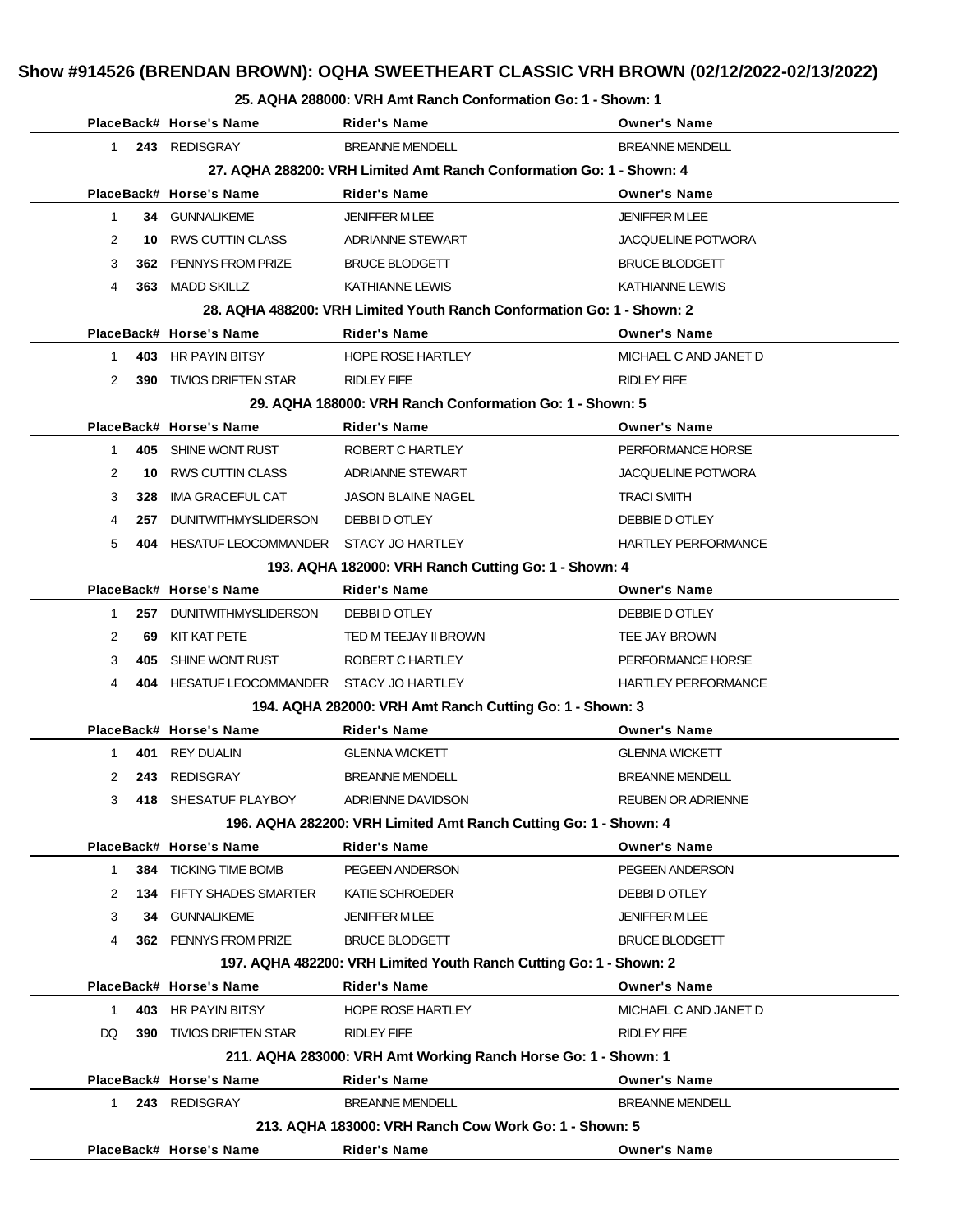# Show #914526 (BRENDAN BROWN): OQHA SWEETHEART CLASSIC VRH BROWN (02/12/2022-02/13/2022)

### 25. AQHA 288000: VRH Amt Ranch Conformation Go: 1 - Shown: 1

| Place | Back# | Horse's Name | Rider's Name | Owner's Name |
|---|---|---|---|---|
| 1 | 243 | REDISGRAY | BREANNE MENDELL | BREANNE MENDELL |

### 27. AQHA 288200: VRH Limited Amt Ranch Conformation Go: 1 - Shown: 4

| Place | Back# | Horse's Name | Rider's Name | Owner's Name |
|---|---|---|---|---|
| 1 | 34 | GUNNALIKEME | JENIFFER M LEE | JENIFFER M LEE |
| 2 | 10 | RWS CUTTIN CLASS | ADRIANNE STEWART | JACQUELINE POTWORA |
| 3 | 362 | PENNYS FROM PRIZE | BRUCE BLODGETT | BRUCE BLODGETT |
| 4 | 363 | MADD SKILLZ | KATHIANNE LEWIS | KATHIANNE LEWIS |

### 28. AQHA 488200: VRH Limited Youth Ranch Conformation Go: 1 - Shown: 2

| Place | Back# | Horse's Name | Rider's Name | Owner's Name |
|---|---|---|---|---|
| 1 | 403 | HR PAYIN BITSY | HOPE ROSE HARTLEY | MICHAEL C AND JANET D |
| 2 | 390 | TIVIOS DRIFTEN STAR | RIDLEY FIFE | RIDLEY FIFE |

### 29. AQHA 188000: VRH Ranch Conformation Go: 1 - Shown: 5

| Place | Back# | Horse's Name | Rider's Name | Owner's Name |
|---|---|---|---|---|
| 1 | 405 | SHINE WONT RUST | ROBERT C HARTLEY | PERFORMANCE HORSE |
| 2 | 10 | RWS CUTTIN CLASS | ADRIANNE STEWART | JACQUELINE POTWORA |
| 3 | 328 | IMA GRACEFUL CAT | JASON BLAINE NAGEL | TRACI SMITH |
| 4 | 257 | DUNITWITHMYSLIDERSON | DEBBI D OTLEY | DEBBIE D OTLEY |
| 5 | 404 | HESATUF LEOCOMMANDER | STACY JO HARTLEY | HARTLEY PERFORMANCE |

### 193. AQHA 182000: VRH Ranch Cutting Go: 1 - Shown: 4

| Place | Back# | Horse's Name | Rider's Name | Owner's Name |
|---|---|---|---|---|
| 1 | 257 | DUNITWITHMYSLIDERSON | DEBBI D OTLEY | DEBBIE D OTLEY |
| 2 | 69 | KIT KAT PETE | TED M TEEJAY II BROWN | TEE JAY BROWN |
| 3 | 405 | SHINE WONT RUST | ROBERT C HARTLEY | PERFORMANCE HORSE |
| 4 | 404 | HESATUF LEOCOMMANDER | STACY JO HARTLEY | HARTLEY PERFORMANCE |

### 194. AQHA 282000: VRH Amt Ranch Cutting Go: 1 - Shown: 3

| Place | Back# | Horse's Name | Rider's Name | Owner's Name |
|---|---|---|---|---|
| 1 | 401 | REY DUALIN | GLENNA WICKETT | GLENNA WICKETT |
| 2 | 243 | REDISGRAY | BREANNE MENDELL | BREANNE MENDELL |
| 3 | 418 | SHESATUF PLAYBOY | ADRIENNE DAVIDSON | REUBEN OR ADRIENNE |

### 196. AQHA 282200: VRH Limited Amt Ranch Cutting Go: 1 - Shown: 4

| Place | Back# | Horse's Name | Rider's Name | Owner's Name |
|---|---|---|---|---|
| 1 | 384 | TICKING TIME BOMB | PEGEEN ANDERSON | PEGEEN ANDERSON |
| 2 | 134 | FIFTY SHADES SMARTER | KATIE SCHROEDER | DEBBI D OTLEY |
| 3 | 34 | GUNNALIKEME | JENIFFER M LEE | JENIFFER M LEE |
| 4 | 362 | PENNYS FROM PRIZE | BRUCE BLODGETT | BRUCE BLODGETT |

### 197. AQHA 482200: VRH Limited Youth Ranch Cutting Go: 1 - Shown: 2

| Place | Back# | Horse's Name | Rider's Name | Owner's Name |
|---|---|---|---|---|
| 1 | 403 | HR PAYIN BITSY | HOPE ROSE HARTLEY | MICHAEL C AND JANET D |
| DQ | 390 | TIVIOS DRIFTEN STAR | RIDLEY FIFE | RIDLEY FIFE |

### 211. AQHA 283000: VRH Amt Working Ranch Horse Go: 1 - Shown: 1

| Place | Back# | Horse's Name | Rider's Name | Owner's Name |
|---|---|---|---|---|
| 1 | 243 | REDISGRAY | BREANNE MENDELL | BREANNE MENDELL |

### 213. AQHA 183000: VRH Ranch Cow Work Go: 1 - Shown: 5

| Place | Back# | Horse's Name | Rider's Name | Owner's Name |
|---|---|---|---|---|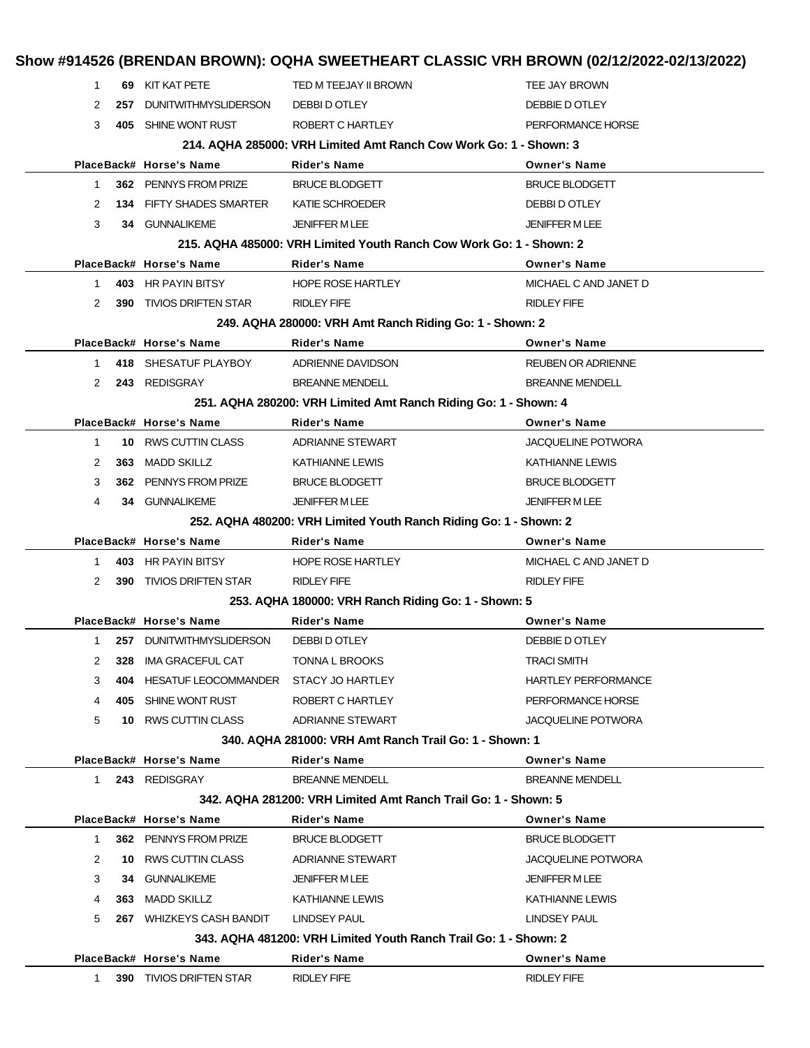# Show #914526 (BRENDAN BROWN): OQHA SWEETHEART CLASSIC VRH BROWN (02/12/2022-02/13/2022)

| Place | Back# | Horse's Name | Rider's Name | Owner's Name |
|---|---|---|---|---|
| 1 | **69** | KIT KAT PETE | TED M TEEJAY II BROWN | TEE JAY BROWN |
| 2 | **257** | DUNITWITHMYSLIDERSON | DEBBI D OTLEY | DEBBIE D OTLEY |
| 3 | **405** | SHINE WONT RUST | ROBERT C HARTLEY | PERFORMANCE HORSE |

### 214. AQHA 285000: VRH Limited Amt Ranch Cow Work Go: 1 - Shown: 3

| Place | Back# | Horse's Name | Rider's Name | Owner's Name |
|---|---|---|---|---|
| 1 | **362** | PENNYS FROM PRIZE | BRUCE BLODGETT | BRUCE BLODGETT |
| 2 | **134** | FIFTY SHADES SMARTER | KATIE SCHROEDER | DEBBI D OTLEY |
| 3 | **34** | GUNNALIKEME | JENIFFER M LEE | JENIFFER M LEE |

### 215. AQHA 485000: VRH Limited Youth Ranch Cow Work Go: 1 - Shown: 2

| Place | Back# | Horse's Name | Rider's Name | Owner's Name |
|---|---|---|---|---|
| 1 | **403** | HR PAYIN BITSY | HOPE ROSE HARTLEY | MICHAEL C AND JANET D |
| 2 | **390** | TIVIOS DRIFTEN STAR | RIDLEY FIFE | RIDLEY FIFE |

### 249. AQHA 280000: VRH Amt Ranch Riding Go: 1 - Shown: 2

| Place | Back# | Horse's Name | Rider's Name | Owner's Name |
|---|---|---|---|---|
| 1 | **418** | SHESATUF PLAYBOY | ADRIENNE DAVIDSON | REUBEN OR ADRIENNE |
| 2 | **243** | REDISGRAY | BREANNE MENDELL | BREANNE MENDELL |

### 251. AQHA 280200: VRH Limited Amt Ranch Riding Go: 1 - Shown: 4

| Place | Back# | Horse's Name | Rider's Name | Owner's Name |
|---|---|---|---|---|
| 1 | **10** | RWS CUTTIN CLASS | ADRIANNE STEWART | JACQUELINE POTWORA |
| 2 | **363** | MADD SKILLZ | KATHIANNE LEWIS | KATHIANNE LEWIS |
| 3 | **362** | PENNYS FROM PRIZE | BRUCE BLODGETT | BRUCE BLODGETT |
| 4 | **34** | GUNNALIKEME | JENIFFER M LEE | JENIFFER M LEE |

### 252. AQHA 480200: VRH Limited Youth Ranch Riding Go: 1 - Shown: 2

| Place | Back# | Horse's Name | Rider's Name | Owner's Name |
|---|---|---|---|---|
| 1 | **403** | HR PAYIN BITSY | HOPE ROSE HARTLEY | MICHAEL C AND JANET D |
| 2 | **390** | TIVIOS DRIFTEN STAR | RIDLEY FIFE | RIDLEY FIFE |

### 253. AQHA 180000: VRH Ranch Riding Go: 1 - Shown: 5

| Place | Back# | Horse's Name | Rider's Name | Owner's Name |
|---|---|---|---|---|
| 1 | **257** | DUNITWITHMYSLIDERSON | DEBBI D OTLEY | DEBBIE D OTLEY |
| 2 | **328** | IMA GRACEFUL CAT | TONNA L BROOKS | TRACI SMITH |
| 3 | **404** | HESATUF LEOCOMMANDER | STACY JO HARTLEY | HARTLEY PERFORMANCE |
| 4 | **405** | SHINE WONT RUST | ROBERT C HARTLEY | PERFORMANCE HORSE |
| 5 | **10** | RWS CUTTIN CLASS | ADRIANNE STEWART | JACQUELINE POTWORA |

### 340. AQHA 281000: VRH Amt Ranch Trail Go: 1 - Shown: 1

| Place | Back# | Horse's Name | Rider's Name | Owner's Name |
|---|---|---|---|---|
| 1 | **243** | REDISGRAY | BREANNE MENDELL | BREANNE MENDELL |

### 342. AQHA 281200: VRH Limited Amt Ranch Trail Go: 1 - Shown: 5

| Place | Back# | Horse's Name | Rider's Name | Owner's Name |
|---|---|---|---|---|
| 1 | **362** | PENNYS FROM PRIZE | BRUCE BLODGETT | BRUCE BLODGETT |
| 2 | **10** | RWS CUTTIN CLASS | ADRIANNE STEWART | JACQUELINE POTWORA |
| 3 | **34** | GUNNALIKEME | JENIFFER M LEE | JENIFFER M LEE |
| 4 | **363** | MADD SKILLZ | KATHIANNE LEWIS | KATHIANNE LEWIS |
| 5 | **267** | WHIZKEYS CASH BANDIT | LINDSEY PAUL | LINDSEY PAUL |

### 343. AQHA 481200: VRH Limited Youth Ranch Trail Go: 1 - Shown: 2

| Place | Back# | Horse's Name | Rider's Name | Owner's Name |
|---|---|---|---|---|
| 1 | **390** | TIVIOS DRIFTEN STAR | RIDLEY FIFE | RIDLEY FIFE |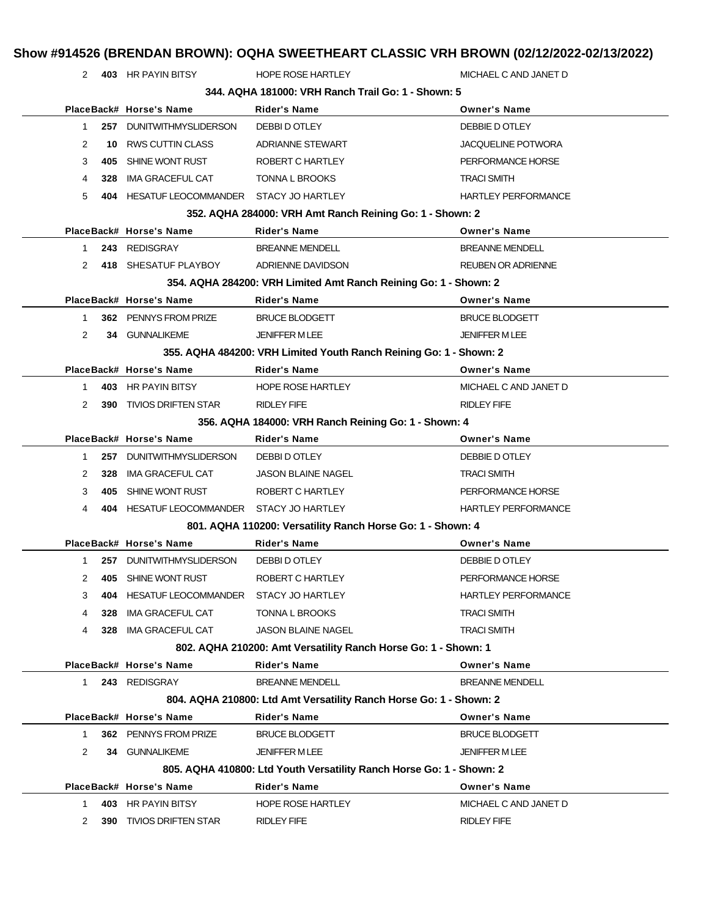# Show #914526 (BRENDAN BROWN): OQHA SWEETHEART CLASSIC VRH BROWN (02/12/2022-02/13/2022)

| Place | Back# | Horse's Name | Rider's Name | Owner's Name |
|---|---|---|---|---|
| 2 | 403 | HR PAYIN BITSY | HOPE ROSE HARTLEY | MICHAEL C AND JANET D |

### 344. AQHA 181000: VRH Ranch Trail Go: 1 - Shown: 5

| Place | Back# | Horse's Name | Rider's Name | Owner's Name |
|---|---|---|---|---|
| 1 | 257 | DUNITWITHMYSLIDERSON | DEBBI D OTLEY | DEBBIE D OTLEY |
| 2 | 10 | RWS CUTTIN CLASS | ADRIANNE STEWART | JACQUELINE POTWORA |
| 3 | 405 | SHINE WONT RUST | ROBERT C HARTLEY | PERFORMANCE HORSE |
| 4 | 328 | IMA GRACEFUL CAT | TONNA L BROOKS | TRACI SMITH |
| 5 | 404 | HESATUF LEOCOMMANDER | STACY JO HARTLEY | HARTLEY PERFORMANCE |

### 352. AQHA 284000: VRH Amt Ranch Reining Go: 1 - Shown: 2

| Place | Back# | Horse's Name | Rider's Name | Owner's Name |
|---|---|---|---|---|
| 1 | 243 | REDISGRAY | BREANNE MENDELL | BREANNE MENDELL |
| 2 | 418 | SHESATUF PLAYBOY | ADRIENNE DAVIDSON | REUBEN OR ADRIENNE |

### 354. AQHA 284200: VRH Limited Amt Ranch Reining Go: 1 - Shown: 2

| Place | Back# | Horse's Name | Rider's Name | Owner's Name |
|---|---|---|---|---|
| 1 | 362 | PENNYS FROM PRIZE | BRUCE BLODGETT | BRUCE BLODGETT |
| 2 | 34 | GUNNALIKEME | JENIFFER M LEE | JENIFFER M LEE |

### 355. AQHA 484200: VRH Limited Youth Ranch Reining Go: 1 - Shown: 2

| Place | Back# | Horse's Name | Rider's Name | Owner's Name |
|---|---|---|---|---|
| 1 | 403 | HR PAYIN BITSY | HOPE ROSE HARTLEY | MICHAEL C AND JANET D |
| 2 | 390 | TIVIOS DRIFTEN STAR | RIDLEY FIFE | RIDLEY FIFE |

### 356. AQHA 184000: VRH Ranch Reining Go: 1 - Shown: 4

| Place | Back# | Horse's Name | Rider's Name | Owner's Name |
|---|---|---|---|---|
| 1 | 257 | DUNITWITHMYSLIDERSON | DEBBI D OTLEY | DEBBIE D OTLEY |
| 2 | 328 | IMA GRACEFUL CAT | JASON BLAINE NAGEL | TRACI SMITH |
| 3 | 405 | SHINE WONT RUST | ROBERT C HARTLEY | PERFORMANCE HORSE |
| 4 | 404 | HESATUF LEOCOMMANDER | STACY JO HARTLEY | HARTLEY PERFORMANCE |

### 801. AQHA 110200: Versatility Ranch Horse Go: 1 - Shown: 4

| Place | Back# | Horse's Name | Rider's Name | Owner's Name |
|---|---|---|---|---|
| 1 | 257 | DUNITWITHMYSLIDERSON | DEBBI D OTLEY | DEBBIE D OTLEY |
| 2 | 405 | SHINE WONT RUST | ROBERT C HARTLEY | PERFORMANCE HORSE |
| 3 | 404 | HESATUF LEOCOMMANDER | STACY JO HARTLEY | HARTLEY PERFORMANCE |
| 4 | 328 | IMA GRACEFUL CAT | TONNA L BROOKS | TRACI SMITH |
| 4 | 328 | IMA GRACEFUL CAT | JASON BLAINE NAGEL | TRACI SMITH |

### 802. AQHA 210200: Amt Versatility Ranch Horse Go: 1 - Shown: 1

| Place | Back# | Horse's Name | Rider's Name | Owner's Name |
|---|---|---|---|---|
| 1 | 243 | REDISGRAY | BREANNE MENDELL | BREANNE MENDELL |

### 804. AQHA 210800: Ltd Amt Versatility Ranch Horse Go: 1 - Shown: 2

| Place | Back# | Horse's Name | Rider's Name | Owner's Name |
|---|---|---|---|---|
| 1 | 362 | PENNYS FROM PRIZE | BRUCE BLODGETT | BRUCE BLODGETT |
| 2 | 34 | GUNNALIKEME | JENIFFER M LEE | JENIFFER M LEE |

### 805. AQHA 410800: Ltd Youth Versatility Ranch Horse Go: 1 - Shown: 2

| Place | Back# | Horse's Name | Rider's Name | Owner's Name |
|---|---|---|---|---|
| 1 | 403 | HR PAYIN BITSY | HOPE ROSE HARTLEY | MICHAEL C AND JANET D |
| 2 | 390 | TIVIOS DRIFTEN STAR | RIDLEY FIFE | RIDLEY FIFE |